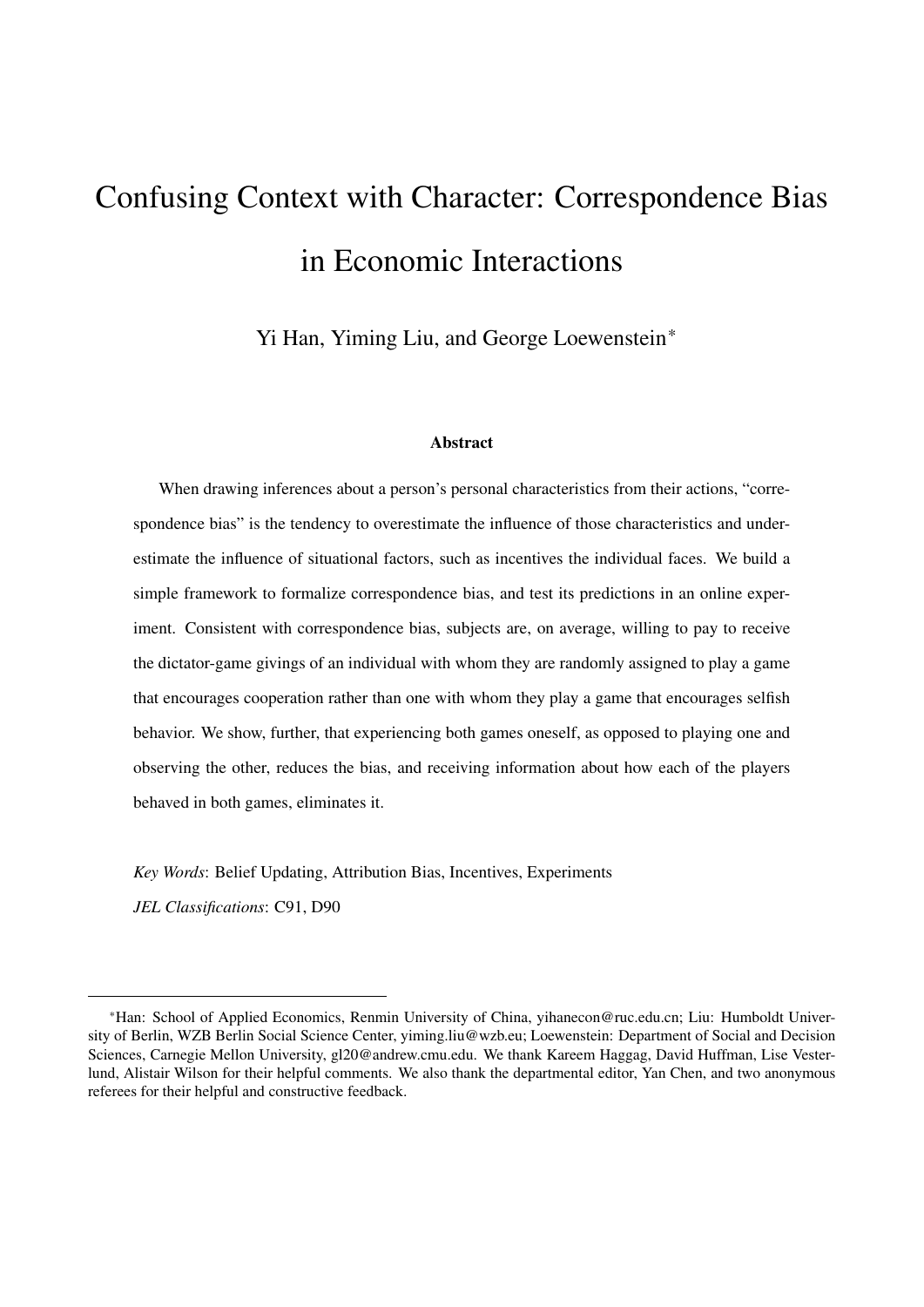# Confusing Context with Character: Correspondence Bias in Economic Interactions

Yi Han, Yiming Liu, and George Loewenstein*

### Abstract

When drawing inferences about a person's personal characteristics from their actions, "correspondence bias" is the tendency to overestimate the influence of those characteristics and underestimate the influence of situational factors, such as incentives the individual faces. We build a simple framework to formalize correspondence bias, and test its predictions in an online experiment. Consistent with correspondence bias, subjects are, on average, willing to pay to receive the dictator-game givings of an individual with whom they are randomly assigned to play a game that encourages cooperation rather than one with whom they play a game that encourages selfish behavior. We show, further, that experiencing both games oneself, as opposed to playing one and observing the other, reduces the bias, and receiving information about how each of the players behaved in both games, eliminates it.

*Key Words*: Belief Updating, Attribution Bias, Incentives, Experiments

*JEL Classifications*: C91, D90

---

*Han: School of Applied Economics, Renmin University of China, yihanecon@ruc.edu.cn; Liu: Humboldt University of Berlin, WZB Berlin Social Science Center, yiming.liu@wzb.eu; Loewenstein: Department of Social and Decision Sciences, Carnegie Mellon University, gl20@andrew.cmu.edu. We thank Kareem Haggag, David Huffman, Lise Vesterlund, Alistair Wilson for their helpful comments. We also thank the departmental editor, Yan Chen, and two anonymous referees for their helpful and constructive feedback.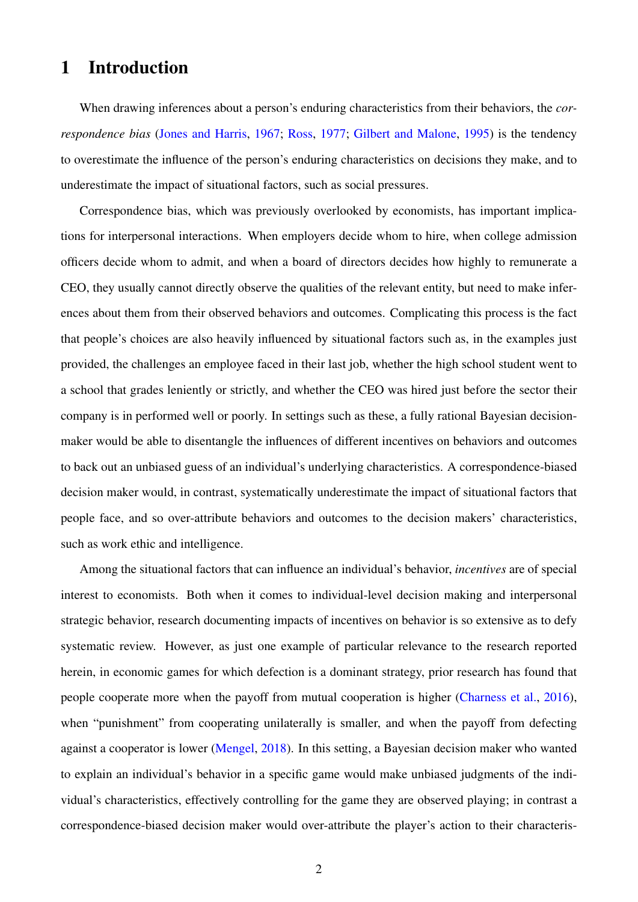# 1 Introduction

When drawing inferences about a person's enduring characteristics from their behaviors, the *correspondence bias* (Jones and Harris, 1967; Ross, 1977; Gilbert and Malone, 1995) is the tendency to overestimate the influence of the person's enduring characteristics on decisions they make, and to underestimate the impact of situational factors, such as social pressures.

Correspondence bias, which was previously overlooked by economists, has important implications for interpersonal interactions. When employers decide whom to hire, when college admission officers decide whom to admit, and when a board of directors decides how highly to remunerate a CEO, they usually cannot directly observe the qualities of the relevant entity, but need to make inferences about them from their observed behaviors and outcomes. Complicating this process is the fact that people's choices are also heavily influenced by situational factors such as, in the examples just provided, the challenges an employee faced in their last job, whether the high school student went to a school that grades leniently or strictly, and whether the CEO was hired just before the sector their company is in performed well or poorly. In settings such as these, a fully rational Bayesian decision-maker would be able to disentangle the influences of different incentives on behaviors and outcomes to back out an unbiased guess of an individual's underlying characteristics. A correspondence-biased decision maker would, in contrast, systematically underestimate the impact of situational factors that people face, and so over-attribute behaviors and outcomes to the decision makers' characteristics, such as work ethic and intelligence.

Among the situational factors that can influence an individual's behavior, *incentives* are of special interest to economists. Both when it comes to individual-level decision making and interpersonal strategic behavior, research documenting impacts of incentives on behavior is so extensive as to defy systematic review. However, as just one example of particular relevance to the research reported herein, in economic games for which defection is a dominant strategy, prior research has found that people cooperate more when the payoff from mutual cooperation is higher (Charness et al., 2016), when "punishment" from cooperating unilaterally is smaller, and when the payoff from defecting against a cooperator is lower (Mengel, 2018). In this setting, a Bayesian decision maker who wanted to explain an individual's behavior in a specific game would make unbiased judgments of the individual's characteristics, effectively controlling for the game they are observed playing; in contrast a correspondence-biased decision maker would over-attribute the player's action to their characteris-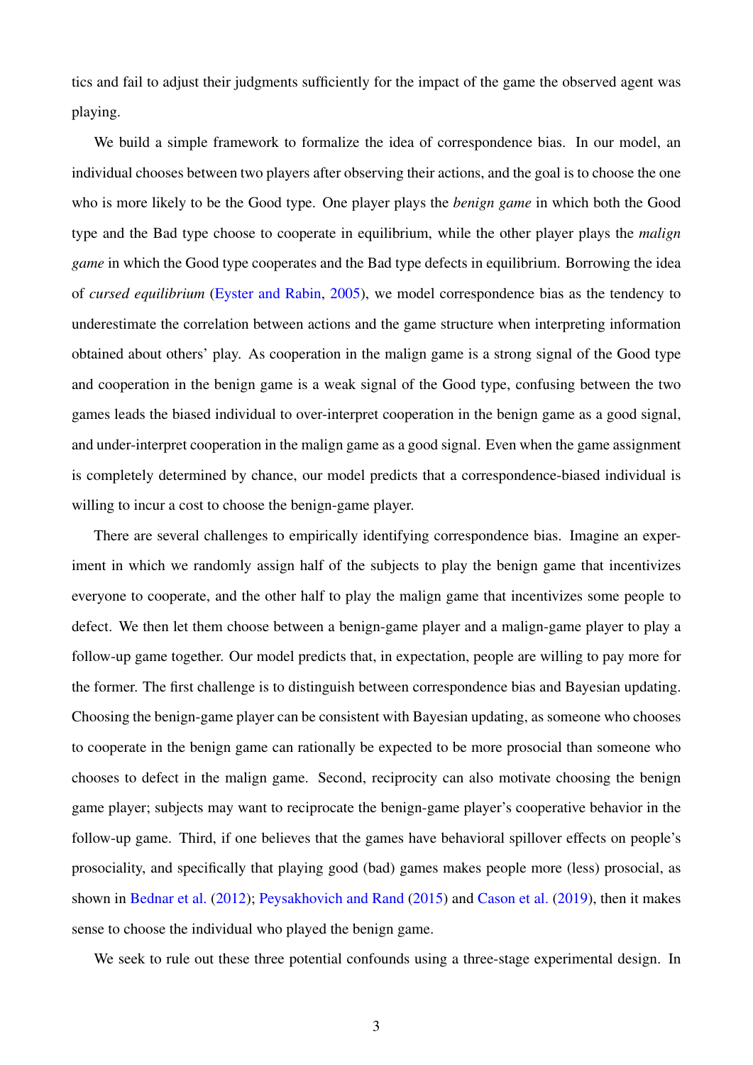tics and fail to adjust their judgments sufficiently for the impact of the game the observed agent was playing.

We build a simple framework to formalize the idea of correspondence bias. In our model, an individual chooses between two players after observing their actions, and the goal is to choose the one who is more likely to be the Good type. One player plays the *benign game* in which both the Good type and the Bad type choose to cooperate in equilibrium, while the other player plays the *malign game* in which the Good type cooperates and the Bad type defects in equilibrium. Borrowing the idea of *cursed equilibrium* (Eyster and Rabin, 2005), we model correspondence bias as the tendency to underestimate the correlation between actions and the game structure when interpreting information obtained about others' play. As cooperation in the malign game is a strong signal of the Good type and cooperation in the benign game is a weak signal of the Good type, confusing between the two games leads the biased individual to over-interpret cooperation in the benign game as a good signal, and under-interpret cooperation in the malign game as a good signal. Even when the game assignment is completely determined by chance, our model predicts that a correspondence-biased individual is willing to incur a cost to choose the benign-game player.

There are several challenges to empirically identifying correspondence bias. Imagine an experiment in which we randomly assign half of the subjects to play the benign game that incentivizes everyone to cooperate, and the other half to play the malign game that incentivizes some people to defect. We then let them choose between a benign-game player and a malign-game player to play a follow-up game together. Our model predicts that, in expectation, people are willing to pay more for the former. The first challenge is to distinguish between correspondence bias and Bayesian updating. Choosing the benign-game player can be consistent with Bayesian updating, as someone who chooses to cooperate in the benign game can rationally be expected to be more prosocial than someone who chooses to defect in the malign game. Second, reciprocity can also motivate choosing the benign game player; subjects may want to reciprocate the benign-game player's cooperative behavior in the follow-up game. Third, if one believes that the games have behavioral spillover effects on people's prosociality, and specifically that playing good (bad) games makes people more (less) prosocial, as shown in Bednar et al. (2012); Peysakhovich and Rand (2015) and Cason et al. (2019), then it makes sense to choose the individual who played the benign game.

We seek to rule out these three potential confounds using a three-stage experimental design. In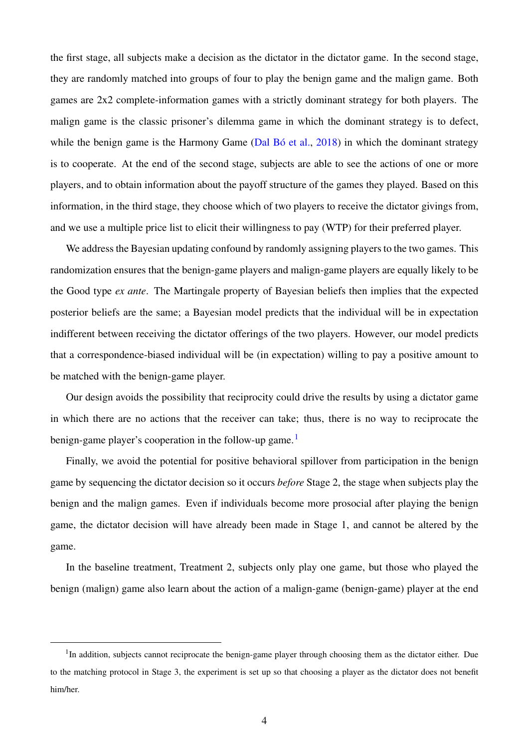the first stage, all subjects make a decision as the dictator in the dictator game. In the second stage, they are randomly matched into groups of four to play the benign game and the malign game. Both games are 2x2 complete-information games with a strictly dominant strategy for both players. The malign game is the classic prisoner's dilemma game in which the dominant strategy is to defect, while the benign game is the Harmony Game (Dal Bó et al., 2018) in which the dominant strategy is to cooperate. At the end of the second stage, subjects are able to see the actions of one or more players, and to obtain information about the payoff structure of the games they played. Based on this information, in the third stage, they choose which of two players to receive the dictator givings from, and we use a multiple price list to elicit their willingness to pay (WTP) for their preferred player.

We address the Bayesian updating confound by randomly assigning players to the two games. This randomization ensures that the benign-game players and malign-game players are equally likely to be the Good type *ex ante*. The Martingale property of Bayesian beliefs then implies that the expected posterior beliefs are the same; a Bayesian model predicts that the individual will be in expectation indifferent between receiving the dictator offerings of the two players. However, our model predicts that a correspondence-biased individual will be (in expectation) willing to pay a positive amount to be matched with the benign-game player.

Our design avoids the possibility that reciprocity could drive the results by using a dictator game in which there are no actions that the receiver can take; thus, there is no way to reciprocate the benign-game player's cooperation in the follow-up game.[1]

Finally, we avoid the potential for positive behavioral spillover from participation in the benign game by sequencing the dictator decision so it occurs *before* Stage 2, the stage when subjects play the benign and the malign games. Even if individuals become more prosocial after playing the benign game, the dictator decision will have already been made in Stage 1, and cannot be altered by the game.

In the baseline treatment, Treatment 2, subjects only play one game, but those who played the benign (malign) game also learn about the action of a malign-game (benign-game) player at the end

[1] In addition, subjects cannot reciprocate the benign-game player through choosing them as the dictator either. Due to the matching protocol in Stage 3, the experiment is set up so that choosing a player as the dictator does not benefit him/her.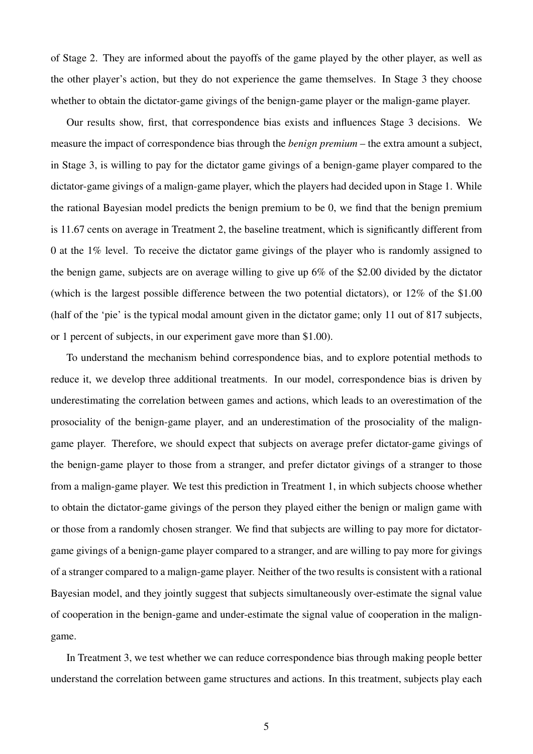of Stage 2. They are informed about the payoffs of the game played by the other player, as well as the other player's action, but they do not experience the game themselves. In Stage 3 they choose whether to obtain the dictator-game givings of the benign-game player or the malign-game player.

Our results show, first, that correspondence bias exists and influences Stage 3 decisions. We measure the impact of correspondence bias through the *benign premium* – the extra amount a subject, in Stage 3, is willing to pay for the dictator game givings of a benign-game player compared to the dictator-game givings of a malign-game player, which the players had decided upon in Stage 1. While the rational Bayesian model predicts the benign premium to be 0, we find that the benign premium is 11.67 cents on average in Treatment 2, the baseline treatment, which is significantly different from 0 at the 1% level. To receive the dictator game givings of the player who is randomly assigned to the benign game, subjects are on average willing to give up 6% of the \$2.00 divided by the dictator (which is the largest possible difference between the two potential dictators), or 12% of the \$1.00 (half of the 'pie' is the typical modal amount given in the dictator game; only 11 out of 817 subjects, or 1 percent of subjects, in our experiment gave more than \$1.00).

To understand the mechanism behind correspondence bias, and to explore potential methods to reduce it, we develop three additional treatments. In our model, correspondence bias is driven by underestimating the correlation between games and actions, which leads to an overestimation of the prosociality of the benign-game player, and an underestimation of the prosociality of the malign-game player. Therefore, we should expect that subjects on average prefer dictator-game givings of the benign-game player to those from a stranger, and prefer dictator givings of a stranger to those from a malign-game player. We test this prediction in Treatment 1, in which subjects choose whether to obtain the dictator-game givings of the person they played either the benign or malign game with or those from a randomly chosen stranger. We find that subjects are willing to pay more for dictator-game givings of a benign-game player compared to a stranger, and are willing to pay more for givings of a stranger compared to a malign-game player. Neither of the two results is consistent with a rational Bayesian model, and they jointly suggest that subjects simultaneously over-estimate the signal value of cooperation in the benign-game and under-estimate the signal value of cooperation in the malign-game.

In Treatment 3, we test whether we can reduce correspondence bias through making people better understand the correlation between game structures and actions. In this treatment, subjects play each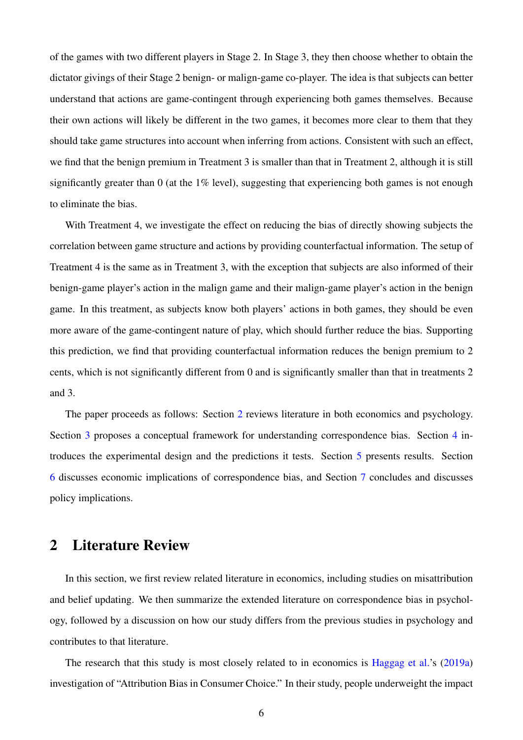of the games with two different players in Stage 2. In Stage 3, they then choose whether to obtain the dictator givings of their Stage 2 benign- or malign-game co-player. The idea is that subjects can better understand that actions are game-contingent through experiencing both games themselves. Because their own actions will likely be different in the two games, it becomes more clear to them that they should take game structures into account when inferring from actions. Consistent with such an effect, we find that the benign premium in Treatment 3 is smaller than that in Treatment 2, although it is still significantly greater than 0 (at the 1% level), suggesting that experiencing both games is not enough to eliminate the bias.

With Treatment 4, we investigate the effect on reducing the bias of directly showing subjects the correlation between game structure and actions by providing counterfactual information. The setup of Treatment 4 is the same as in Treatment 3, with the exception that subjects are also informed of their benign-game player's action in the malign game and their malign-game player's action in the benign game. In this treatment, as subjects know both players' actions in both games, they should be even more aware of the game-contingent nature of play, which should further reduce the bias. Supporting this prediction, we find that providing counterfactual information reduces the benign premium to 2 cents, which is not significantly different from 0 and is significantly smaller than that in treatments 2 and 3.

The paper proceeds as follows: Section 2 reviews literature in both economics and psychology. Section 3 proposes a conceptual framework for understanding correspondence bias. Section 4 introduces the experimental design and the predictions it tests. Section 5 presents results. Section 6 discusses economic implications of correspondence bias, and Section 7 concludes and discusses policy implications.

## 2 Literature Review

In this section, we first review related literature in economics, including studies on misattribution and belief updating. We then summarize the extended literature on correspondence bias in psychology, followed by a discussion on how our study differs from the previous studies in psychology and contributes to that literature.

The research that this study is most closely related to in economics is Haggag et al.'s (2019a) investigation of "Attribution Bias in Consumer Choice." In their study, people underweight the impact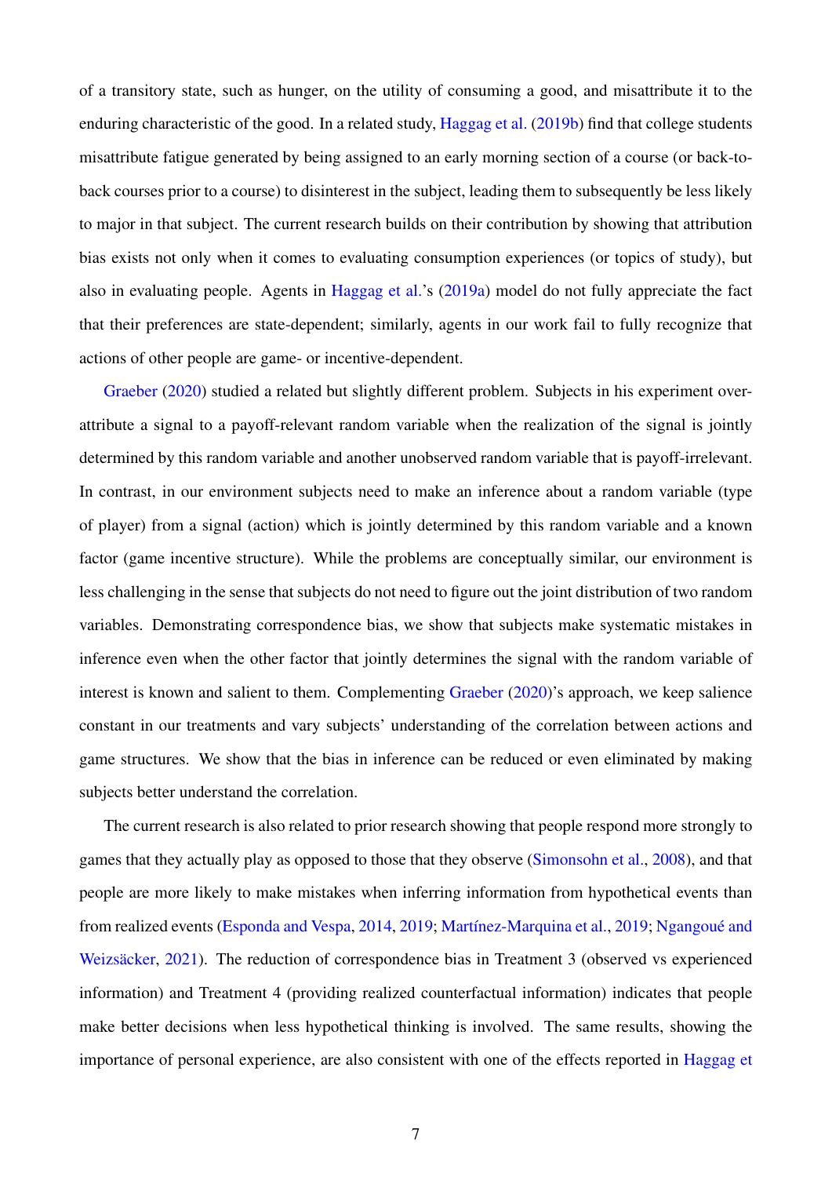of a transitory state, such as hunger, on the utility of consuming a good, and misattribute it to the enduring characteristic of the good. In a related study, Haggag et al. (2019b) find that college students misattribute fatigue generated by being assigned to an early morning section of a course (or back-to-back courses prior to a course) to disinterest in the subject, leading them to subsequently be less likely to major in that subject. The current research builds on their contribution by showing that attribution bias exists not only when it comes to evaluating consumption experiences (or topics of study), but also in evaluating people. Agents in Haggag et al.'s (2019a) model do not fully appreciate the fact that their preferences are state-dependent; similarly, agents in our work fail to fully recognize that actions of other people are game- or incentive-dependent.

Graeber (2020) studied a related but slightly different problem. Subjects in his experiment over-attribute a signal to a payoff-relevant random variable when the realization of the signal is jointly determined by this random variable and another unobserved random variable that is payoff-irrelevant. In contrast, in our environment subjects need to make an inference about a random variable (type of player) from a signal (action) which is jointly determined by this random variable and a known factor (game incentive structure). While the problems are conceptually similar, our environment is less challenging in the sense that subjects do not need to figure out the joint distribution of two random variables. Demonstrating correspondence bias, we show that subjects make systematic mistakes in inference even when the other factor that jointly determines the signal with the random variable of interest is known and salient to them. Complementing Graeber (2020)'s approach, we keep salience constant in our treatments and vary subjects' understanding of the correlation between actions and game structures. We show that the bias in inference can be reduced or even eliminated by making subjects better understand the correlation.

The current research is also related to prior research showing that people respond more strongly to games that they actually play as opposed to those that they observe (Simonsohn et al., 2008), and that people are more likely to make mistakes when inferring information from hypothetical events than from realized events (Esponda and Vespa, 2014, 2019; Martínez-Marquina et al., 2019; Ngangoué and Weizsäcker, 2021). The reduction of correspondence bias in Treatment 3 (observed vs experienced information) and Treatment 4 (providing realized counterfactual information) indicates that people make better decisions when less hypothetical thinking is involved. The same results, showing the importance of personal experience, are also consistent with one of the effects reported in Haggag et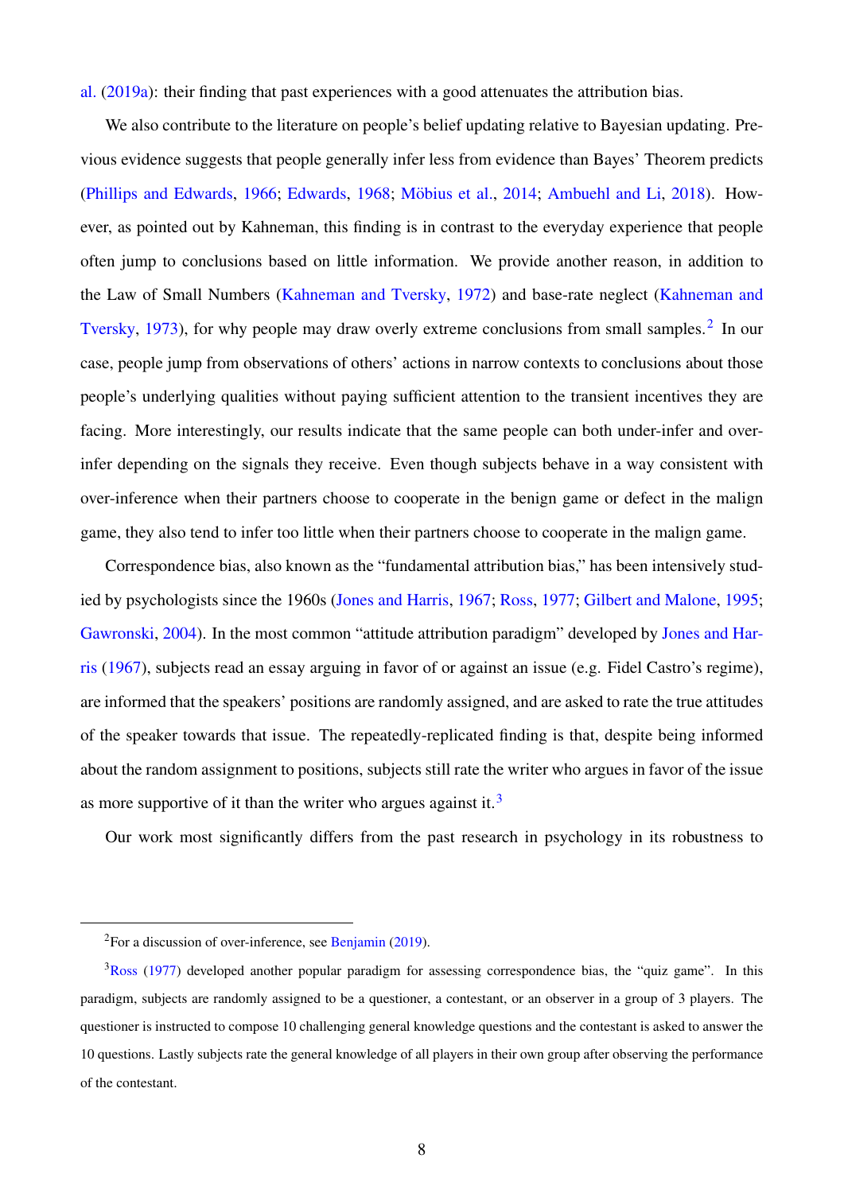al. (2019a): their finding that past experiences with a good attenuates the attribution bias.

We also contribute to the literature on people's belief updating relative to Bayesian updating. Previous evidence suggests that people generally infer less from evidence than Bayes' Theorem predicts (Phillips and Edwards, 1966; Edwards, 1968; Möbius et al., 2014; Ambuehl and Li, 2018). However, as pointed out by Kahneman, this finding is in contrast to the everyday experience that people often jump to conclusions based on little information. We provide another reason, in addition to the Law of Small Numbers (Kahneman and Tversky, 1972) and base-rate neglect (Kahneman and Tversky, 1973), for why people may draw overly extreme conclusions from small samples.[2] In our case, people jump from observations of others' actions in narrow contexts to conclusions about those people's underlying qualities without paying sufficient attention to the transient incentives they are facing. More interestingly, our results indicate that the same people can both under-infer and over-infer depending on the signals they receive. Even though subjects behave in a way consistent with over-inference when their partners choose to cooperate in the benign game or defect in the malign game, they also tend to infer too little when their partners choose to cooperate in the malign game.

Correspondence bias, also known as the "fundamental attribution bias," has been intensively studied by psychologists since the 1960s (Jones and Harris, 1967; Ross, 1977; Gilbert and Malone, 1995; Gawronski, 2004). In the most common "attitude attribution paradigm" developed by Jones and Harris (1967), subjects read an essay arguing in favor of or against an issue (e.g. Fidel Castro's regime), are informed that the speakers' positions are randomly assigned, and are asked to rate the true attitudes of the speaker towards that issue. The repeatedly-replicated finding is that, despite being informed about the random assignment to positions, subjects still rate the writer who argues in favor of the issue as more supportive of it than the writer who argues against it.[3]

Our work most significantly differs from the past research in psychology in its robustness to

---

[2] For a discussion of over-inference, see Benjamin (2019).

[3] Ross (1977) developed another popular paradigm for assessing correspondence bias, the "quiz game". In this paradigm, subjects are randomly assigned to be a questioner, a contestant, or an observer in a group of 3 players. The questioner is instructed to compose 10 challenging general knowledge questions and the contestant is asked to answer the 10 questions. Lastly subjects rate the general knowledge of all players in their own group after observing the performance of the contestant.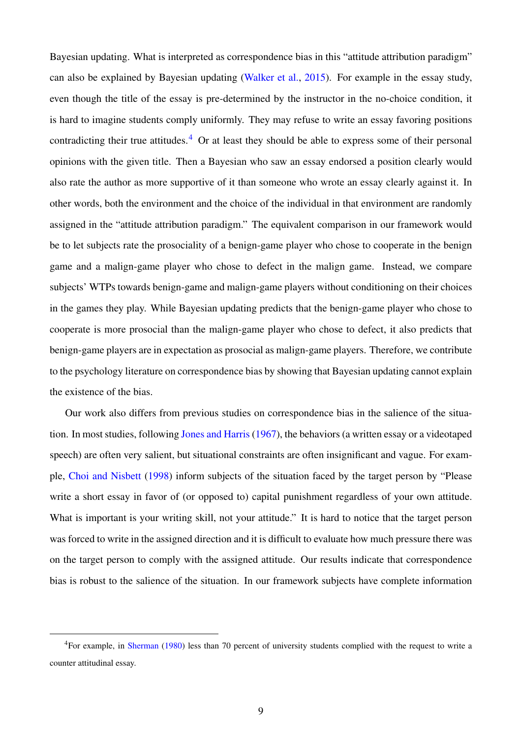Bayesian updating. What is interpreted as correspondence bias in this "attitude attribution paradigm" can also be explained by Bayesian updating (Walker et al., 2015). For example in the essay study, even though the title of the essay is pre-determined by the instructor in the no-choice condition, it is hard to imagine students comply uniformly. They may refuse to write an essay favoring positions contradicting their true attitudes.[4] Or at least they should be able to express some of their personal opinions with the given title. Then a Bayesian who saw an essay endorsed a position clearly would also rate the author as more supportive of it than someone who wrote an essay clearly against it. In other words, both the environment and the choice of the individual in that environment are randomly assigned in the "attitude attribution paradigm." The equivalent comparison in our framework would be to let subjects rate the prosociality of a benign-game player who chose to cooperate in the benign game and a malign-game player who chose to defect in the malign game. Instead, we compare subjects' WTPs towards benign-game and malign-game players without conditioning on their choices in the games they play. While Bayesian updating predicts that the benign-game player who chose to cooperate is more prosocial than the malign-game player who chose to defect, it also predicts that benign-game players are in expectation as prosocial as malign-game players. Therefore, we contribute to the psychology literature on correspondence bias by showing that Bayesian updating cannot explain the existence of the bias.

Our work also differs from previous studies on correspondence bias in the salience of the situation. In most studies, following Jones and Harris (1967), the behaviors (a written essay or a videotaped speech) are often very salient, but situational constraints are often insignificant and vague. For example, Choi and Nisbett (1998) inform subjects of the situation faced by the target person by "Please write a short essay in favor of (or opposed to) capital punishment regardless of your own attitude. What is important is your writing skill, not your attitude." It is hard to notice that the target person was forced to write in the assigned direction and it is difficult to evaluate how much pressure there was on the target person to comply with the assigned attitude. Our results indicate that correspondence bias is robust to the salience of the situation. In our framework subjects have complete information

[4] For example, in Sherman (1980) less than 70 percent of university students complied with the request to write a counter attitudinal essay.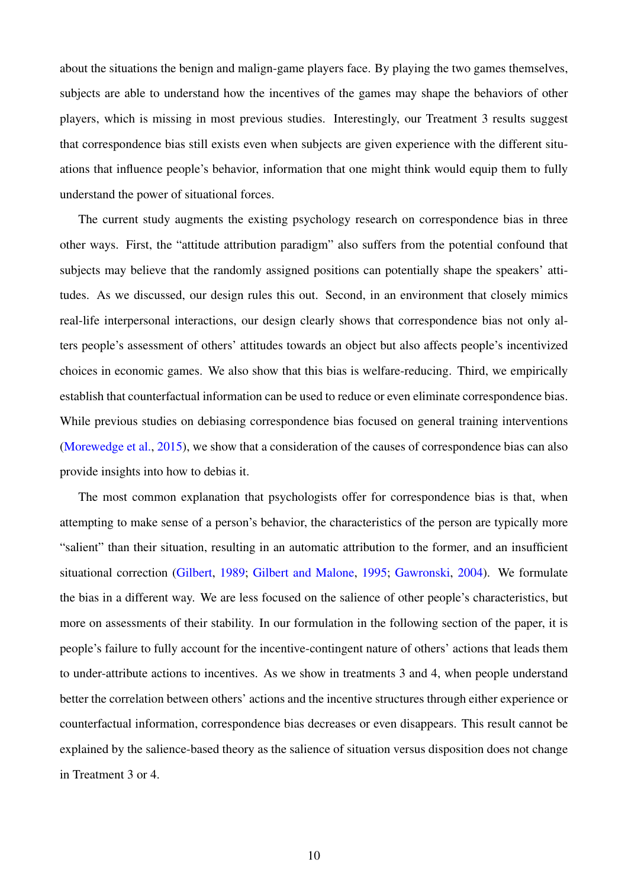about the situations the benign and malign-game players face. By playing the two games themselves, subjects are able to understand how the incentives of the games may shape the behaviors of other players, which is missing in most previous studies. Interestingly, our Treatment 3 results suggest that correspondence bias still exists even when subjects are given experience with the different situations that influence people's behavior, information that one might think would equip them to fully understand the power of situational forces.

The current study augments the existing psychology research on correspondence bias in three other ways. First, the "attitude attribution paradigm" also suffers from the potential confound that subjects may believe that the randomly assigned positions can potentially shape the speakers' attitudes. As we discussed, our design rules this out. Second, in an environment that closely mimics real-life interpersonal interactions, our design clearly shows that correspondence bias not only alters people's assessment of others' attitudes towards an object but also affects people's incentivized choices in economic games. We also show that this bias is welfare-reducing. Third, we empirically establish that counterfactual information can be used to reduce or even eliminate correspondence bias. While previous studies on debiasing correspondence bias focused on general training interventions (Morewedge et al., 2015), we show that a consideration of the causes of correspondence bias can also provide insights into how to debias it.

The most common explanation that psychologists offer for correspondence bias is that, when attempting to make sense of a person's behavior, the characteristics of the person are typically more "salient" than their situation, resulting in an automatic attribution to the former, and an insufficient situational correction (Gilbert, 1989; Gilbert and Malone, 1995; Gawronski, 2004). We formulate the bias in a different way. We are less focused on the salience of other people's characteristics, but more on assessments of their stability. In our formulation in the following section of the paper, it is people's failure to fully account for the incentive-contingent nature of others' actions that leads them to under-attribute actions to incentives. As we show in treatments 3 and 4, when people understand better the correlation between others' actions and the incentive structures through either experience or counterfactual information, correspondence bias decreases or even disappears. This result cannot be explained by the salience-based theory as the salience of situation versus disposition does not change in Treatment 3 or 4.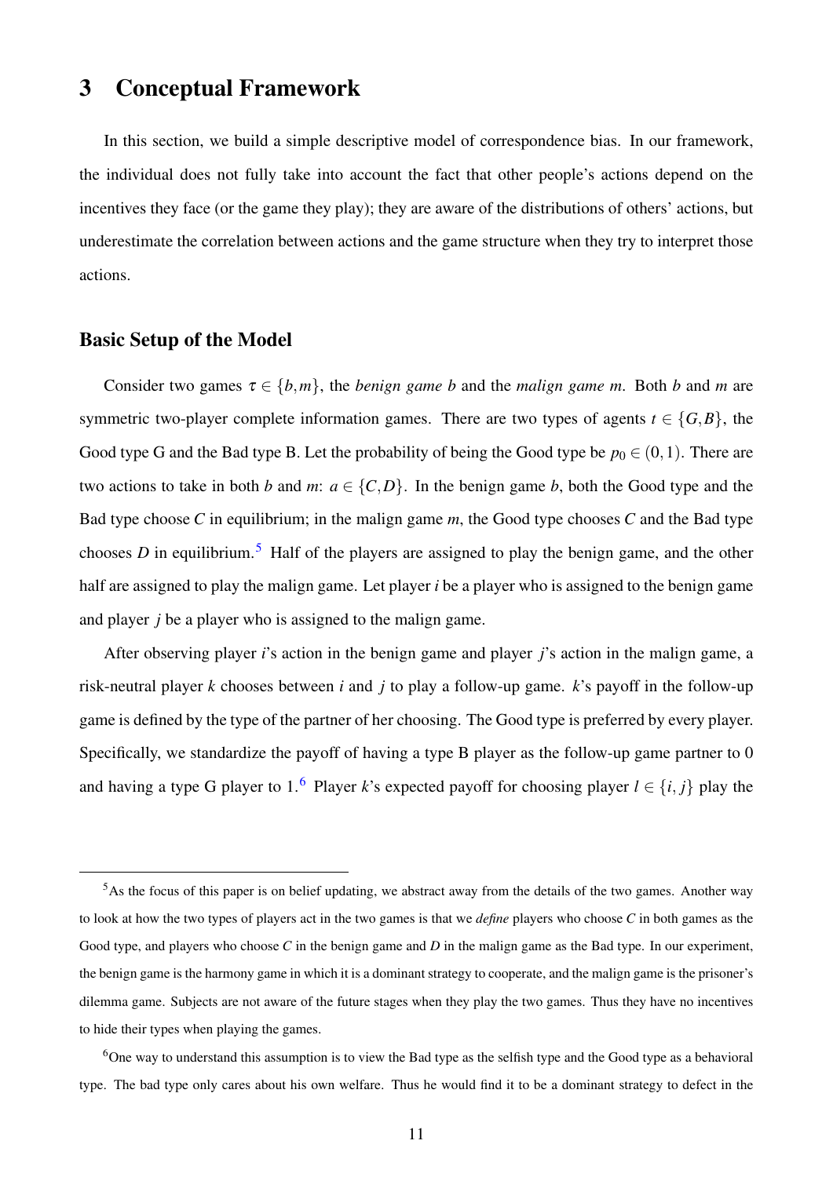# 3 Conceptual Framework

In this section, we build a simple descriptive model of correspondence bias. In our framework, the individual does not fully take into account the fact that other people's actions depend on the incentives they face (or the game they play); they are aware of the distributions of others' actions, but underestimate the correlation between actions and the game structure when they try to interpret those actions.

## Basic Setup of the Model

Consider two games $\tau \in \{b, m\}$, the *benign game b* and the *malign game m*. Both $b$ and $m$ are symmetric two-player complete information games. There are two types of agents $t \in \{G, B\}$, the Good type G and the Bad type B. Let the probability of being the Good type be $p_0 \in (0,1)$. There are two actions to take in both $b$ and $m$: $a \in \{C, D\}$. In the benign game $b$, both the Good type and the Bad type choose $C$ in equilibrium; in the malign game $m$, the Good type chooses $C$ and the Bad type chooses $D$ in equilibrium.[5] Half of the players are assigned to play the benign game, and the other half are assigned to play the malign game. Let player $i$ be a player who is assigned to the benign game and player $j$ be a player who is assigned to the malign game.

After observing player $i$'s action in the benign game and player $j$'s action in the malign game, a risk-neutral player $k$ chooses between $i$ and $j$ to play a follow-up game. $k$'s payoff in the follow-up game is defined by the type of the partner of her choosing. The Good type is preferred by every player. Specifically, we standardize the payoff of having a type B player as the follow-up game partner to 0 and having a type G player to 1.[6] Player $k$'s expected payoff for choosing player $l \in \{i, j\}$ play the

---

[5] As the focus of this paper is on belief updating, we abstract away from the details of the two games. Another way to look at how the two types of players act in the two games is that we *define* players who choose $C$ in both games as the Good type, and players who choose $C$ in the benign game and $D$ in the malign game as the Bad type. In our experiment, the benign game is the harmony game in which it is a dominant strategy to cooperate, and the malign game is the prisoner's dilemma game. Subjects are not aware of the future stages when they play the two games. Thus they have no incentives to hide their types when playing the games.

[6] One way to understand this assumption is to view the Bad type as the selfish type and the Good type as a behavioral type. The bad type only cares about his own welfare. Thus he would find it to be a dominant strategy to defect in the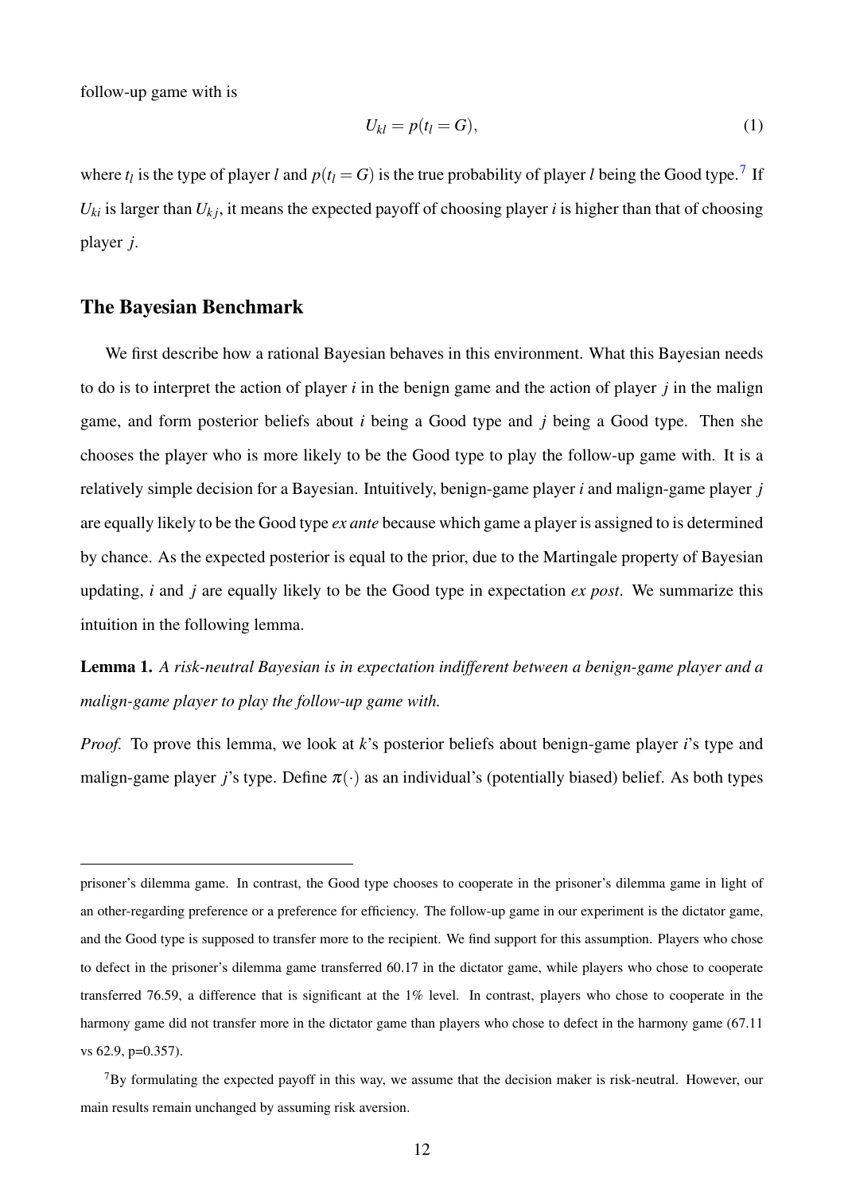follow-up game with is

$$U_{kl} = p(t_l = G), \tag{1}$$

where $t_l$ is the type of player $l$ and $p(t_l = G)$ is the true probability of player $l$ being the Good type.[7] If $U_{ki}$ is larger than $U_{kj}$, it means the expected payoff of choosing player $i$ is higher than that of choosing player $j$.

## The Bayesian Benchmark

We first describe how a rational Bayesian behaves in this environment. What this Bayesian needs to do is to interpret the action of player $i$ in the benign game and the action of player $j$ in the malign game, and form posterior beliefs about $i$ being a Good type and $j$ being a Good type. Then she chooses the player who is more likely to be the Good type to play the follow-up game with. It is a relatively simple decision for a Bayesian. Intuitively, benign-game player $i$ and malign-game player $j$ are equally likely to be the Good type *ex ante* because which game a player is assigned to is determined by chance. As the expected posterior is equal to the prior, due to the Martingale property of Bayesian updating, $i$ and $j$ are equally likely to be the Good type in expectation *ex post*. We summarize this intuition in the following lemma.

**Lemma 1.** *A risk-neutral Bayesian is in expectation indifferent between a benign-game player and a malign-game player to play the follow-up game with.*

*Proof.* To prove this lemma, we look at $k$'s posterior beliefs about benign-game player $i$'s type and malign-game player $j$'s type. Define $\pi(\cdot)$ as an individual's (potentially biased) belief. As both types

---

prisoner's dilemma game. In contrast, the Good type chooses to cooperate in the prisoner's dilemma game in light of an other-regarding preference or a preference for efficiency. The follow-up game in our experiment is the dictator game, and the Good type is supposed to transfer more to the recipient. We find support for this assumption. Players who chose to defect in the prisoner's dilemma game transferred 60.17 in the dictator game, while players who chose to cooperate transferred 76.59, a difference that is significant at the 1% level. In contrast, players who chose to cooperate in the harmony game did not transfer more in the dictator game than players who chose to defect in the harmony game (67.11 vs 62.9, p=0.357).

[7] By formulating the expected payoff in this way, we assume that the decision maker is risk-neutral. However, our main results remain unchanged by assuming risk aversion.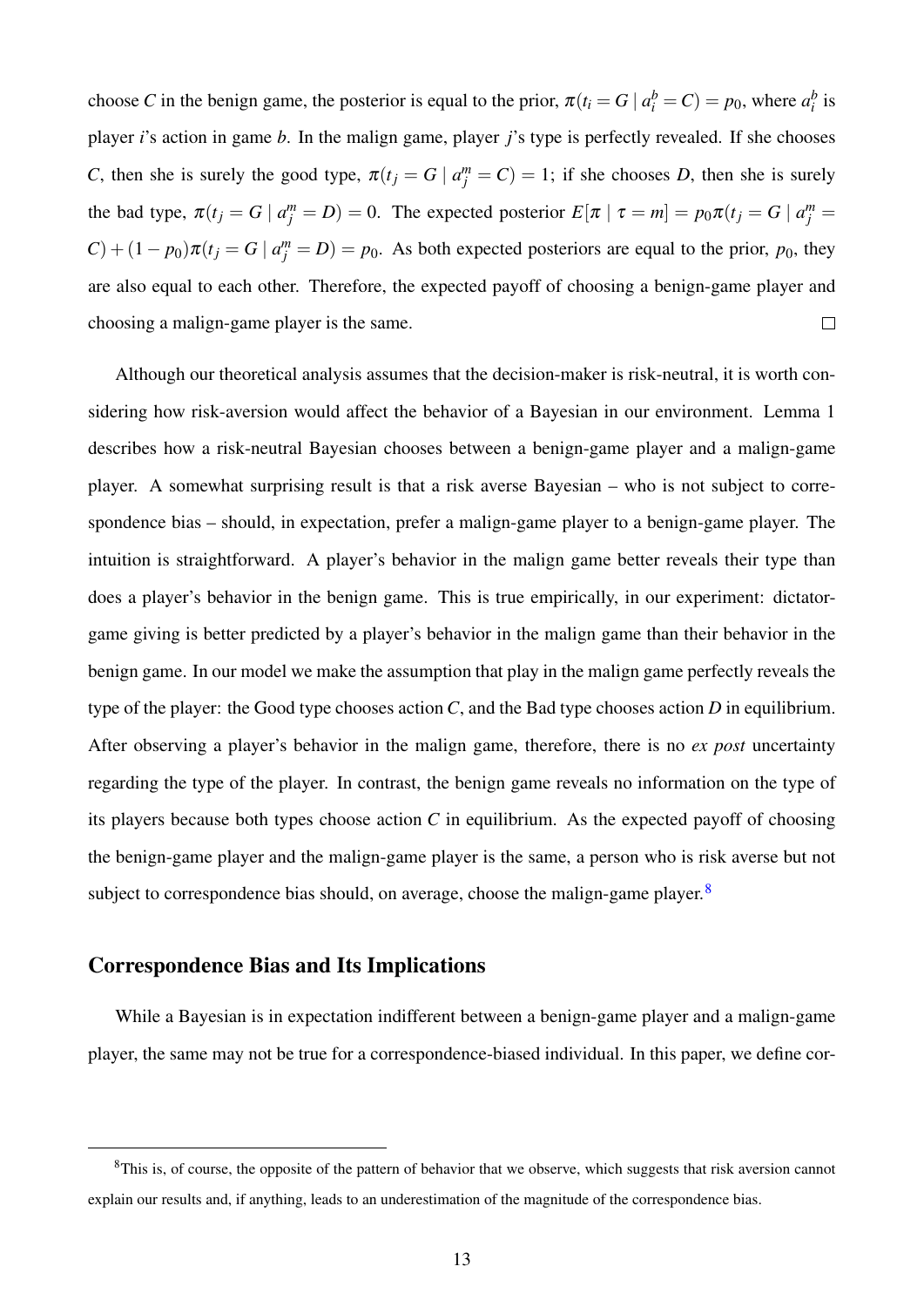choose $C$ in the benign game, the posterior is equal to the prior, $\pi(t_i = G \mid a_i^b = C) = p_0$, where $a_i^b$ is player $i$'s action in game $b$. In the malign game, player $j$'s type is perfectly revealed. If she chooses $C$, then she is surely the good type, $\pi(t_j = G \mid a_j^m = C) = 1$; if she chooses $D$, then she is surely the bad type, $\pi(t_j = G \mid a_j^m = D) = 0$. The expected posterior $E[\pi \mid \tau = m] = p_0 \pi(t_j = G \mid a_j^m = C) + (1 - p_0)\pi(t_j = G \mid a_j^m = D) = p_0$. As both expected posteriors are equal to the prior, $p_0$, they are also equal to each other. Therefore, the expected payoff of choosing a benign-game player and choosing a malign-game player is the same. $\square$

Although our theoretical analysis assumes that the decision-maker is risk-neutral, it is worth considering how risk-aversion would affect the behavior of a Bayesian in our environment. Lemma 1 describes how a risk-neutral Bayesian chooses between a benign-game player and a malign-game player. A somewhat surprising result is that a risk averse Bayesian – who is not subject to correspondence bias – should, in expectation, prefer a malign-game player to a benign-game player. The intuition is straightforward. A player's behavior in the malign game better reveals their type than does a player's behavior in the benign game. This is true empirically, in our experiment: dictator-game giving is better predicted by a player's behavior in the malign game than their behavior in the benign game. In our model we make the assumption that play in the malign game perfectly reveals the type of the player: the Good type chooses action $C$, and the Bad type chooses action $D$ in equilibrium. After observing a player's behavior in the malign game, therefore, there is no *ex post* uncertainty regarding the type of the player. In contrast, the benign game reveals no information on the type of its players because both types choose action $C$ in equilibrium. As the expected payoff of choosing the benign-game player and the malign-game player is the same, a person who is risk averse but not subject to correspondence bias should, on average, choose the malign-game player.[8]

## Correspondence Bias and Its Implications

While a Bayesian is in expectation indifferent between a benign-game player and a malign-game player, the same may not be true for a correspondence-biased individual. In this paper, we define cor-

[8]This is, of course, the opposite of the pattern of behavior that we observe, which suggests that risk aversion cannot explain our results and, if anything, leads to an underestimation of the magnitude of the correspondence bias.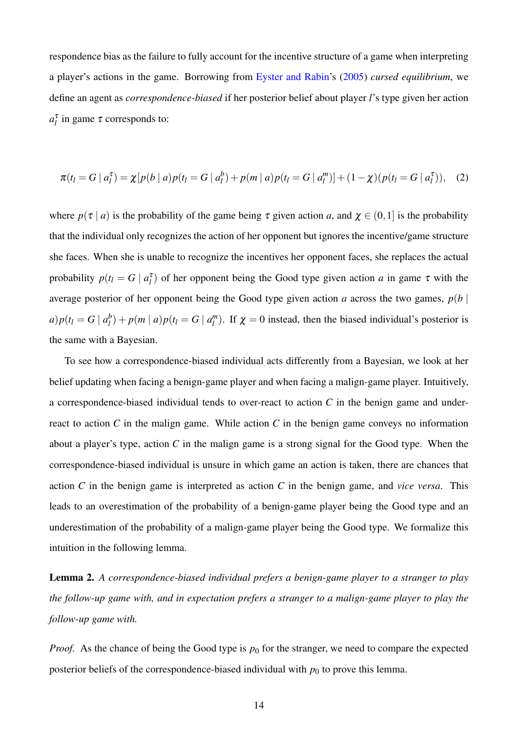respondence bias as the failure to fully account for the incentive structure of a game when interpreting a player's actions in the game. Borrowing from Eyster and Rabin's (2005) *cursed equilibrium*, we define an agent as *correspondence-biased* if her posterior belief about player $l$'s type given her action $a_l^\tau$ in game $\tau$ corresponds to:

$$\pi(t_l = G \mid a_l^\tau) = \chi[p(b \mid a)p(t_l = G \mid a_l^b) + p(m \mid a)p(t_l = G \mid a_l^m)] + (1-\chi)(p(t_l = G \mid a_l^\tau)), \quad (2)$$

where $p(\tau \mid a)$ is the probability of the game being $\tau$ given action $a$, and $\chi \in (0,1]$ is the probability that the individual only recognizes the action of her opponent but ignores the incentive/game structure she faces. When she is unable to recognize the incentives her opponent faces, she replaces the actual probability $p(t_l = G \mid a_l^\tau)$ of her opponent being the Good type given action $a$ in game $\tau$ with the average posterior of her opponent being the Good type given action $a$ across the two games, $p(b \mid a)p(t_l = G \mid a_l^b) + p(m \mid a)p(t_l = G \mid a_l^m)$. If $\chi = 0$ instead, then the biased individual's posterior is the same with a Bayesian.

To see how a correspondence-biased individual acts differently from a Bayesian, we look at her belief updating when facing a benign-game player and when facing a malign-game player. Intuitively, a correspondence-biased individual tends to over-react to action $C$ in the benign game and under-react to action $C$ in the malign game. While action $C$ in the benign game conveys no information about a player's type, action $C$ in the malign game is a strong signal for the Good type. When the correspondence-biased individual is unsure in which game an action is taken, there are chances that action $C$ in the benign game is interpreted as action $C$ in the benign game, and *vice versa*. This leads to an overestimation of the probability of a benign-game player being the Good type and an underestimation of the probability of a malign-game player being the Good type. We formalize this intuition in the following lemma.

**Lemma 2.** *A correspondence-biased individual prefers a benign-game player to a stranger to play the follow-up game with, and in expectation prefers a stranger to a malign-game player to play the follow-up game with.*

*Proof.* As the chance of being the Good type is $p_0$ for the stranger, we need to compare the expected posterior beliefs of the correspondence-biased individual with $p_0$ to prove this lemma.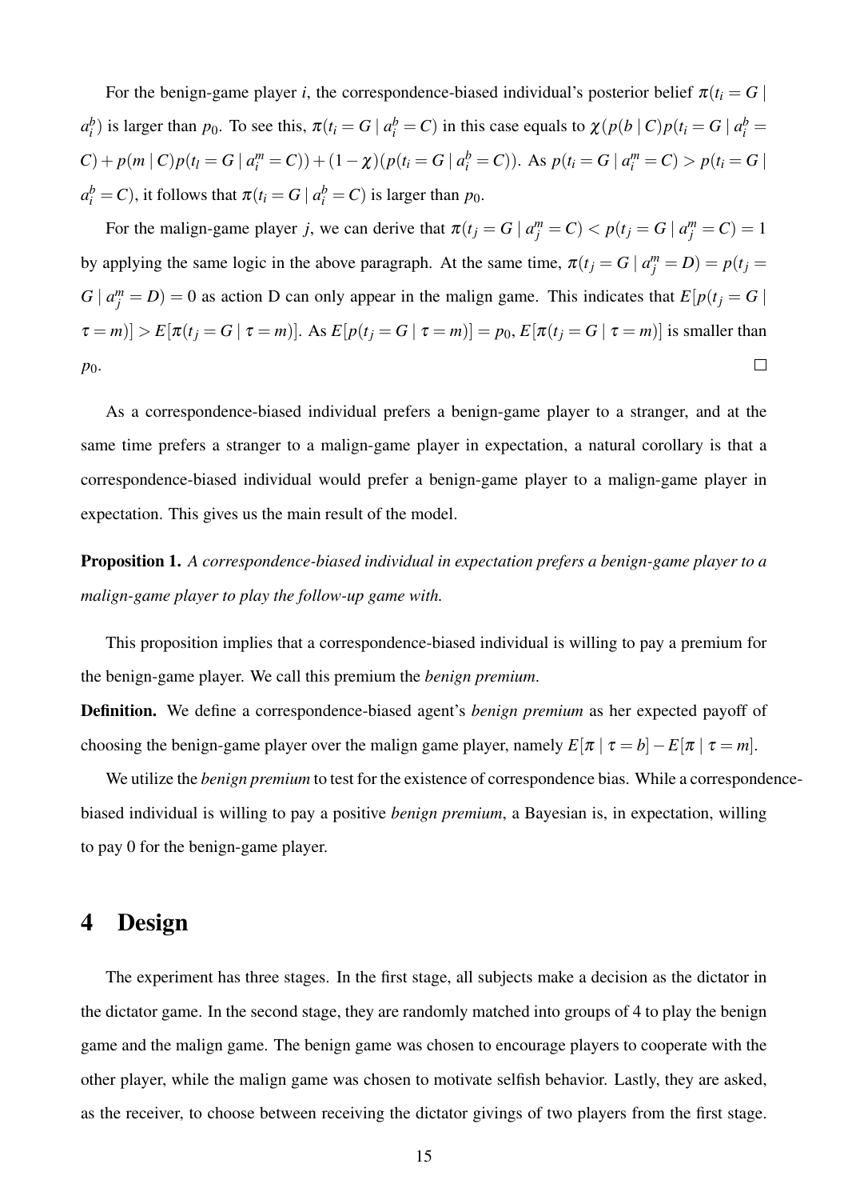For the benign-game player $i$, the correspondence-biased individual's posterior belief $\pi(t_i = G \mid a_i^b)$ is larger than $p_0$. To see this, $\pi(t_i = G \mid a_i^b = C)$ in this case equals to $\chi(p(b \mid C)p(t_i = G \mid a_i^b = C) + p(m \mid C)p(t_l = G \mid a_i^m = C)) + (1-\chi)(p(t_i = G \mid a_i^b = C))$. As $p(t_i = G \mid a_i^m = C) > p(t_i = G \mid a_i^b = C)$, it follows that $\pi(t_i = G \mid a_i^b = C)$ is larger than $p_0$.

For the malign-game player $j$, we can derive that $\pi(t_j = G \mid a_j^m = C) < p(t_j = G \mid a_j^m = C) = 1$ by applying the same logic in the above paragraph. At the same time, $\pi(t_j = G \mid a_j^m = D) = p(t_j = G \mid a_j^m = D) = 0$ as action D can only appear in the malign game. This indicates that $E[p(t_j = G \mid \tau = m)] > E[\pi(t_j = G \mid \tau = m)]$. As $E[p(t_j = G \mid \tau = m)] = p_0$, $E[\pi(t_j = G \mid \tau = m)]$ is smaller than $p_0$. □

As a correspondence-biased individual prefers a benign-game player to a stranger, and at the same time prefers a stranger to a malign-game player in expectation, a natural corollary is that a correspondence-biased individual would prefer a benign-game player to a malign-game player in expectation. This gives us the main result of the model.

**Proposition 1.** *A correspondence-biased individual in expectation prefers a benign-game player to a malign-game player to play the follow-up game with.*

This proposition implies that a correspondence-biased individual is willing to pay a premium for the benign-game player. We call this premium the *benign premium*.

**Definition.** We define a correspondence-biased agent's *benign premium* as her expected payoff of choosing the benign-game player over the malign game player, namely $E[\pi \mid \tau = b] - E[\pi \mid \tau = m]$.

We utilize the *benign premium* to test for the existence of correspondence bias. While a correspondence-biased individual is willing to pay a positive *benign premium*, a Bayesian is, in expectation, willing to pay 0 for the benign-game player.

# 4 Design

The experiment has three stages. In the first stage, all subjects make a decision as the dictator in the dictator game. In the second stage, they are randomly matched into groups of 4 to play the benign game and the malign game. The benign game was chosen to encourage players to cooperate with the other player, while the malign game was chosen to motivate selfish behavior. Lastly, they are asked, as the receiver, to choose between receiving the dictator givings of two players from the first stage.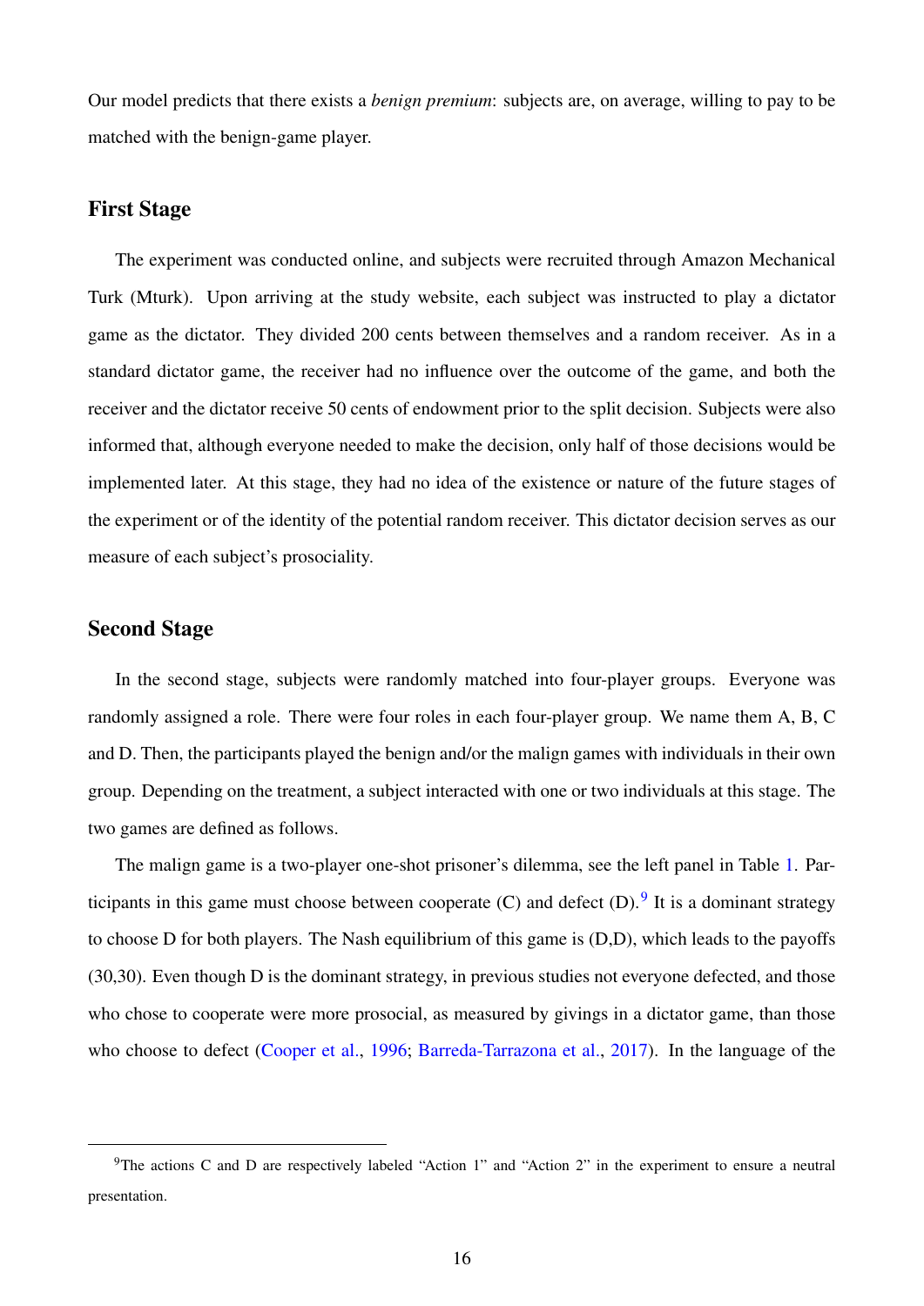Our model predicts that there exists a *benign premium*: subjects are, on average, willing to pay to be matched with the benign-game player.

### First Stage

The experiment was conducted online, and subjects were recruited through Amazon Mechanical Turk (Mturk). Upon arriving at the study website, each subject was instructed to play a dictator game as the dictator. They divided 200 cents between themselves and a random receiver. As in a standard dictator game, the receiver had no influence over the outcome of the game, and both the receiver and the dictator receive 50 cents of endowment prior to the split decision. Subjects were also informed that, although everyone needed to make the decision, only half of those decisions would be implemented later. At this stage, they had no idea of the existence or nature of the future stages of the experiment or of the identity of the potential random receiver. This dictator decision serves as our measure of each subject's prosociality.

### Second Stage

In the second stage, subjects were randomly matched into four-player groups. Everyone was randomly assigned a role. There were four roles in each four-player group. We name them A, B, C and D. Then, the participants played the benign and/or the malign games with individuals in their own group. Depending on the treatment, a subject interacted with one or two individuals at this stage. The two games are defined as follows.

The malign game is a two-player one-shot prisoner's dilemma, see the left panel in Table 1. Participants in this game must choose between cooperate (C) and defect (D).[9] It is a dominant strategy to choose D for both players. The Nash equilibrium of this game is (D,D), which leads to the payoffs (30,30). Even though D is the dominant strategy, in previous studies not everyone defected, and those who chose to cooperate were more prosocial, as measured by givings in a dictator game, than those who choose to defect (Cooper et al., 1996; Barreda-Tarrazona et al., 2017). In the language of the

[9] The actions C and D are respectively labeled "Action 1" and "Action 2" in the experiment to ensure a neutral presentation.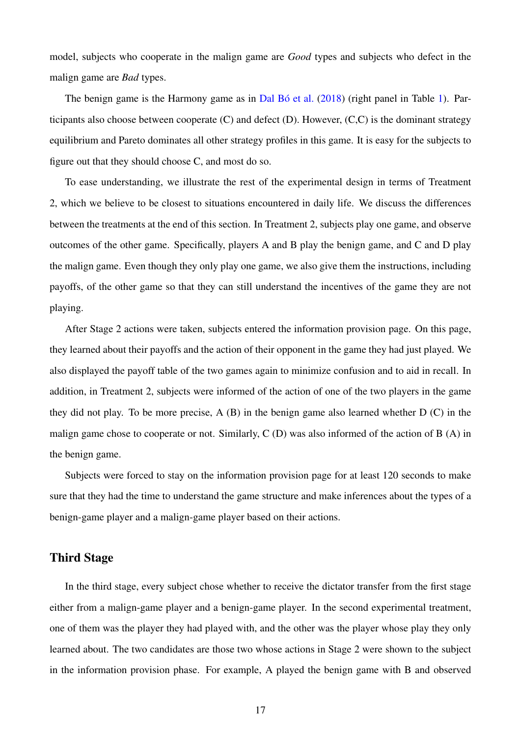model, subjects who cooperate in the malign game are *Good* types and subjects who defect in the malign game are *Bad* types.

The benign game is the Harmony game as in Dal Bó et al. (2018) (right panel in Table 1). Participants also choose between cooperate (C) and defect (D). However, (C,C) is the dominant strategy equilibrium and Pareto dominates all other strategy profiles in this game. It is easy for the subjects to figure out that they should choose C, and most do so.

To ease understanding, we illustrate the rest of the experimental design in terms of Treatment 2, which we believe to be closest to situations encountered in daily life. We discuss the differences between the treatments at the end of this section. In Treatment 2, subjects play one game, and observe outcomes of the other game. Specifically, players A and B play the benign game, and C and D play the malign game. Even though they only play one game, we also give them the instructions, including payoffs, of the other game so that they can still understand the incentives of the game they are not playing.

After Stage 2 actions were taken, subjects entered the information provision page. On this page, they learned about their payoffs and the action of their opponent in the game they had just played. We also displayed the payoff table of the two games again to minimize confusion and to aid in recall. In addition, in Treatment 2, subjects were informed of the action of one of the two players in the game they did not play. To be more precise, A (B) in the benign game also learned whether D (C) in the malign game chose to cooperate or not. Similarly, C (D) was also informed of the action of B (A) in the benign game.

Subjects were forced to stay on the information provision page for at least 120 seconds to make sure that they had the time to understand the game structure and make inferences about the types of a benign-game player and a malign-game player based on their actions.

## Third Stage

In the third stage, every subject chose whether to receive the dictator transfer from the first stage either from a malign-game player and a benign-game player. In the second experimental treatment, one of them was the player they had played with, and the other was the player whose play they only learned about. The two candidates are those two whose actions in Stage 2 were shown to the subject in the information provision phase. For example, A played the benign game with B and observed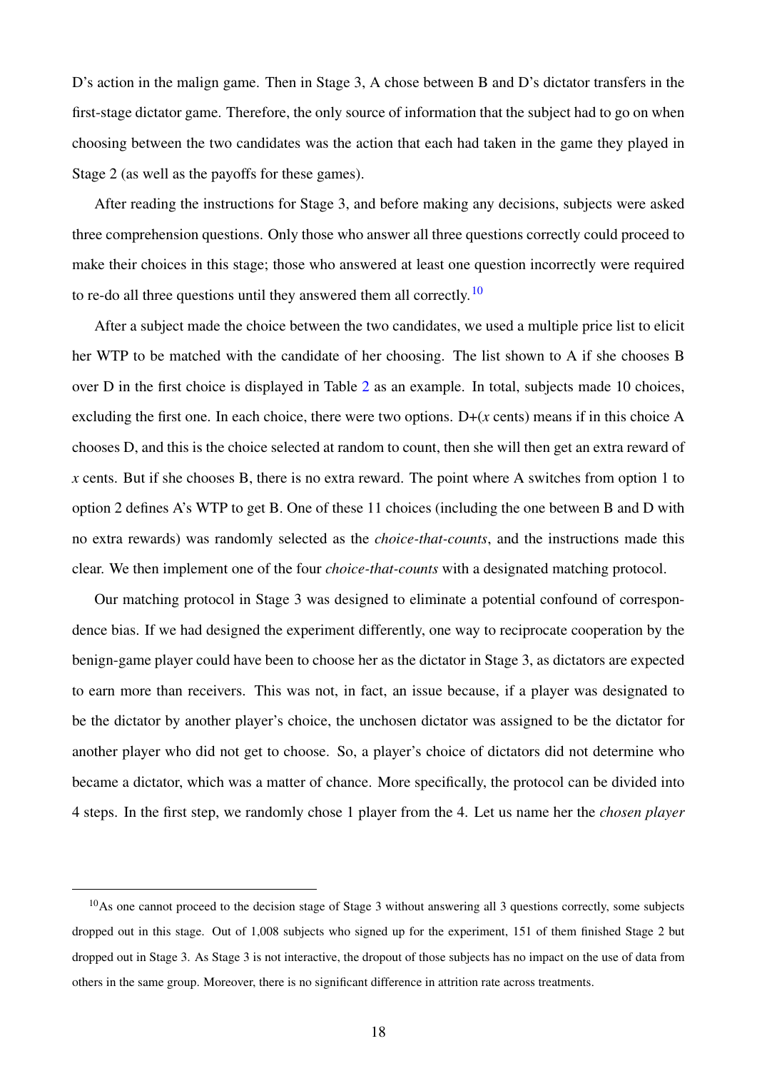D's action in the malign game. Then in Stage 3, A chose between B and D's dictator transfers in the first-stage dictator game. Therefore, the only source of information that the subject had to go on when choosing between the two candidates was the action that each had taken in the game they played in Stage 2 (as well as the payoffs for these games).

After reading the instructions for Stage 3, and before making any decisions, subjects were asked three comprehension questions. Only those who answer all three questions correctly could proceed to make their choices in this stage; those who answered at least one question incorrectly were required to re-do all three questions until they answered them all correctly.[10]

After a subject made the choice between the two candidates, we used a multiple price list to elicit her WTP to be matched with the candidate of her choosing. The list shown to A if she chooses B over D in the first choice is displayed in Table 2 as an example. In total, subjects made 10 choices, excluding the first one. In each choice, there were two options. D+($x$ cents) means if in this choice A chooses D, and this is the choice selected at random to count, then she will then get an extra reward of $x$ cents. But if she chooses B, there is no extra reward. The point where A switches from option 1 to option 2 defines A's WTP to get B. One of these 11 choices (including the one between B and D with no extra rewards) was randomly selected as the *choice-that-counts*, and the instructions made this clear. We then implement one of the four *choice-that-counts* with a designated matching protocol.

Our matching protocol in Stage 3 was designed to eliminate a potential confound of correspondence bias. If we had designed the experiment differently, one way to reciprocate cooperation by the benign-game player could have been to choose her as the dictator in Stage 3, as dictators are expected to earn more than receivers. This was not, in fact, an issue because, if a player was designated to be the dictator by another player's choice, the unchosen dictator was assigned to be the dictator for another player who did not get to choose. So, a player's choice of dictators did not determine who became a dictator, which was a matter of chance. More specifically, the protocol can be divided into 4 steps. In the first step, we randomly chose 1 player from the 4. Let us name her the *chosen player*

[10]As one cannot proceed to the decision stage of Stage 3 without answering all 3 questions correctly, some subjects dropped out in this stage. Out of 1,008 subjects who signed up for the experiment, 151 of them finished Stage 2 but dropped out in Stage 3. As Stage 3 is not interactive, the dropout of those subjects has no impact on the use of data from others in the same group. Moreover, there is no significant difference in attrition rate across treatments.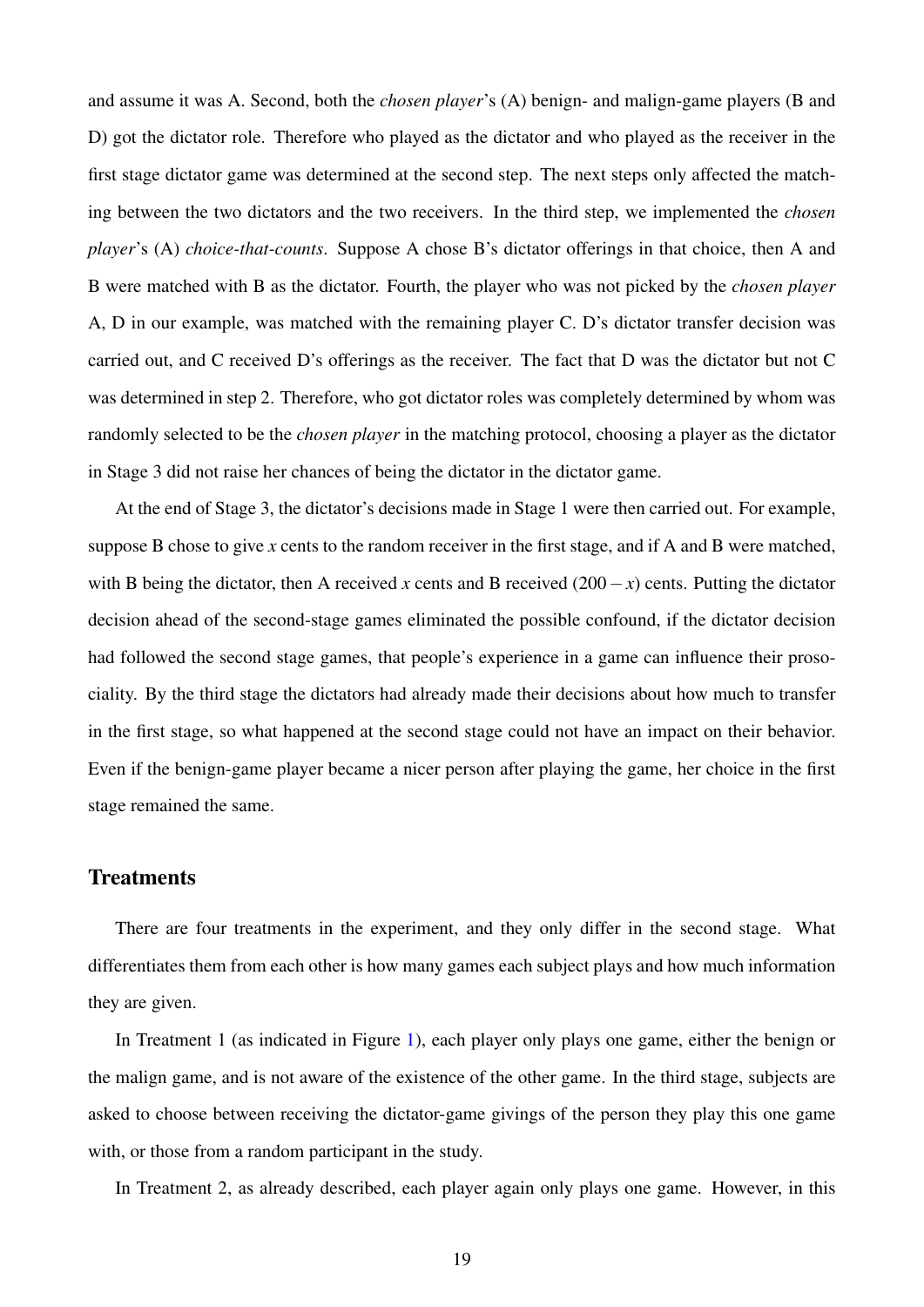and assume it was A. Second, both the *chosen player*'s (A) benign- and malign-game players (B and D) got the dictator role. Therefore who played as the dictator and who played as the receiver in the first stage dictator game was determined at the second step. The next steps only affected the matching between the two dictators and the two receivers. In the third step, we implemented the *chosen player*'s (A) *choice-that-counts*. Suppose A chose B's dictator offerings in that choice, then A and B were matched with B as the dictator. Fourth, the player who was not picked by the *chosen player* A, D in our example, was matched with the remaining player C. D's dictator transfer decision was carried out, and C received D's offerings as the receiver. The fact that D was the dictator but not C was determined in step 2. Therefore, who got dictator roles was completely determined by whom was randomly selected to be the *chosen player* in the matching protocol, choosing a player as the dictator in Stage 3 did not raise her chances of being the dictator in the dictator game.

At the end of Stage 3, the dictator's decisions made in Stage 1 were then carried out. For example, suppose B chose to give $x$ cents to the random receiver in the first stage, and if A and B were matched, with B being the dictator, then A received $x$ cents and B received $(200-x)$ cents. Putting the dictator decision ahead of the second-stage games eliminated the possible confound, if the dictator decision had followed the second stage games, that people's experience in a game can influence their prosociality. By the third stage the dictators had already made their decisions about how much to transfer in the first stage, so what happened at the second stage could not have an impact on their behavior. Even if the benign-game player became a nicer person after playing the game, her choice in the first stage remained the same.

## Treatments

There are four treatments in the experiment, and they only differ in the second stage. What differentiates them from each other is how many games each subject plays and how much information they are given.

In Treatment 1 (as indicated in Figure 1), each player only plays one game, either the benign or the malign game, and is not aware of the existence of the other game. In the third stage, subjects are asked to choose between receiving the dictator-game givings of the person they play this one game with, or those from a random participant in the study.

In Treatment 2, as already described, each player again only plays one game. However, in this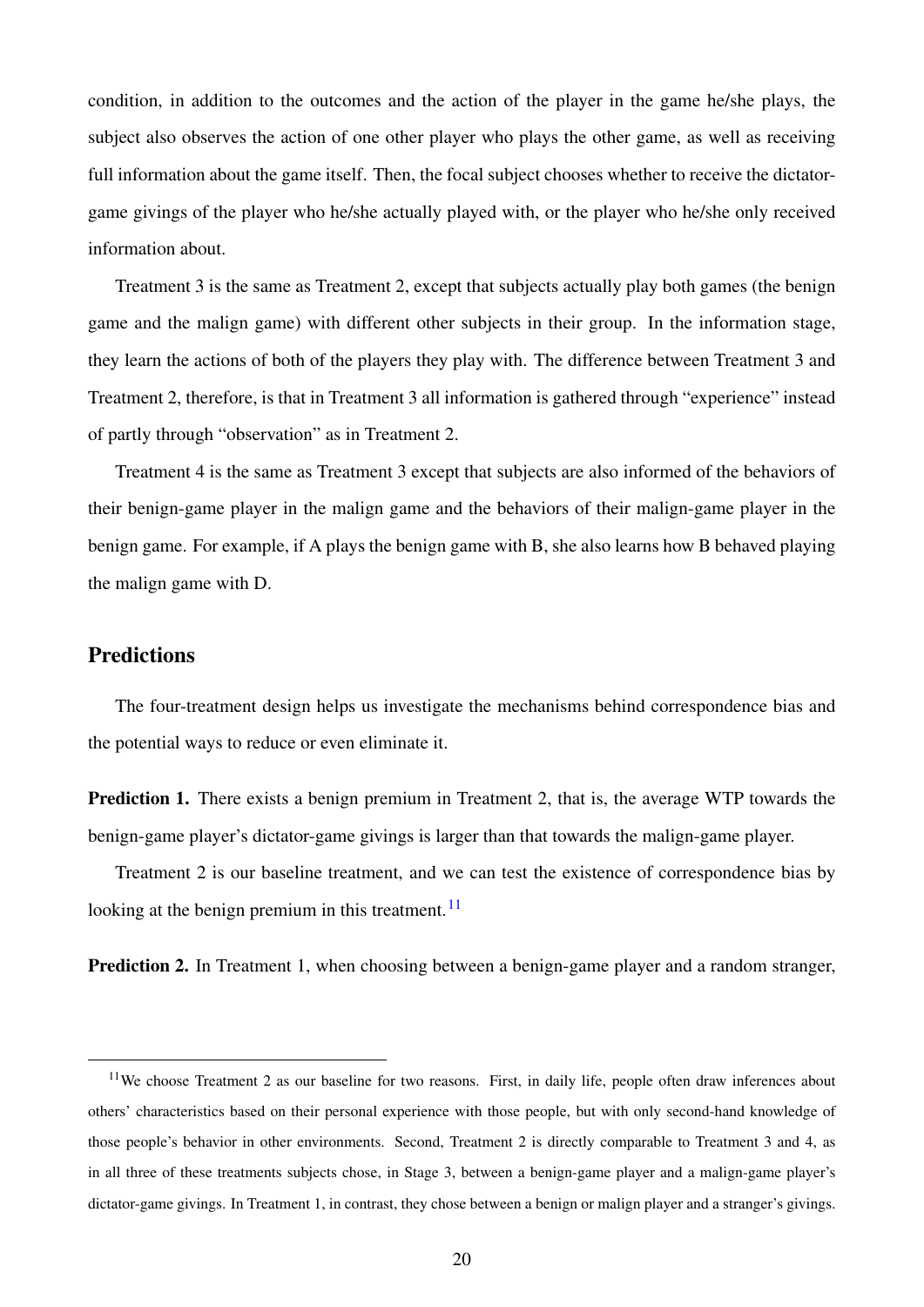condition, in addition to the outcomes and the action of the player in the game he/she plays, the subject also observes the action of one other player who plays the other game, as well as receiving full information about the game itself. Then, the focal subject chooses whether to receive the dictator-game givings of the player who he/she actually played with, or the player who he/she only received information about.

Treatment 3 is the same as Treatment 2, except that subjects actually play both games (the benign game and the malign game) with different other subjects in their group. In the information stage, they learn the actions of both of the players they play with. The difference between Treatment 3 and Treatment 2, therefore, is that in Treatment 3 all information is gathered through "experience" instead of partly through "observation" as in Treatment 2.

Treatment 4 is the same as Treatment 3 except that subjects are also informed of the behaviors of their benign-game player in the malign game and the behaviors of their malign-game player in the benign game. For example, if A plays the benign game with B, she also learns how B behaved playing the malign game with D.

## Predictions

The four-treatment design helps us investigate the mechanisms behind correspondence bias and the potential ways to reduce or even eliminate it.

**Prediction 1.** There exists a benign premium in Treatment 2, that is, the average WTP towards the benign-game player's dictator-game givings is larger than that towards the malign-game player.

Treatment 2 is our baseline treatment, and we can test the existence of correspondence bias by looking at the benign premium in this treatment.[11]

**Prediction 2.** In Treatment 1, when choosing between a benign-game player and a random stranger,

[11] We choose Treatment 2 as our baseline for two reasons. First, in daily life, people often draw inferences about others' characteristics based on their personal experience with those people, but with only second-hand knowledge of those people's behavior in other environments. Second, Treatment 2 is directly comparable to Treatment 3 and 4, as in all three of these treatments subjects chose, in Stage 3, between a benign-game player and a malign-game player's dictator-game givings. In Treatment 1, in contrast, they chose between a benign or malign player and a stranger's givings.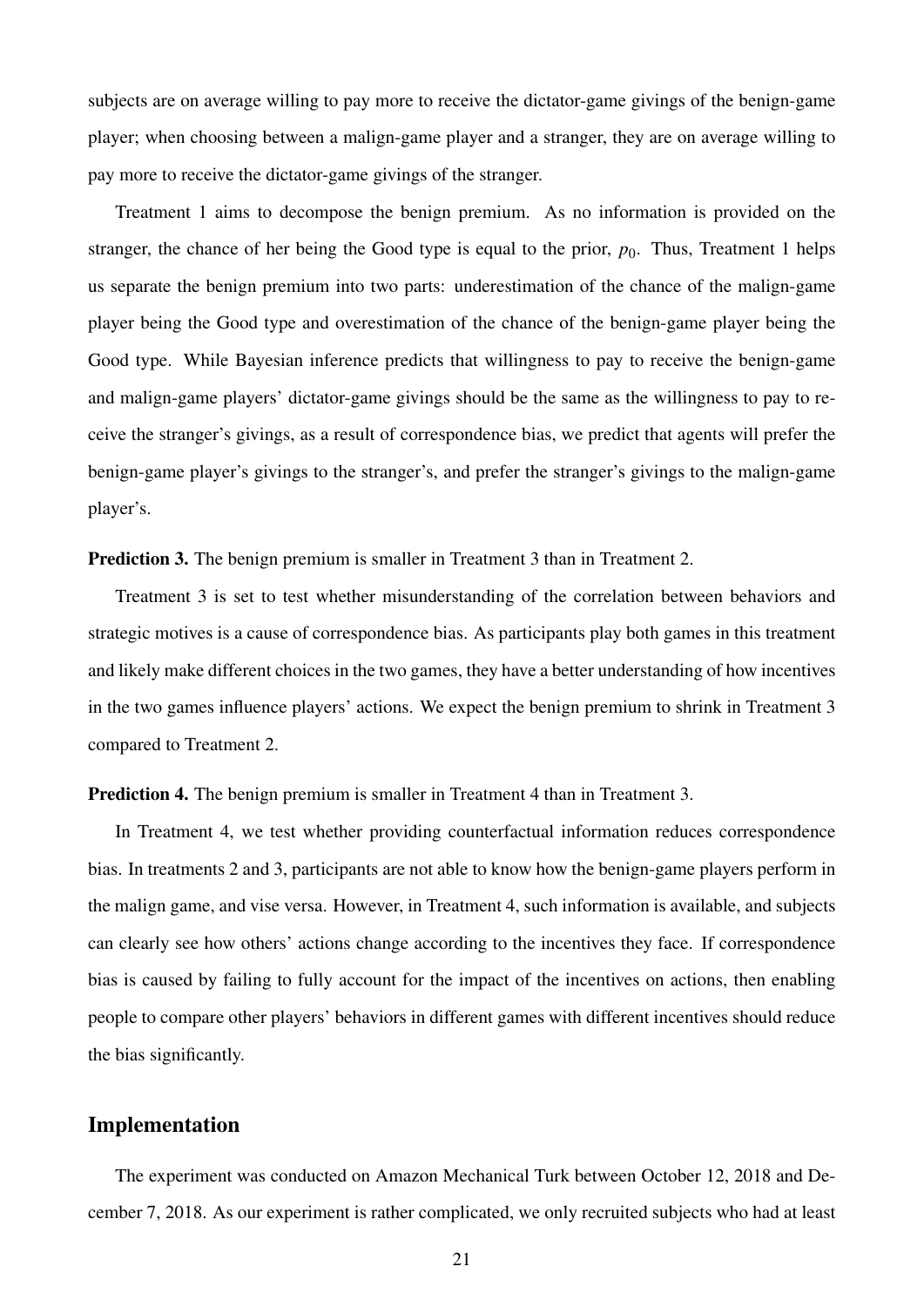subjects are on average willing to pay more to receive the dictator-game givings of the benign-game player; when choosing between a malign-game player and a stranger, they are on average willing to pay more to receive the dictator-game givings of the stranger.

Treatment 1 aims to decompose the benign premium. As no information is provided on the stranger, the chance of her being the Good type is equal to the prior, $p_0$. Thus, Treatment 1 helps us separate the benign premium into two parts: underestimation of the chance of the malign-game player being the Good type and overestimation of the chance of the benign-game player being the Good type. While Bayesian inference predicts that willingness to pay to receive the benign-game and malign-game players' dictator-game givings should be the same as the willingness to pay to receive the stranger's givings, as a result of correspondence bias, we predict that agents will prefer the benign-game player's givings to the stranger's, and prefer the stranger's givings to the malign-game player's.

**Prediction 3.** The benign premium is smaller in Treatment 3 than in Treatment 2.

Treatment 3 is set to test whether misunderstanding of the correlation between behaviors and strategic motives is a cause of correspondence bias. As participants play both games in this treatment and likely make different choices in the two games, they have a better understanding of how incentives in the two games influence players' actions. We expect the benign premium to shrink in Treatment 3 compared to Treatment 2.

**Prediction 4.** The benign premium is smaller in Treatment 4 than in Treatment 3.

In Treatment 4, we test whether providing counterfactual information reduces correspondence bias. In treatments 2 and 3, participants are not able to know how the benign-game players perform in the malign game, and vise versa. However, in Treatment 4, such information is available, and subjects can clearly see how others' actions change according to the incentives they face. If correspondence bias is caused by failing to fully account for the impact of the incentives on actions, then enabling people to compare other players' behaviors in different games with different incentives should reduce the bias significantly.

## Implementation

The experiment was conducted on Amazon Mechanical Turk between October 12, 2018 and December 7, 2018. As our experiment is rather complicated, we only recruited subjects who had at least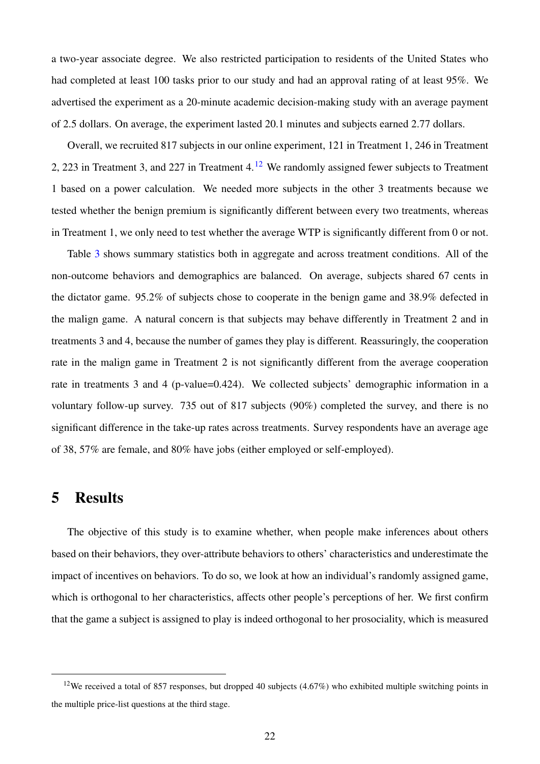a two-year associate degree. We also restricted participation to residents of the United States who had completed at least 100 tasks prior to our study and had an approval rating of at least 95%. We advertised the experiment as a 20-minute academic decision-making study with an average payment of 2.5 dollars. On average, the experiment lasted 20.1 minutes and subjects earned 2.77 dollars.

Overall, we recruited 817 subjects in our online experiment, 121 in Treatment 1, 246 in Treatment 2, 223 in Treatment 3, and 227 in Treatment 4.[12] We randomly assigned fewer subjects to Treatment 1 based on a power calculation. We needed more subjects in the other 3 treatments because we tested whether the benign premium is significantly different between every two treatments, whereas in Treatment 1, we only need to test whether the average WTP is significantly different from 0 or not.

Table 3 shows summary statistics both in aggregate and across treatment conditions. All of the non-outcome behaviors and demographics are balanced. On average, subjects shared 67 cents in the dictator game. 95.2% of subjects chose to cooperate in the benign game and 38.9% defected in the malign game. A natural concern is that subjects may behave differently in Treatment 2 and in treatments 3 and 4, because the number of games they play is different. Reassuringly, the cooperation rate in the malign game in Treatment 2 is not significantly different from the average cooperation rate in treatments 3 and 4 (p-value=0.424). We collected subjects' demographic information in a voluntary follow-up survey. 735 out of 817 subjects (90%) completed the survey, and there is no significant difference in the take-up rates across treatments. Survey respondents have an average age of 38, 57% are female, and 80% have jobs (either employed or self-employed).

# 5 Results

The objective of this study is to examine whether, when people make inferences about others based on their behaviors, they over-attribute behaviors to others' characteristics and underestimate the impact of incentives on behaviors. To do so, we look at how an individual's randomly assigned game, which is orthogonal to her characteristics, affects other people's perceptions of her. We first confirm that the game a subject is assigned to play is indeed orthogonal to her prosociality, which is measured

[12] We received a total of 857 responses, but dropped 40 subjects (4.67%) who exhibited multiple switching points in the multiple price-list questions at the third stage.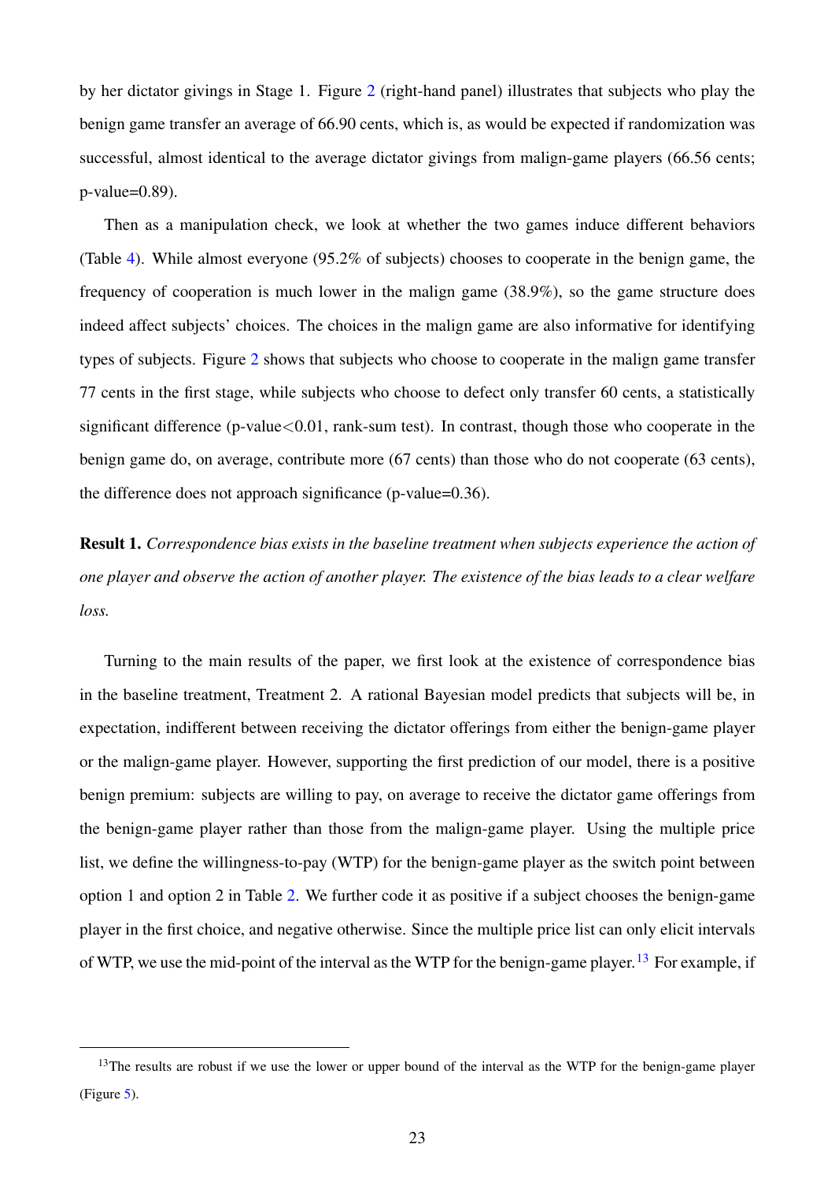by her dictator givings in Stage 1. Figure 2 (right-hand panel) illustrates that subjects who play the benign game transfer an average of 66.90 cents, which is, as would be expected if randomization was successful, almost identical to the average dictator givings from malign-game players (66.56 cents; p-value=0.89).

Then as a manipulation check, we look at whether the two games induce different behaviors (Table 4). While almost everyone (95.2% of subjects) chooses to cooperate in the benign game, the frequency of cooperation is much lower in the malign game (38.9%), so the game structure does indeed affect subjects' choices. The choices in the malign game are also informative for identifying types of subjects. Figure 2 shows that subjects who choose to cooperate in the malign game transfer 77 cents in the first stage, while subjects who choose to defect only transfer 60 cents, a statistically significant difference (p-value$<$0.01, rank-sum test). In contrast, though those who cooperate in the benign game do, on average, contribute more (67 cents) than those who do not cooperate (63 cents), the difference does not approach significance (p-value=0.36).

**Result 1.** *Correspondence bias exists in the baseline treatment when subjects experience the action of one player and observe the action of another player. The existence of the bias leads to a clear welfare loss.*

Turning to the main results of the paper, we first look at the existence of correspondence bias in the baseline treatment, Treatment 2. A rational Bayesian model predicts that subjects will be, in expectation, indifferent between receiving the dictator offerings from either the benign-game player or the malign-game player. However, supporting the first prediction of our model, there is a positive benign premium: subjects are willing to pay, on average to receive the dictator game offerings from the benign-game player rather than those from the malign-game player. Using the multiple price list, we define the willingness-to-pay (WTP) for the benign-game player as the switch point between option 1 and option 2 in Table 2. We further code it as positive if a subject chooses the benign-game player in the first choice, and negative otherwise. Since the multiple price list can only elicit intervals of WTP, we use the mid-point of the interval as the WTP for the benign-game player.[13] For example, if

[13] The results are robust if we use the lower or upper bound of the interval as the WTP for the benign-game player (Figure 5).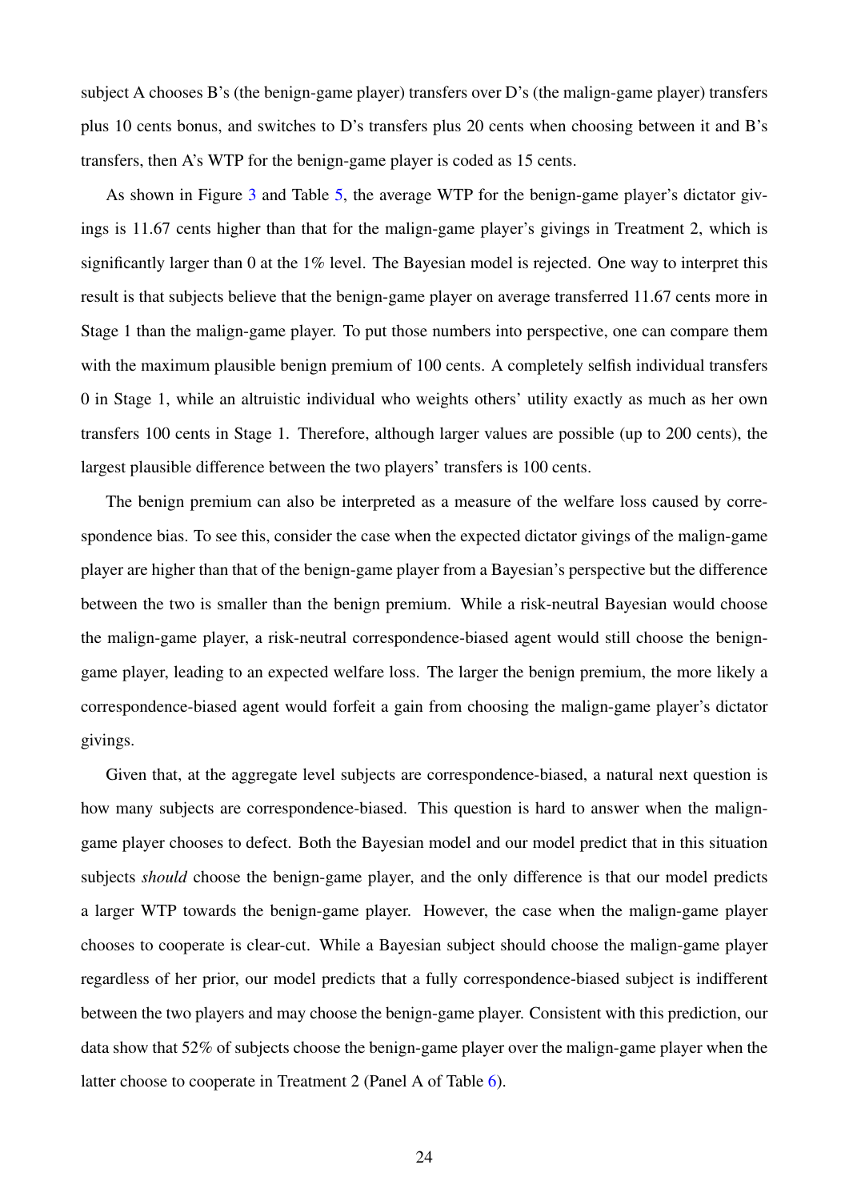subject A chooses B's (the benign-game player) transfers over D's (the malign-game player) transfers plus 10 cents bonus, and switches to D's transfers plus 20 cents when choosing between it and B's transfers, then A's WTP for the benign-game player is coded as 15 cents.

As shown in Figure 3 and Table 5, the average WTP for the benign-game player's dictator givings is 11.67 cents higher than that for the malign-game player's givings in Treatment 2, which is significantly larger than 0 at the 1% level. The Bayesian model is rejected. One way to interpret this result is that subjects believe that the benign-game player on average transferred 11.67 cents more in Stage 1 than the malign-game player. To put those numbers into perspective, one can compare them with the maximum plausible benign premium of 100 cents. A completely selfish individual transfers 0 in Stage 1, while an altruistic individual who weights others' utility exactly as much as her own transfers 100 cents in Stage 1. Therefore, although larger values are possible (up to 200 cents), the largest plausible difference between the two players' transfers is 100 cents.

The benign premium can also be interpreted as a measure of the welfare loss caused by correspondence bias. To see this, consider the case when the expected dictator givings of the malign-game player are higher than that of the benign-game player from a Bayesian's perspective but the difference between the two is smaller than the benign premium. While a risk-neutral Bayesian would choose the malign-game player, a risk-neutral correspondence-biased agent would still choose the benign-game player, leading to an expected welfare loss. The larger the benign premium, the more likely a correspondence-biased agent would forfeit a gain from choosing the malign-game player's dictator givings.

Given that, at the aggregate level subjects are correspondence-biased, a natural next question is how many subjects are correspondence-biased. This question is hard to answer when the malign-game player chooses to defect. Both the Bayesian model and our model predict that in this situation subjects *should* choose the benign-game player, and the only difference is that our model predicts a larger WTP towards the benign-game player. However, the case when the malign-game player chooses to cooperate is clear-cut. While a Bayesian subject should choose the malign-game player regardless of her prior, our model predicts that a fully correspondence-biased subject is indifferent between the two players and may choose the benign-game player. Consistent with this prediction, our data show that 52% of subjects choose the benign-game player over the malign-game player when the latter choose to cooperate in Treatment 2 (Panel A of Table 6).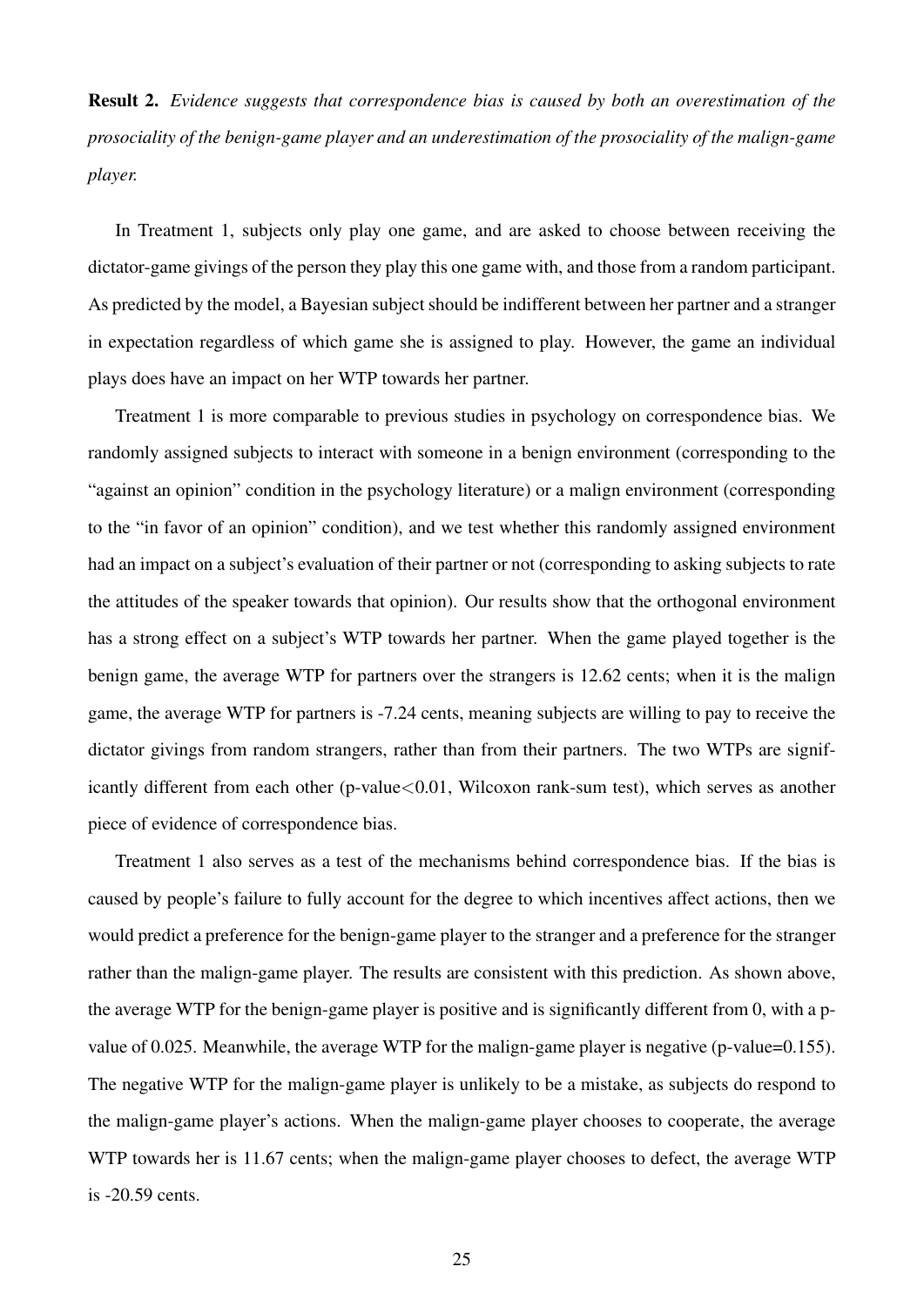**Result 2.** *Evidence suggests that correspondence bias is caused by both an overestimation of the prosociality of the benign-game player and an underestimation of the prosociality of the malign-game player.*

In Treatment 1, subjects only play one game, and are asked to choose between receiving the dictator-game givings of the person they play this one game with, and those from a random participant. As predicted by the model, a Bayesian subject should be indifferent between her partner and a stranger in expectation regardless of which game she is assigned to play. However, the game an individual plays does have an impact on her WTP towards her partner.

Treatment 1 is more comparable to previous studies in psychology on correspondence bias. We randomly assigned subjects to interact with someone in a benign environment (corresponding to the "against an opinion" condition in the psychology literature) or a malign environment (corresponding to the "in favor of an opinion" condition), and we test whether this randomly assigned environment had an impact on a subject's evaluation of their partner or not (corresponding to asking subjects to rate the attitudes of the speaker towards that opinion). Our results show that the orthogonal environment has a strong effect on a subject's WTP towards her partner. When the game played together is the benign game, the average WTP for partners over the strangers is 12.62 cents; when it is the malign game, the average WTP for partners is -7.24 cents, meaning subjects are willing to pay to receive the dictator givings from random strangers, rather than from their partners. The two WTPs are significantly different from each other (p-value$<$0.01, Wilcoxon rank-sum test), which serves as another piece of evidence of correspondence bias.

Treatment 1 also serves as a test of the mechanisms behind correspondence bias. If the bias is caused by people's failure to fully account for the degree to which incentives affect actions, then we would predict a preference for the benign-game player to the stranger and a preference for the stranger rather than the malign-game player. The results are consistent with this prediction. As shown above, the average WTP for the benign-game player is positive and is significantly different from 0, with a p-value of 0.025. Meanwhile, the average WTP for the malign-game player is negative (p-value=0.155). The negative WTP for the malign-game player is unlikely to be a mistake, as subjects do respond to the malign-game player's actions. When the malign-game player chooses to cooperate, the average WTP towards her is 11.67 cents; when the malign-game player chooses to defect, the average WTP is -20.59 cents.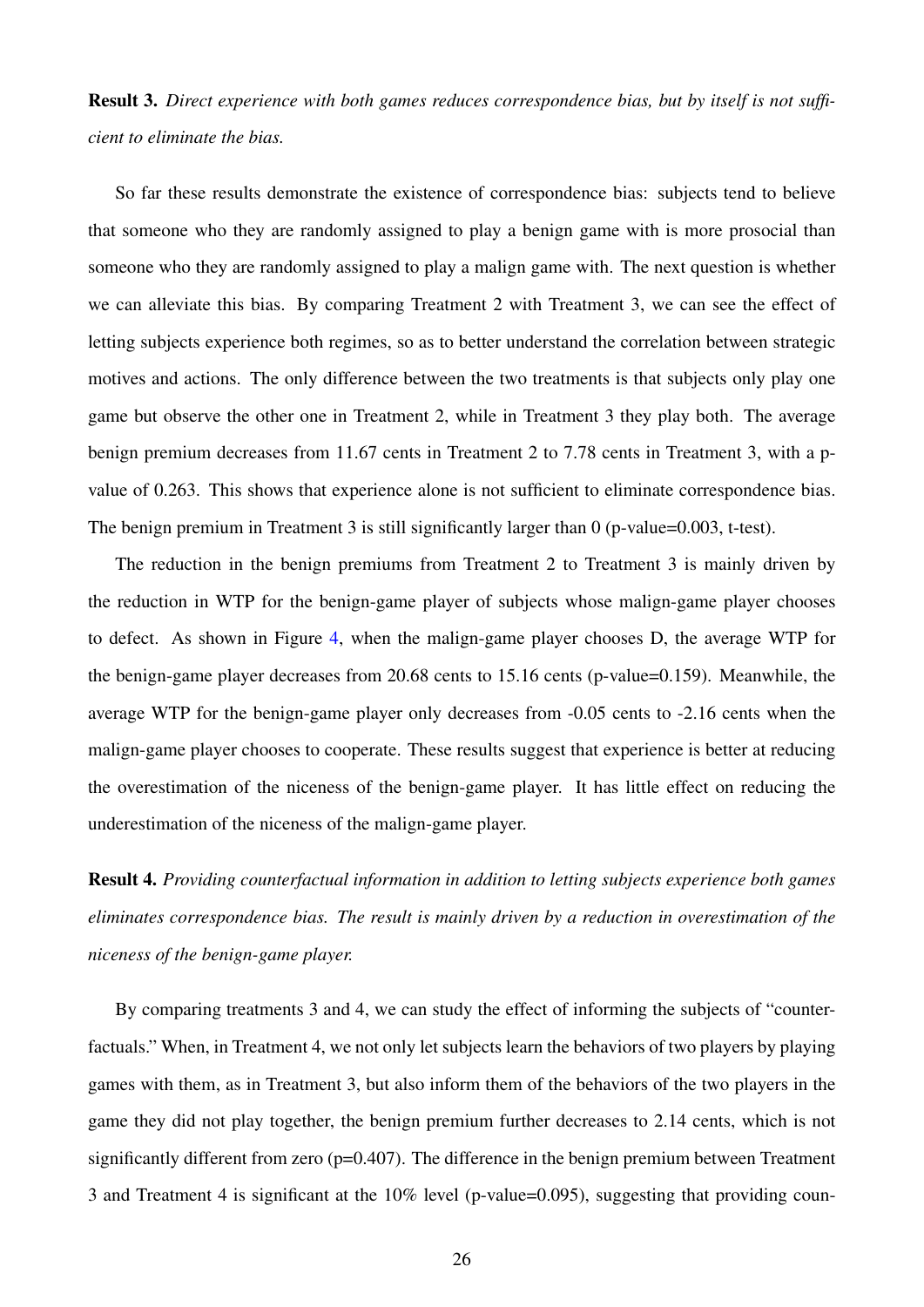**Result 3.** *Direct experience with both games reduces correspondence bias, but by itself is not sufficient to eliminate the bias.*

So far these results demonstrate the existence of correspondence bias: subjects tend to believe that someone who they are randomly assigned to play a benign game with is more prosocial than someone who they are randomly assigned to play a malign game with. The next question is whether we can alleviate this bias. By comparing Treatment 2 with Treatment 3, we can see the effect of letting subjects experience both regimes, so as to better understand the correlation between strategic motives and actions. The only difference between the two treatments is that subjects only play one game but observe the other one in Treatment 2, while in Treatment 3 they play both. The average benign premium decreases from 11.67 cents in Treatment 2 to 7.78 cents in Treatment 3, with a p-value of 0.263. This shows that experience alone is not sufficient to eliminate correspondence bias. The benign premium in Treatment 3 is still significantly larger than 0 (p-value=0.003, t-test).

The reduction in the benign premiums from Treatment 2 to Treatment 3 is mainly driven by the reduction in WTP for the benign-game player of subjects whose malign-game player chooses to defect. As shown in Figure 4, when the malign-game player chooses D, the average WTP for the benign-game player decreases from 20.68 cents to 15.16 cents (p-value=0.159). Meanwhile, the average WTP for the benign-game player only decreases from -0.05 cents to -2.16 cents when the malign-game player chooses to cooperate. These results suggest that experience is better at reducing the overestimation of the niceness of the benign-game player. It has little effect on reducing the underestimation of the niceness of the malign-game player.

**Result 4.** *Providing counterfactual information in addition to letting subjects experience both games eliminates correspondence bias. The result is mainly driven by a reduction in overestimation of the niceness of the benign-game player.*

By comparing treatments 3 and 4, we can study the effect of informing the subjects of "counterfactuals." When, in Treatment 4, we not only let subjects learn the behaviors of two players by playing games with them, as in Treatment 3, but also inform them of the behaviors of the two players in the game they did not play together, the benign premium further decreases to 2.14 cents, which is not significantly different from zero (p=0.407). The difference in the benign premium between Treatment 3 and Treatment 4 is significant at the 10% level (p-value=0.095), suggesting that providing coun-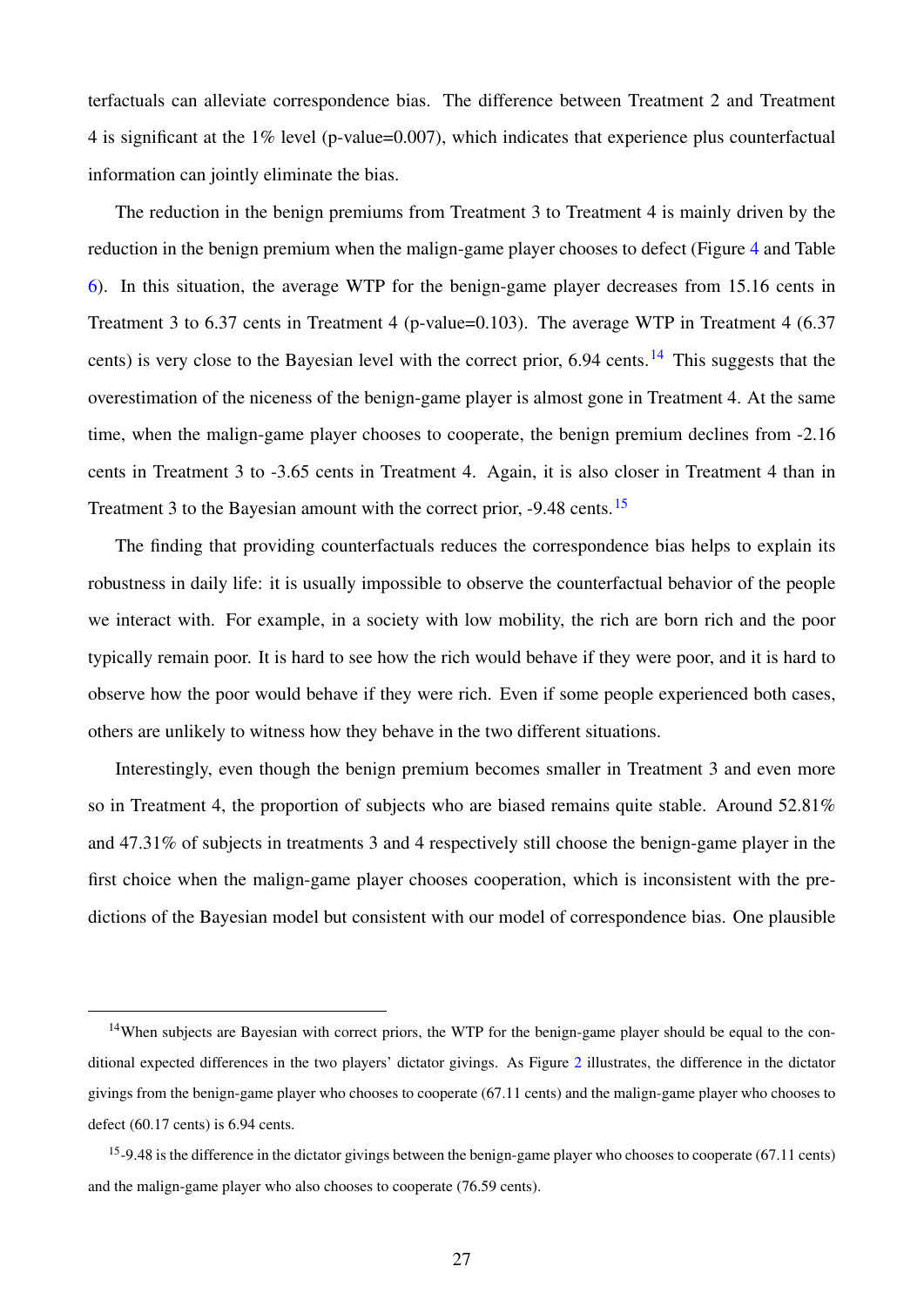terfactuals can alleviate correspondence bias. The difference between Treatment 2 and Treatment 4 is significant at the 1% level (p-value=0.007), which indicates that experience plus counterfactual information can jointly eliminate the bias.

The reduction in the benign premiums from Treatment 3 to Treatment 4 is mainly driven by the reduction in the benign premium when the malign-game player chooses to defect (Figure 4 and Table 6). In this situation, the average WTP for the benign-game player decreases from 15.16 cents in Treatment 3 to 6.37 cents in Treatment 4 (p-value=0.103). The average WTP in Treatment 4 (6.37 cents) is very close to the Bayesian level with the correct prior, 6.94 cents.[14] This suggests that the overestimation of the niceness of the benign-game player is almost gone in Treatment 4. At the same time, when the malign-game player chooses to cooperate, the benign premium declines from -2.16 cents in Treatment 3 to -3.65 cents in Treatment 4. Again, it is also closer in Treatment 4 than in Treatment 3 to the Bayesian amount with the correct prior, -9.48 cents.[15]

The finding that providing counterfactuals reduces the correspondence bias helps to explain its robustness in daily life: it is usually impossible to observe the counterfactual behavior of the people we interact with. For example, in a society with low mobility, the rich are born rich and the poor typically remain poor. It is hard to see how the rich would behave if they were poor, and it is hard to observe how the poor would behave if they were rich. Even if some people experienced both cases, others are unlikely to witness how they behave in the two different situations.

Interestingly, even though the benign premium becomes smaller in Treatment 3 and even more so in Treatment 4, the proportion of subjects who are biased remains quite stable. Around 52.81% and 47.31% of subjects in treatments 3 and 4 respectively still choose the benign-game player in the first choice when the malign-game player chooses cooperation, which is inconsistent with the predictions of the Bayesian model but consistent with our model of correspondence bias. One plausible

[14] When subjects are Bayesian with correct priors, the WTP for the benign-game player should be equal to the conditional expected differences in the two players' dictator givings. As Figure 2 illustrates, the difference in the dictator givings from the benign-game player who chooses to cooperate (67.11 cents) and the malign-game player who chooses to defect (60.17 cents) is 6.94 cents.

[15] -9.48 is the difference in the dictator givings between the benign-game player who chooses to cooperate (67.11 cents) and the malign-game player who also chooses to cooperate (76.59 cents).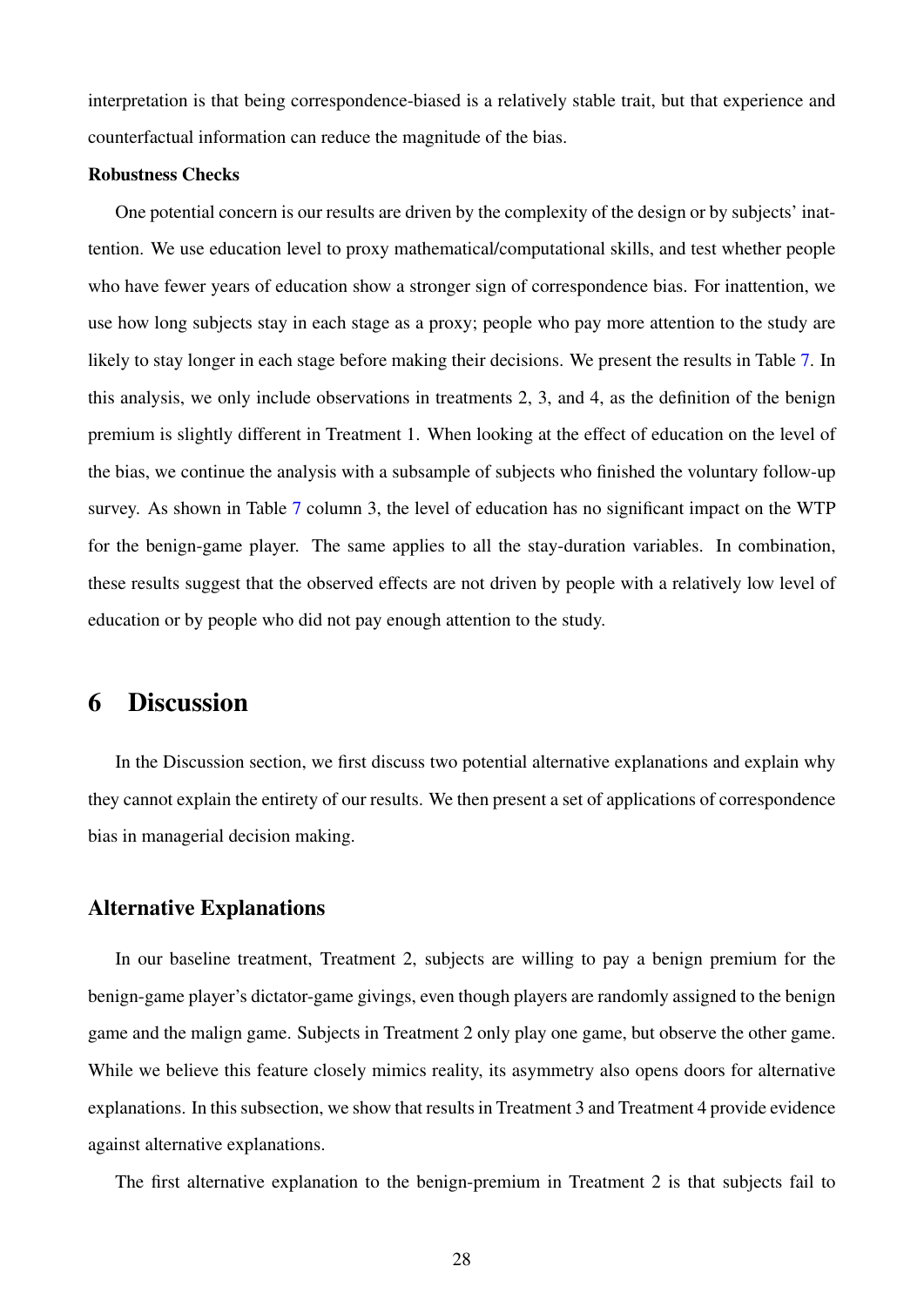interpretation is that being correspondence-biased is a relatively stable trait, but that experience and counterfactual information can reduce the magnitude of the bias.

**Robustness Checks**

One potential concern is our results are driven by the complexity of the design or by subjects' inattention. We use education level to proxy mathematical/computational skills, and test whether people who have fewer years of education show a stronger sign of correspondence bias. For inattention, we use how long subjects stay in each stage as a proxy; people who pay more attention to the study are likely to stay longer in each stage before making their decisions. We present the results in Table 7. In this analysis, we only include observations in treatments 2, 3, and 4, as the definition of the benign premium is slightly different in Treatment 1. When looking at the effect of education on the level of the bias, we continue the analysis with a subsample of subjects who finished the voluntary follow-up survey. As shown in Table 7 column 3, the level of education has no significant impact on the WTP for the benign-game player. The same applies to all the stay-duration variables. In combination, these results suggest that the observed effects are not driven by people with a relatively low level of education or by people who did not pay enough attention to the study.

# 6 Discussion

In the Discussion section, we first discuss two potential alternative explanations and explain why they cannot explain the entirety of our results. We then present a set of applications of correspondence bias in managerial decision making.

## Alternative Explanations

In our baseline treatment, Treatment 2, subjects are willing to pay a benign premium for the benign-game player's dictator-game givings, even though players are randomly assigned to the benign game and the malign game. Subjects in Treatment 2 only play one game, but observe the other game. While we believe this feature closely mimics reality, its asymmetry also opens doors for alternative explanations. In this subsection, we show that results in Treatment 3 and Treatment 4 provide evidence against alternative explanations.

The first alternative explanation to the benign-premium in Treatment 2 is that subjects fail to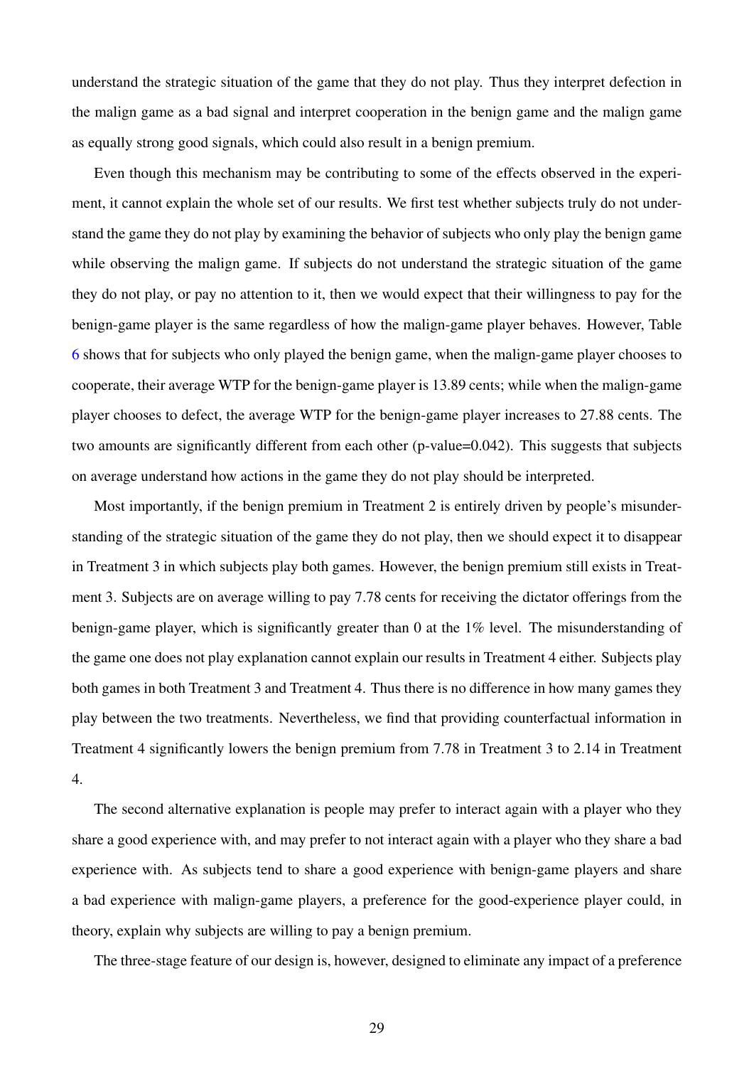understand the strategic situation of the game that they do not play. Thus they interpret defection in the malign game as a bad signal and interpret cooperation in the benign game and the malign game as equally strong good signals, which could also result in a benign premium.

Even though this mechanism may be contributing to some of the effects observed in the experiment, it cannot explain the whole set of our results. We first test whether subjects truly do not understand the game they do not play by examining the behavior of subjects who only play the benign game while observing the malign game. If subjects do not understand the strategic situation of the game they do not play, or pay no attention to it, then we would expect that their willingness to pay for the benign-game player is the same regardless of how the malign-game player behaves. However, Table 6 shows that for subjects who only played the benign game, when the malign-game player chooses to cooperate, their average WTP for the benign-game player is 13.89 cents; while when the malign-game player chooses to defect, the average WTP for the benign-game player increases to 27.88 cents. The two amounts are significantly different from each other (p-value=0.042). This suggests that subjects on average understand how actions in the game they do not play should be interpreted.

Most importantly, if the benign premium in Treatment 2 is entirely driven by people's misunderstanding of the strategic situation of the game they do not play, then we should expect it to disappear in Treatment 3 in which subjects play both games. However, the benign premium still exists in Treatment 3. Subjects are on average willing to pay 7.78 cents for receiving the dictator offerings from the benign-game player, which is significantly greater than 0 at the 1% level. The misunderstanding of the game one does not play explanation cannot explain our results in Treatment 4 either. Subjects play both games in both Treatment 3 and Treatment 4. Thus there is no difference in how many games they play between the two treatments. Nevertheless, we find that providing counterfactual information in Treatment 4 significantly lowers the benign premium from 7.78 in Treatment 3 to 2.14 in Treatment 4.

The second alternative explanation is people may prefer to interact again with a player who they share a good experience with, and may prefer to not interact again with a player who they share a bad experience with. As subjects tend to share a good experience with benign-game players and share a bad experience with malign-game players, a preference for the good-experience player could, in theory, explain why subjects are willing to pay a benign premium.

The three-stage feature of our design is, however, designed to eliminate any impact of a preference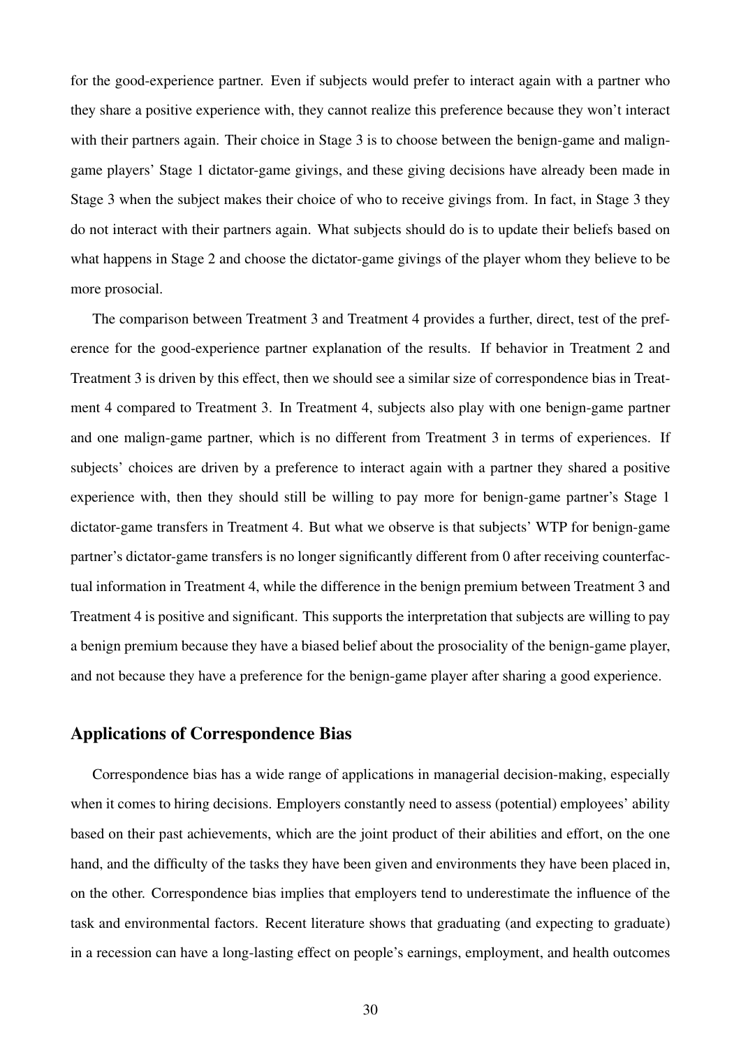for the good-experience partner. Even if subjects would prefer to interact again with a partner who they share a positive experience with, they cannot realize this preference because they won't interact with their partners again. Their choice in Stage 3 is to choose between the benign-game and malign-game players' Stage 1 dictator-game givings, and these giving decisions have already been made in Stage 3 when the subject makes their choice of who to receive givings from. In fact, in Stage 3 they do not interact with their partners again. What subjects should do is to update their beliefs based on what happens in Stage 2 and choose the dictator-game givings of the player whom they believe to be more prosocial.

The comparison between Treatment 3 and Treatment 4 provides a further, direct, test of the preference for the good-experience partner explanation of the results. If behavior in Treatment 2 and Treatment 3 is driven by this effect, then we should see a similar size of correspondence bias in Treatment 4 compared to Treatment 3. In Treatment 4, subjects also play with one benign-game partner and one malign-game partner, which is no different from Treatment 3 in terms of experiences. If subjects' choices are driven by a preference to interact again with a partner they shared a positive experience with, then they should still be willing to pay more for benign-game partner's Stage 1 dictator-game transfers in Treatment 4. But what we observe is that subjects' WTP for benign-game partner's dictator-game transfers is no longer significantly different from 0 after receiving counterfactual information in Treatment 4, while the difference in the benign premium between Treatment 3 and Treatment 4 is positive and significant. This supports the interpretation that subjects are willing to pay a benign premium because they have a biased belief about the prosociality of the benign-game player, and not because they have a preference for the benign-game player after sharing a good experience.

## Applications of Correspondence Bias

Correspondence bias has a wide range of applications in managerial decision-making, especially when it comes to hiring decisions. Employers constantly need to assess (potential) employees' ability based on their past achievements, which are the joint product of their abilities and effort, on the one hand, and the difficulty of the tasks they have been given and environments they have been placed in, on the other. Correspondence bias implies that employers tend to underestimate the influence of the task and environmental factors. Recent literature shows that graduating (and expecting to graduate) in a recession can have a long-lasting effect on people's earnings, employment, and health outcomes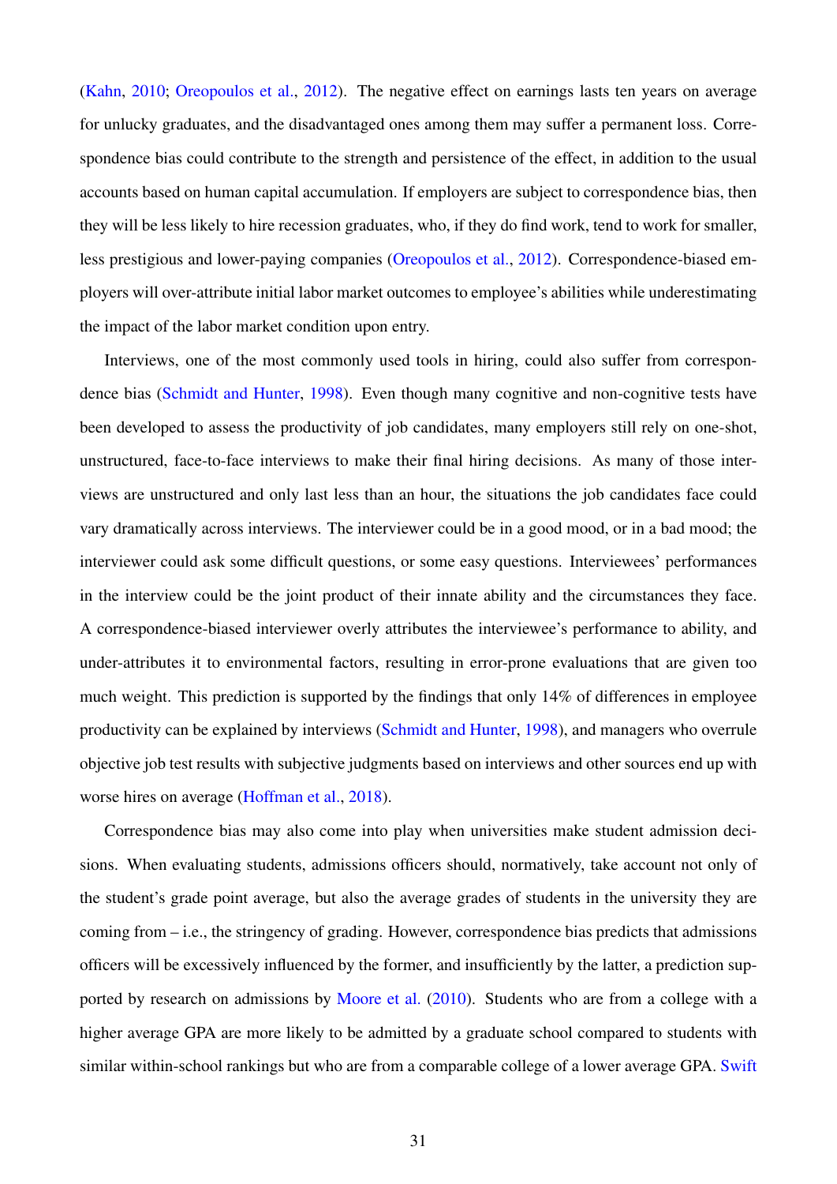(Kahn, 2010; Oreopoulos et al., 2012). The negative effect on earnings lasts ten years on average for unlucky graduates, and the disadvantaged ones among them may suffer a permanent loss. Correspondence bias could contribute to the strength and persistence of the effect, in addition to the usual accounts based on human capital accumulation. If employers are subject to correspondence bias, then they will be less likely to hire recession graduates, who, if they do find work, tend to work for smaller, less prestigious and lower-paying companies (Oreopoulos et al., 2012). Correspondence-biased employers will over-attribute initial labor market outcomes to employee's abilities while underestimating the impact of the labor market condition upon entry.

Interviews, one of the most commonly used tools in hiring, could also suffer from correspondence bias (Schmidt and Hunter, 1998). Even though many cognitive and non-cognitive tests have been developed to assess the productivity of job candidates, many employers still rely on one-shot, unstructured, face-to-face interviews to make their final hiring decisions. As many of those interviews are unstructured and only last less than an hour, the situations the job candidates face could vary dramatically across interviews. The interviewer could be in a good mood, or in a bad mood; the interviewer could ask some difficult questions, or some easy questions. Interviewees' performances in the interview could be the joint product of their innate ability and the circumstances they face. A correspondence-biased interviewer overly attributes the interviewee's performance to ability, and under-attributes it to environmental factors, resulting in error-prone evaluations that are given too much weight. This prediction is supported by the findings that only 14% of differences in employee productivity can be explained by interviews (Schmidt and Hunter, 1998), and managers who overrule objective job test results with subjective judgments based on interviews and other sources end up with worse hires on average (Hoffman et al., 2018).

Correspondence bias may also come into play when universities make student admission decisions. When evaluating students, admissions officers should, normatively, take account not only of the student's grade point average, but also the average grades of students in the university they are coming from – i.e., the stringency of grading. However, correspondence bias predicts that admissions officers will be excessively influenced by the former, and insufficiently by the latter, a prediction supported by research on admissions by Moore et al. (2010). Students who are from a college with a higher average GPA are more likely to be admitted by a graduate school compared to students with similar within-school rankings but who are from a comparable college of a lower average GPA. Swift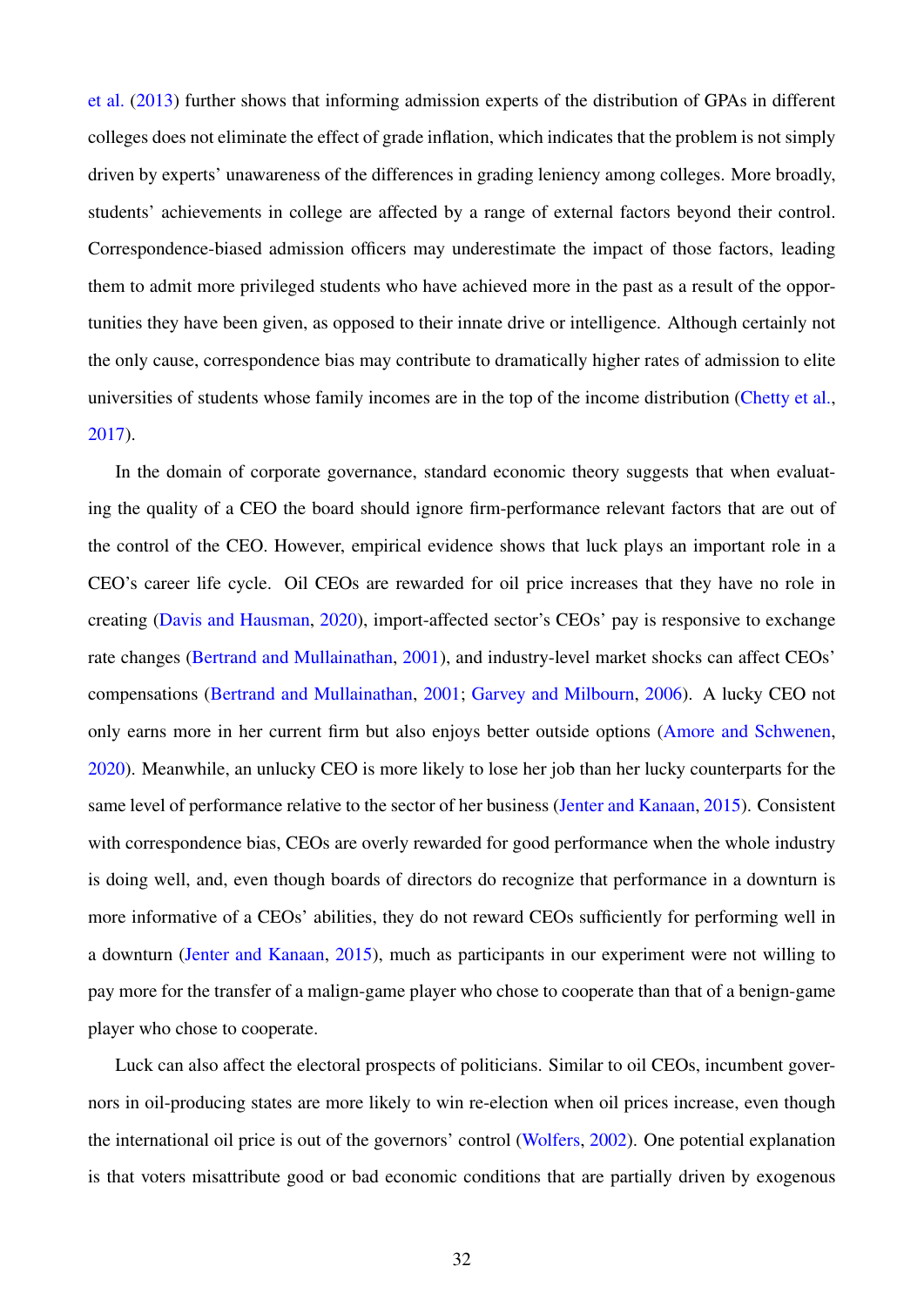et al. (2013) further shows that informing admission experts of the distribution of GPAs in different colleges does not eliminate the effect of grade inflation, which indicates that the problem is not simply driven by experts' unawareness of the differences in grading leniency among colleges. More broadly, students' achievements in college are affected by a range of external factors beyond their control. Correspondence-biased admission officers may underestimate the impact of those factors, leading them to admit more privileged students who have achieved more in the past as a result of the opportunities they have been given, as opposed to their innate drive or intelligence. Although certainly not the only cause, correspondence bias may contribute to dramatically higher rates of admission to elite universities of students whose family incomes are in the top of the income distribution (Chetty et al., 2017).

In the domain of corporate governance, standard economic theory suggests that when evaluating the quality of a CEO the board should ignore firm-performance relevant factors that are out of the control of the CEO. However, empirical evidence shows that luck plays an important role in a CEO's career life cycle. Oil CEOs are rewarded for oil price increases that they have no role in creating (Davis and Hausman, 2020), import-affected sector's CEOs' pay is responsive to exchange rate changes (Bertrand and Mullainathan, 2001), and industry-level market shocks can affect CEOs' compensations (Bertrand and Mullainathan, 2001; Garvey and Milbourn, 2006). A lucky CEO not only earns more in her current firm but also enjoys better outside options (Amore and Schwenen, 2020). Meanwhile, an unlucky CEO is more likely to lose her job than her lucky counterparts for the same level of performance relative to the sector of her business (Jenter and Kanaan, 2015). Consistent with correspondence bias, CEOs are overly rewarded for good performance when the whole industry is doing well, and, even though boards of directors do recognize that performance in a downturn is more informative of a CEOs' abilities, they do not reward CEOs sufficiently for performing well in a downturn (Jenter and Kanaan, 2015), much as participants in our experiment were not willing to pay more for the transfer of a malign-game player who chose to cooperate than that of a benign-game player who chose to cooperate.

Luck can also affect the electoral prospects of politicians. Similar to oil CEOs, incumbent governors in oil-producing states are more likely to win re-election when oil prices increase, even though the international oil price is out of the governors' control (Wolfers, 2002). One potential explanation is that voters misattribute good or bad economic conditions that are partially driven by exogenous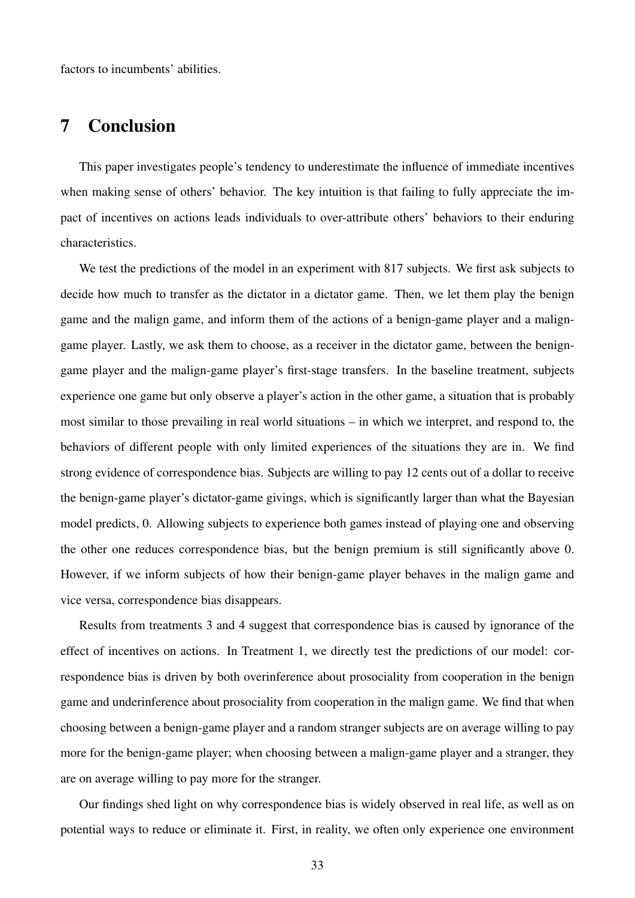factors to incumbents' abilities.

# 7 Conclusion

This paper investigates people's tendency to underestimate the influence of immediate incentives when making sense of others' behavior. The key intuition is that failing to fully appreciate the impact of incentives on actions leads individuals to over-attribute others' behaviors to their enduring characteristics.

We test the predictions of the model in an experiment with 817 subjects. We first ask subjects to decide how much to transfer as the dictator in a dictator game. Then, we let them play the benign game and the malign game, and inform them of the actions of a benign-game player and a malign-game player. Lastly, we ask them to choose, as a receiver in the dictator game, between the benign-game player and the malign-game player's first-stage transfers. In the baseline treatment, subjects experience one game but only observe a player's action in the other game, a situation that is probably most similar to those prevailing in real world situations – in which we interpret, and respond to, the behaviors of different people with only limited experiences of the situations they are in. We find strong evidence of correspondence bias. Subjects are willing to pay 12 cents out of a dollar to receive the benign-game player's dictator-game givings, which is significantly larger than what the Bayesian model predicts, 0. Allowing subjects to experience both games instead of playing one and observing the other one reduces correspondence bias, but the benign premium is still significantly above 0. However, if we inform subjects of how their benign-game player behaves in the malign game and vice versa, correspondence bias disappears.

Results from treatments 3 and 4 suggest that correspondence bias is caused by ignorance of the effect of incentives on actions. In Treatment 1, we directly test the predictions of our model: correspondence bias is driven by both overinference about prosociality from cooperation in the benign game and underinference about prosociality from cooperation in the malign game. We find that when choosing between a benign-game player and a random stranger subjects are on average willing to pay more for the benign-game player; when choosing between a malign-game player and a stranger, they are on average willing to pay more for the stranger.

Our findings shed light on why correspondence bias is widely observed in real life, as well as on potential ways to reduce or eliminate it. First, in reality, we often only experience one environment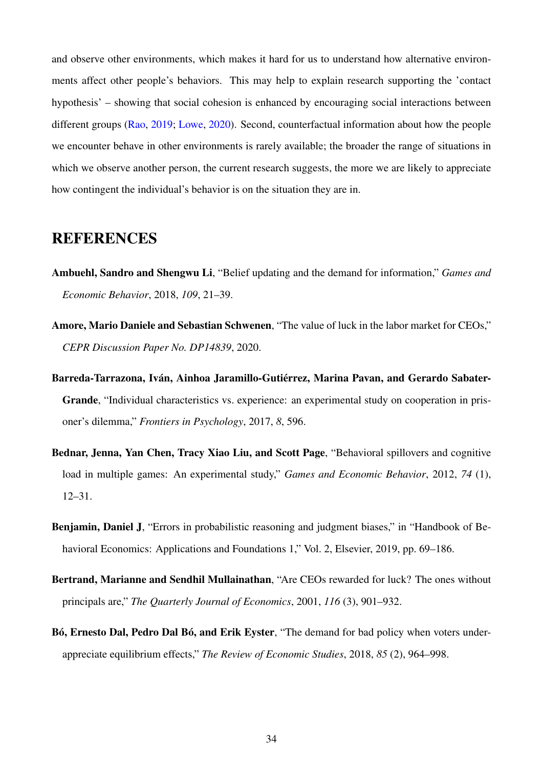and observe other environments, which makes it hard for us to understand how alternative environments affect other people's behaviors. This may help to explain research supporting the 'contact hypothesis' – showing that social cohesion is enhanced by encouraging social interactions between different groups (Rao, 2019; Lowe, 2020). Second, counterfactual information about how the people we encounter behave in other environments is rarely available; the broader the range of situations in which we observe another person, the current research suggests, the more we are likely to appreciate how contingent the individual's behavior is on the situation they are in.

## REFERENCES

**Ambuehl, Sandro and Shengwu Li**, "Belief updating and the demand for information," *Games and Economic Behavior*, 2018, *109*, 21–39.

**Amore, Mario Daniele and Sebastian Schwenen**, "The value of luck in the labor market for CEOs," *CEPR Discussion Paper No. DP14839*, 2020.

**Barreda-Tarrazona, Iván, Ainhoa Jaramillo-Gutiérrez, Marina Pavan, and Gerardo Sabater-Grande**, "Individual characteristics vs. experience: an experimental study on cooperation in prisoner's dilemma," *Frontiers in Psychology*, 2017, *8*, 596.

**Bednar, Jenna, Yan Chen, Tracy Xiao Liu, and Scott Page**, "Behavioral spillovers and cognitive load in multiple games: An experimental study," *Games and Economic Behavior*, 2012, *74* (1), 12–31.

**Benjamin, Daniel J**, "Errors in probabilistic reasoning and judgment biases," in "Handbook of Behavioral Economics: Applications and Foundations 1," Vol. 2, Elsevier, 2019, pp. 69–186.

**Bertrand, Marianne and Sendhil Mullainathan**, "Are CEOs rewarded for luck? The ones without principals are," *The Quarterly Journal of Economics*, 2001, *116* (3), 901–932.

**Bó, Ernesto Dal, Pedro Dal Bó, and Erik Eyster**, "The demand for bad policy when voters underappreciate equilibrium effects," *The Review of Economic Studies*, 2018, *85* (2), 964–998.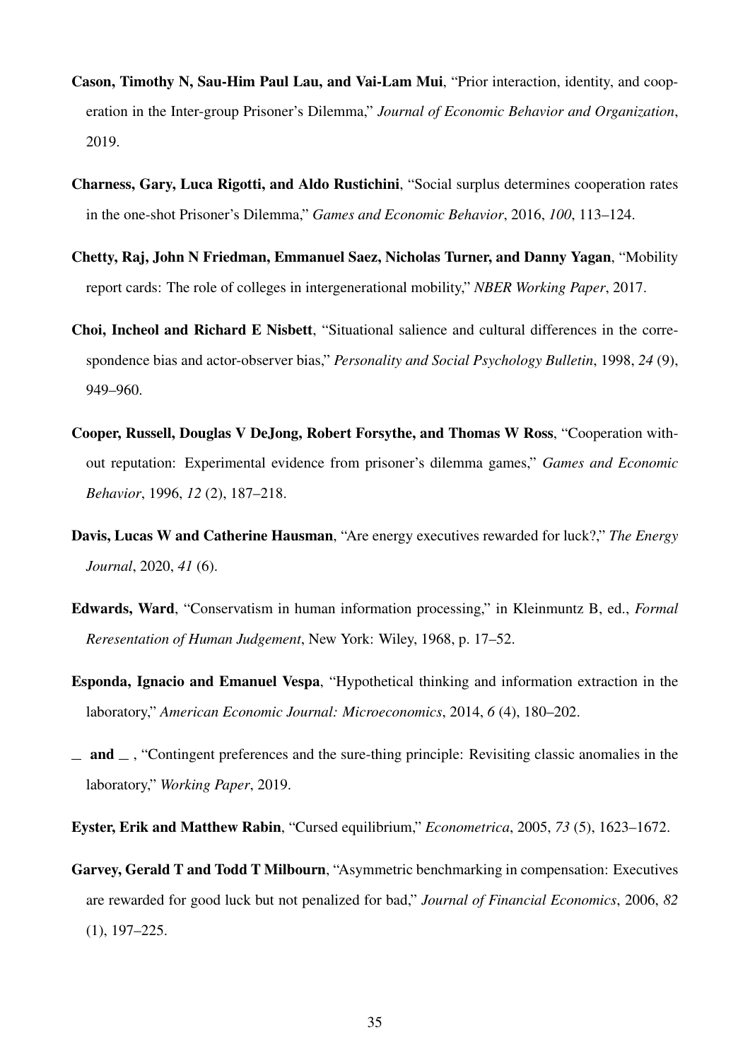**Cason, Timothy N, Sau-Him Paul Lau, and Vai-Lam Mui**, "Prior interaction, identity, and cooperation in the Inter-group Prisoner's Dilemma," *Journal of Economic Behavior and Organization*, 2019.

**Charness, Gary, Luca Rigotti, and Aldo Rustichini**, "Social surplus determines cooperation rates in the one-shot Prisoner's Dilemma," *Games and Economic Behavior*, 2016, *100*, 113–124.

**Chetty, Raj, John N Friedman, Emmanuel Saez, Nicholas Turner, and Danny Yagan**, "Mobility report cards: The role of colleges in intergenerational mobility," *NBER Working Paper*, 2017.

**Choi, Incheol and Richard E Nisbett**, "Situational salience and cultural differences in the correspondence bias and actor-observer bias," *Personality and Social Psychology Bulletin*, 1998, *24* (9), 949–960.

**Cooper, Russell, Douglas V DeJong, Robert Forsythe, and Thomas W Ross**, "Cooperation without reputation: Experimental evidence from prisoner's dilemma games," *Games and Economic Behavior*, 1996, *12* (2), 187–218.

**Davis, Lucas W and Catherine Hausman**, "Are energy executives rewarded for luck?," *The Energy Journal*, 2020, *41* (6).

**Edwards, Ward**, "Conservatism in human information processing," in Kleinmuntz B, ed., *Formal Reresentation of Human Judgement*, New York: Wiley, 1968, p. 17–52.

**Esponda, Ignacio and Emanuel Vespa**, "Hypothetical thinking and information extraction in the laboratory," *American Economic Journal: Microeconomics*, 2014, *6* (4), 180–202.

**\_ and \_** , "Contingent preferences and the sure-thing principle: Revisiting classic anomalies in the laboratory," *Working Paper*, 2019.

**Eyster, Erik and Matthew Rabin**, "Cursed equilibrium," *Econometrica*, 2005, *73* (5), 1623–1672.

**Garvey, Gerald T and Todd T Milbourn**, "Asymmetric benchmarking in compensation: Executives are rewarded for good luck but not penalized for bad," *Journal of Financial Economics*, 2006, *82* (1), 197–225.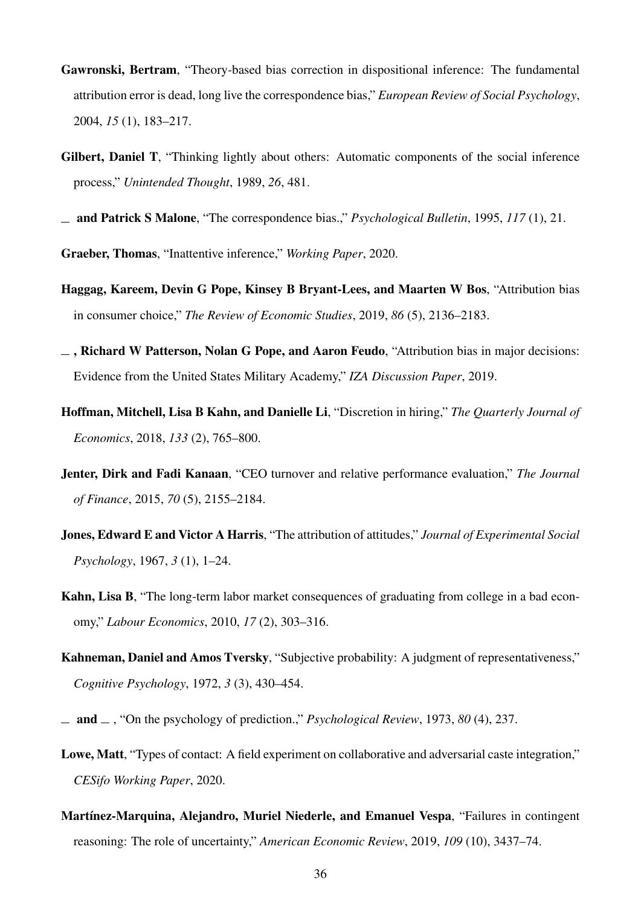**Gawronski, Bertram**, "Theory-based bias correction in dispositional inference: The fundamental attribution error is dead, long live the correspondence bias," *European Review of Social Psychology*, 2004, *15* (1), 183–217.

**Gilbert, Daniel T**, "Thinking lightly about others: Automatic components of the social inference process," *Unintended Thought*, 1989, *26*, 481.

— **and Patrick S Malone**, "The correspondence bias.," *Psychological Bulletin*, 1995, *117* (1), 21.

**Graeber, Thomas**, "Inattentive inference," *Working Paper*, 2020.

**Haggag, Kareem, Devin G Pope, Kinsey B Bryant-Lees, and Maarten W Bos**, "Attribution bias in consumer choice," *The Review of Economic Studies*, 2019, *86* (5), 2136–2183.

— **, Richard W Patterson, Nolan G Pope, and Aaron Feudo**, "Attribution bias in major decisions: Evidence from the United States Military Academy," *IZA Discussion Paper*, 2019.

**Hoffman, Mitchell, Lisa B Kahn, and Danielle Li**, "Discretion in hiring," *The Quarterly Journal of Economics*, 2018, *133* (2), 765–800.

**Jenter, Dirk and Fadi Kanaan**, "CEO turnover and relative performance evaluation," *The Journal of Finance*, 2015, *70* (5), 2155–2184.

**Jones, Edward E and Victor A Harris**, "The attribution of attitudes," *Journal of Experimental Social Psychology*, 1967, *3* (1), 1–24.

**Kahn, Lisa B**, "The long-term labor market consequences of graduating from college in a bad economy," *Labour Economics*, 2010, *17* (2), 303–316.

**Kahneman, Daniel and Amos Tversky**, "Subjective probability: A judgment of representativeness," *Cognitive Psychology*, 1972, *3* (3), 430–454.

— **and** — , "On the psychology of prediction.," *Psychological Review*, 1973, *80* (4), 237.

**Lowe, Matt**, "Types of contact: A field experiment on collaborative and adversarial caste integration," *CESifo Working Paper*, 2020.

**Martínez-Marquina, Alejandro, Muriel Niederle, and Emanuel Vespa**, "Failures in contingent reasoning: The role of uncertainty," *American Economic Review*, 2019, *109* (10), 3437–74.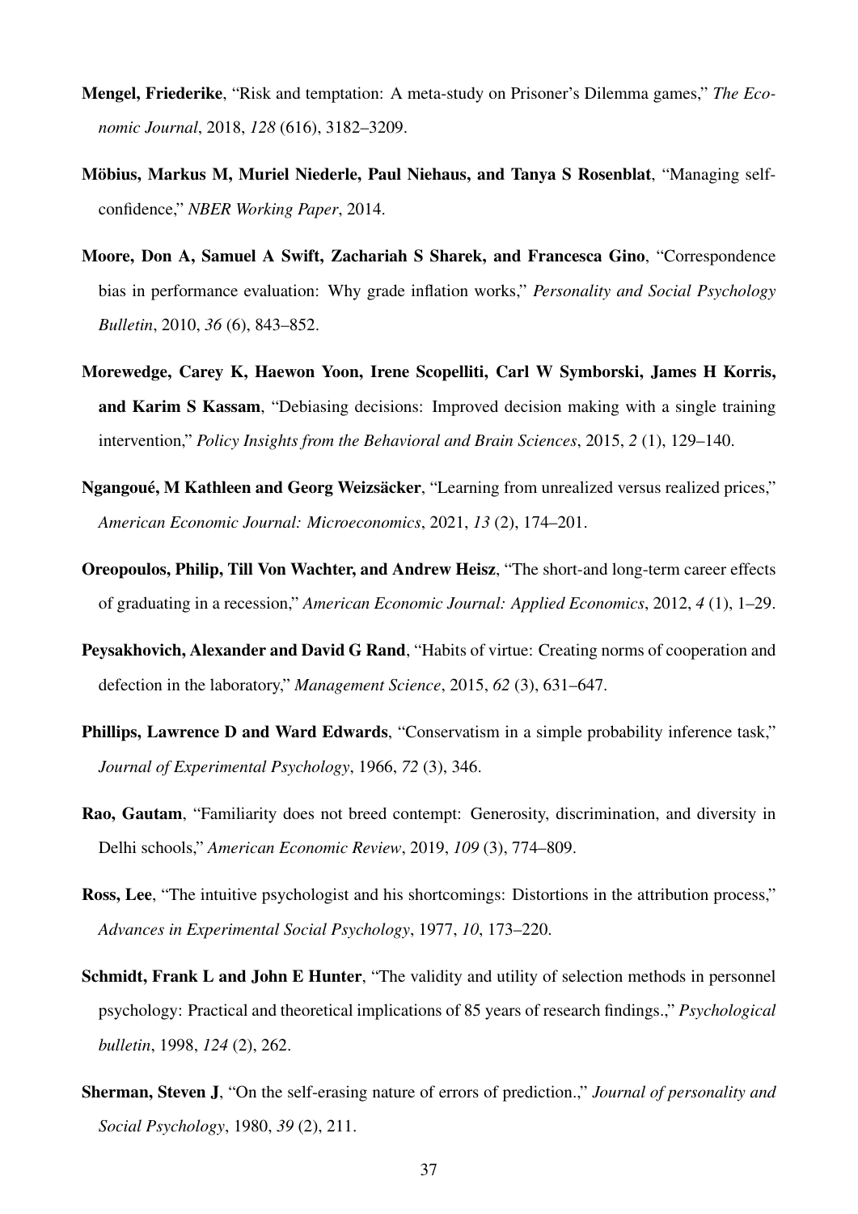**Mengel, Friederike**, "Risk and temptation: A meta-study on Prisoner's Dilemma games," *The Economic Journal*, 2018, *128* (616), 3182–3209.

**Möbius, Markus M, Muriel Niederle, Paul Niehaus, and Tanya S Rosenblat**, "Managing self-confidence," *NBER Working Paper*, 2014.

**Moore, Don A, Samuel A Swift, Zachariah S Sharek, and Francesca Gino**, "Correspondence bias in performance evaluation: Why grade inflation works," *Personality and Social Psychology Bulletin*, 2010, *36* (6), 843–852.

**Morewedge, Carey K, Haewon Yoon, Irene Scopelliti, Carl W Symborski, James H Korris, and Karim S Kassam**, "Debiasing decisions: Improved decision making with a single training intervention," *Policy Insights from the Behavioral and Brain Sciences*, 2015, *2* (1), 129–140.

**Ngangoué, M Kathleen and Georg Weizsäcker**, "Learning from unrealized versus realized prices," *American Economic Journal: Microeconomics*, 2021, *13* (2), 174–201.

**Oreopoulos, Philip, Till Von Wachter, and Andrew Heisz**, "The short-and long-term career effects of graduating in a recession," *American Economic Journal: Applied Economics*, 2012, *4* (1), 1–29.

**Peysakhovich, Alexander and David G Rand**, "Habits of virtue: Creating norms of cooperation and defection in the laboratory," *Management Science*, 2015, *62* (3), 631–647.

**Phillips, Lawrence D and Ward Edwards**, "Conservatism in a simple probability inference task," *Journal of Experimental Psychology*, 1966, *72* (3), 346.

**Rao, Gautam**, "Familiarity does not breed contempt: Generosity, discrimination, and diversity in Delhi schools," *American Economic Review*, 2019, *109* (3), 774–809.

**Ross, Lee**, "The intuitive psychologist and his shortcomings: Distortions in the attribution process," *Advances in Experimental Social Psychology*, 1977, *10*, 173–220.

**Schmidt, Frank L and John E Hunter**, "The validity and utility of selection methods in personnel psychology: Practical and theoretical implications of 85 years of research findings.," *Psychological bulletin*, 1998, *124* (2), 262.

**Sherman, Steven J**, "On the self-erasing nature of errors of prediction.," *Journal of personality and Social Psychology*, 1980, *39* (2), 211.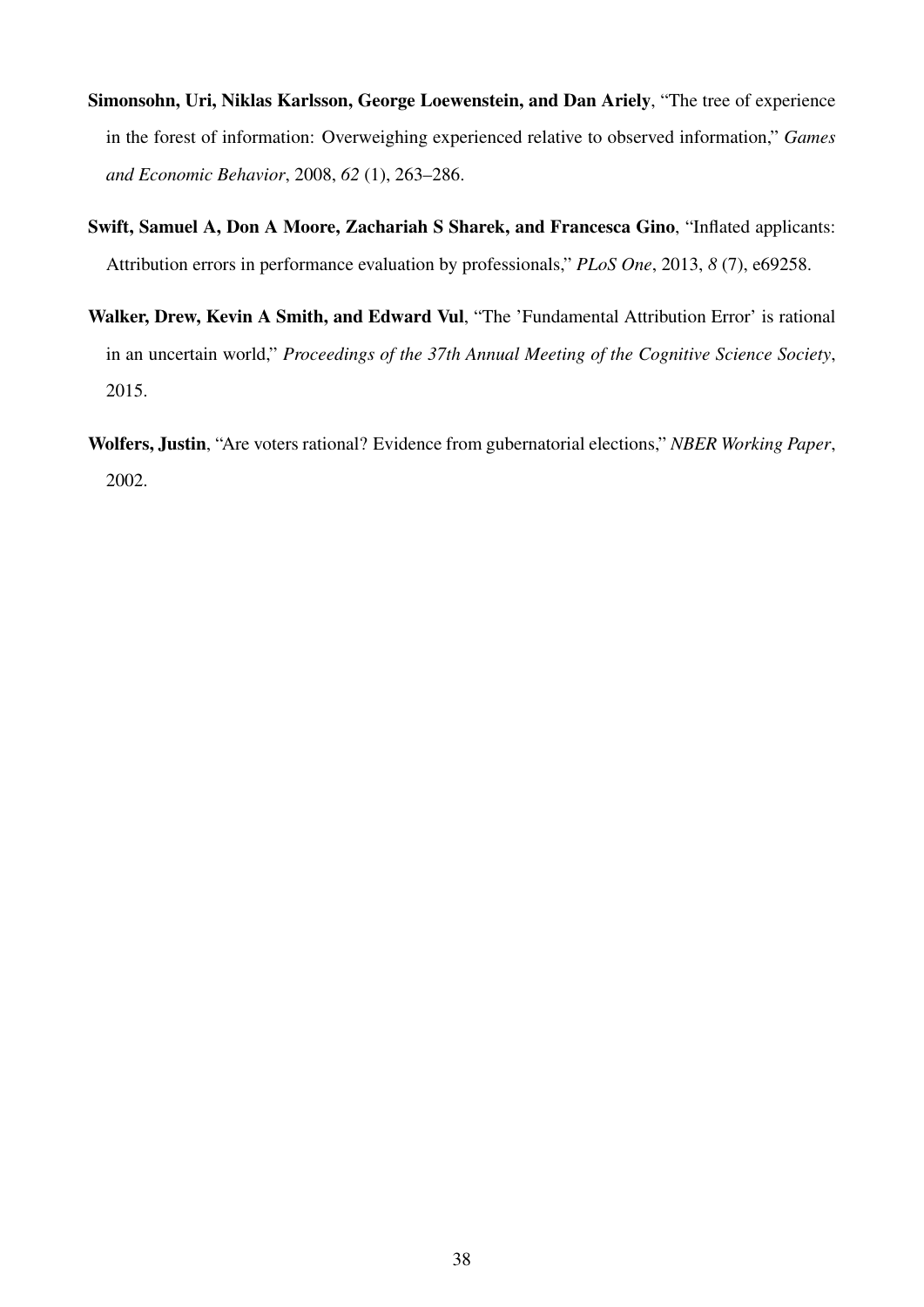**Simonsohn, Uri, Niklas Karlsson, George Loewenstein, and Dan Ariely**, "The tree of experience in the forest of information: Overweighing experienced relative to observed information," *Games and Economic Behavior*, 2008, *62* (1), 263–286.

**Swift, Samuel A, Don A Moore, Zachariah S Sharek, and Francesca Gino**, "Inflated applicants: Attribution errors in performance evaluation by professionals," *PLoS One*, 2013, *8* (7), e69258.

**Walker, Drew, Kevin A Smith, and Edward Vul**, "The 'Fundamental Attribution Error' is rational in an uncertain world," *Proceedings of the 37th Annual Meeting of the Cognitive Science Society*, 2015.

**Wolfers, Justin**, "Are voters rational? Evidence from gubernatorial elections," *NBER Working Paper*, 2002.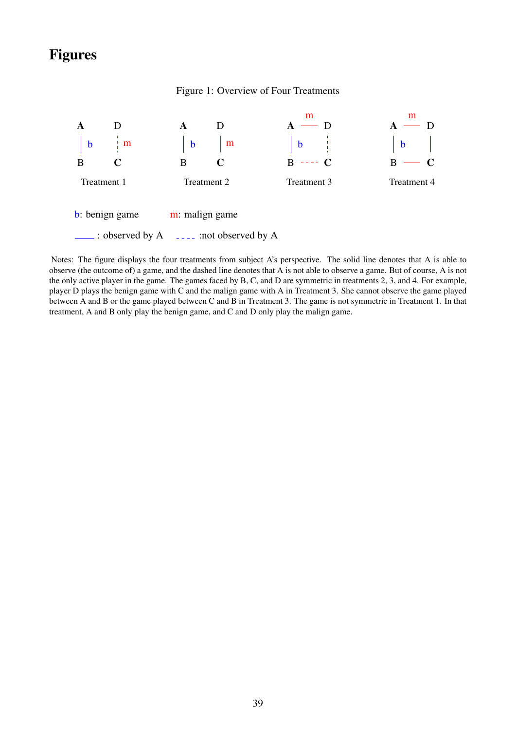# Figures

Figure 1: Overview of Four Treatments

| Treatment 1 | Treatment 2 | Treatment 3 | Treatment 4 |
|---|---|---|---|
| A–B: b (observed); D–C: m (not observed) | A–B: b (observed); D–C: m (observed) | A–D: m (observed); A–B: b (observed); D–C: not observed; B–C: not observed | A–D: m (observed); A–B: b (observed); D–C: observed; B–C: observed |

b: benign game m: malign game

——— : observed by A - - - - :not observed by A

Notes: The figure displays the four treatments from subject A's perspective. The solid line denotes that A is able to observe (the outcome of) a game, and the dashed line denotes that A is not able to observe a game. But of course, A is not the only active player in the game. The games faced by B, C, and D are symmetric in treatments 2, 3, and 4. For example, player D plays the benign game with C and the malign game with A in Treatment 3. She cannot observe the game played between A and B or the game played between C and B in Treatment 3. The game is not symmetric in Treatment 1. In that treatment, A and B only play the benign game, and C and D only play the malign game.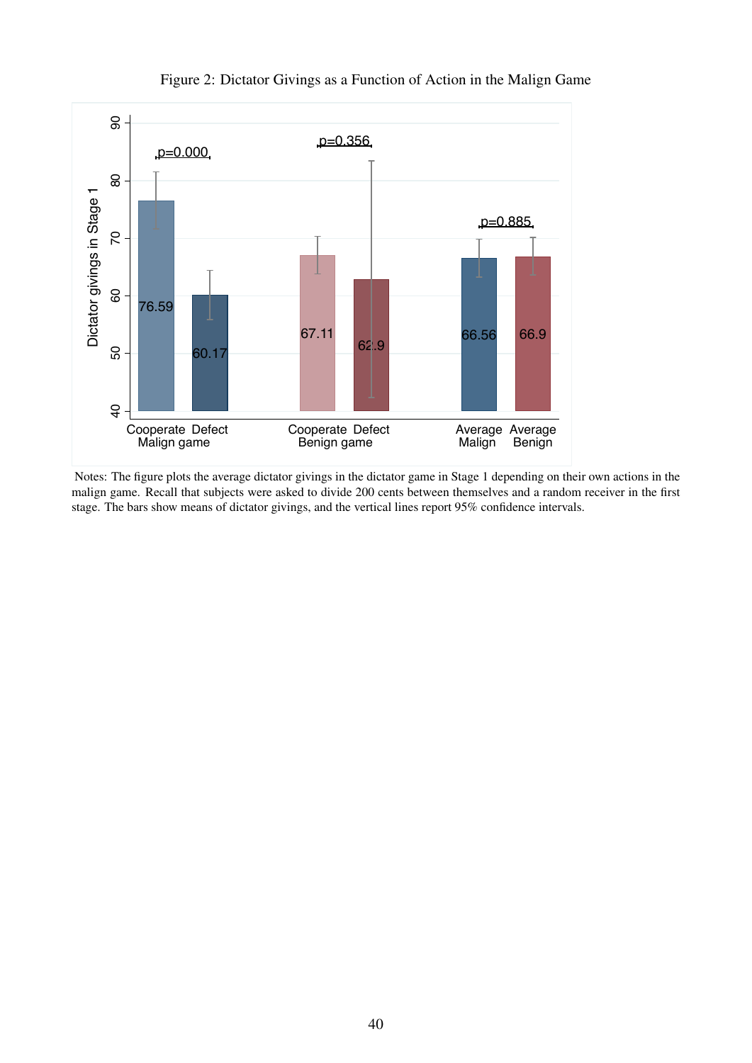Figure 2: Dictator Givings as a Function of Action in the Malign Game

Notes: The figure plots the average dictator givings in the dictator game in Stage 1 depending on their own actions in the malign game. Recall that subjects were asked to divide 200 cents between themselves and a random receiver in the first stage. The bars show means of dictator givings, and the vertical lines report 95% confidence intervals.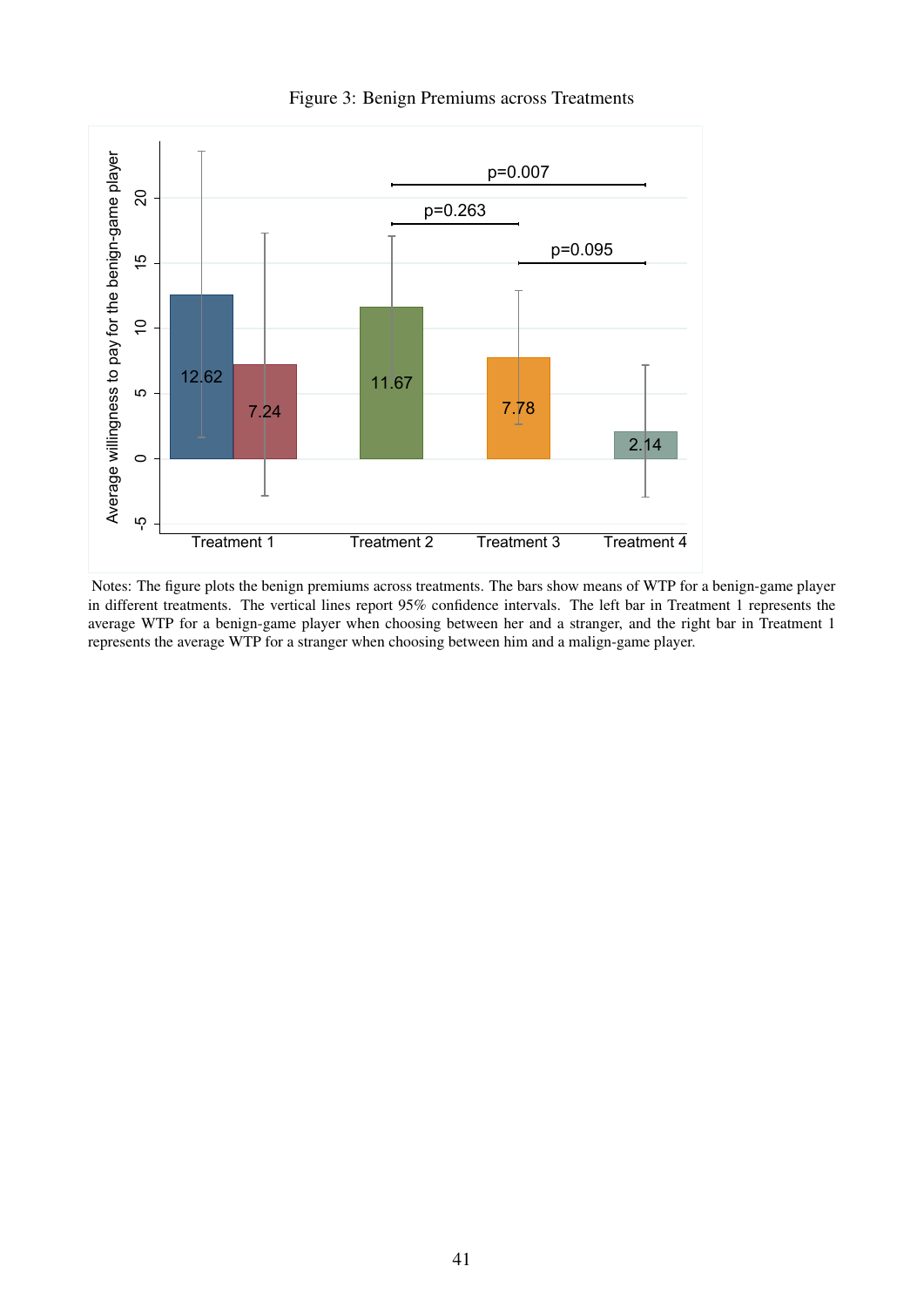Figure 3: Benign Premiums across Treatments

Notes: The figure plots the benign premiums across treatments. The bars show means of WTP for a benign-game player in different treatments. The vertical lines report 95% confidence intervals. The left bar in Treatment 1 represents the average WTP for a benign-game player when choosing between her and a stranger, and the right bar in Treatment 1 represents the average WTP for a stranger when choosing between him and a malign-game player.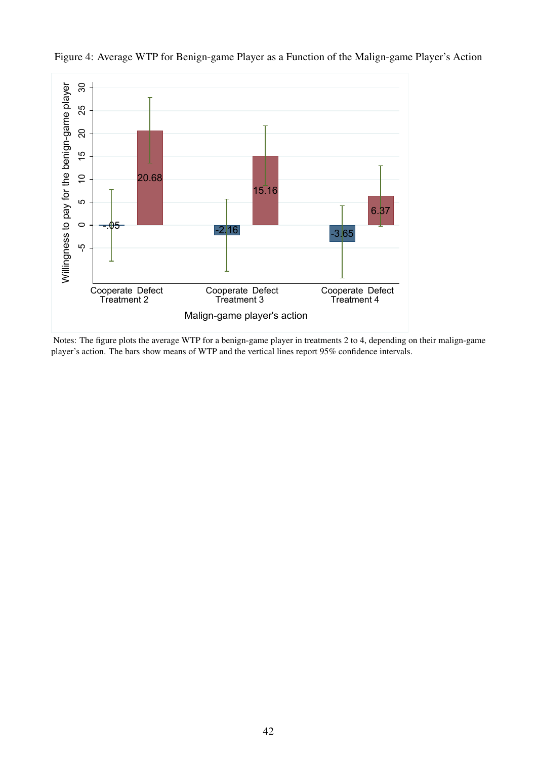Figure 4: Average WTP for Benign-game Player as a Function of the Malign-game Player's Action

Notes: The figure plots the average WTP for a benign-game player in treatments 2 to 4, depending on their malign-game player's action. The bars show means of WTP and the vertical lines report 95% confidence intervals.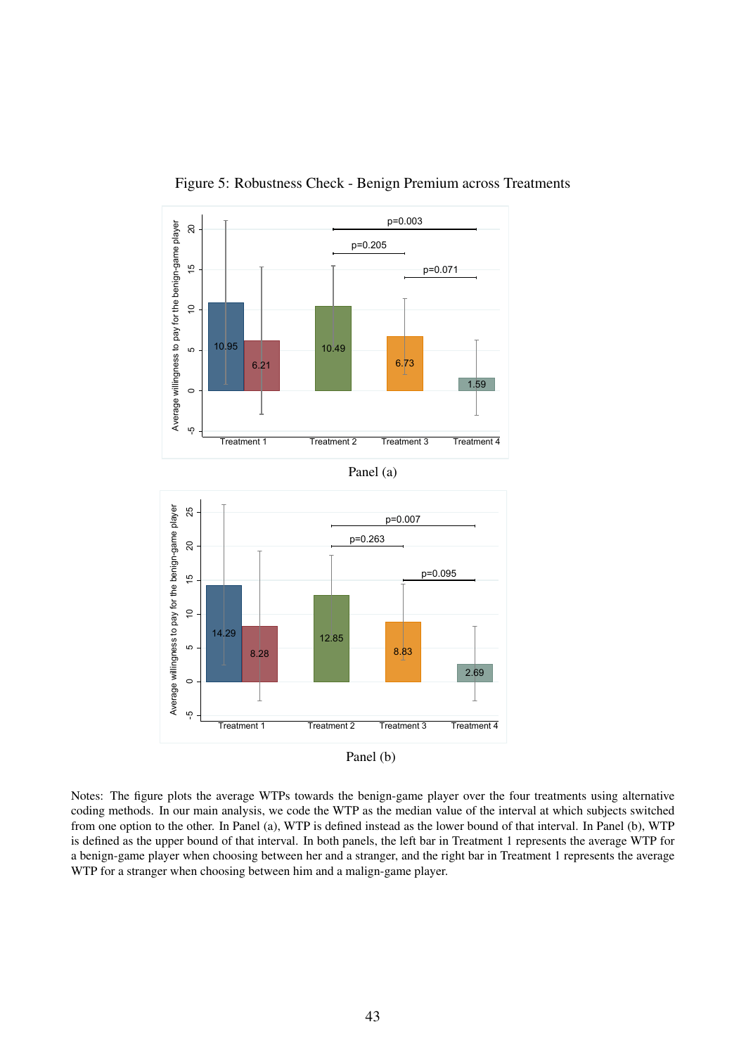Figure 5: Robustness Check - Benign Premium across Treatments

Panel (a)

Panel (b)

Notes: The figure plots the average WTPs towards the benign-game player over the four treatments using alternative coding methods. In our main analysis, we code the WTP as the median value of the interval at which subjects switched from one option to the other. In Panel (a), WTP is defined instead as the lower bound of that interval. In Panel (b), WTP is defined as the upper bound of that interval. In both panels, the left bar in Treatment 1 represents the average WTP for a benign-game player when choosing between her and a stranger, and the right bar in Treatment 1 represents the average WTP for a stranger when choosing between him and a malign-game player.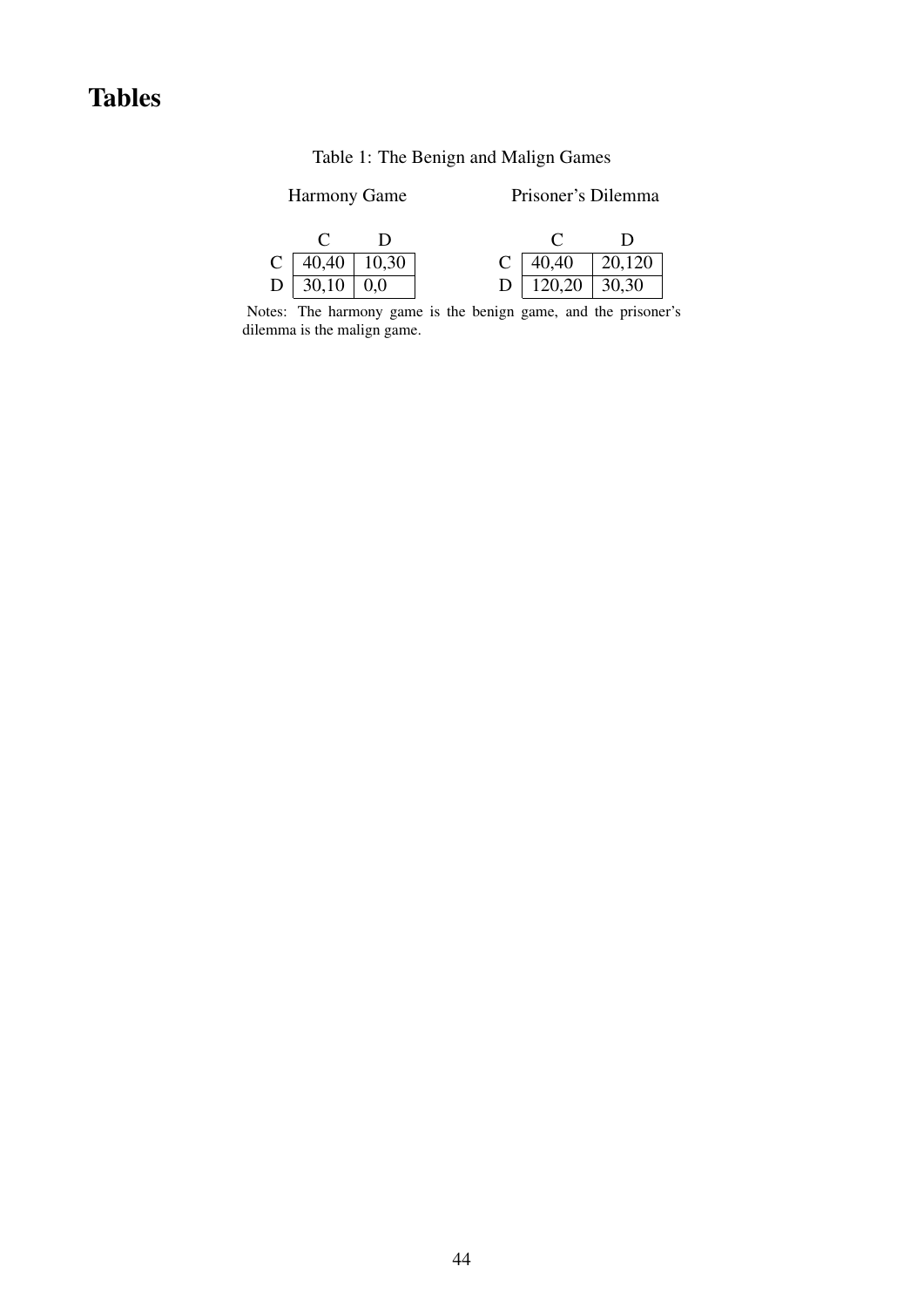# Tables

Table 1: The Benign and Malign Games

Harmony Game

| | C | D |
|---|---|---|
| C | 40,40 | 10,30 |
| D | 30,10 | 0,0 |

Prisoner's Dilemma

| | C | D |
|---|---|---|
| C | 40,40 | 20,120 |
| D | 120,20 | 30,30 |

Notes: The harmony game is the benign game, and the prisoner's dilemma is the malign game.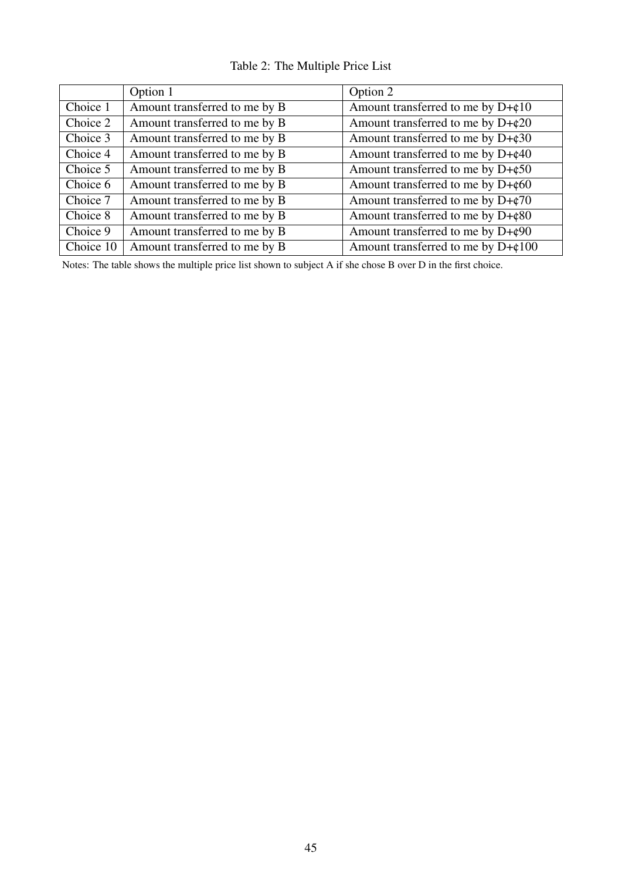Table 2: The Multiple Price List

| | Option 1 | Option 2 |
|---|---|---|
| Choice 1 | Amount transferred to me by B | Amount transferred to me by D+¢10 |
| Choice 2 | Amount transferred to me by B | Amount transferred to me by D+¢20 |
| Choice 3 | Amount transferred to me by B | Amount transferred to me by D+¢30 |
| Choice 4 | Amount transferred to me by B | Amount transferred to me by D+¢40 |
| Choice 5 | Amount transferred to me by B | Amount transferred to me by D+¢50 |
| Choice 6 | Amount transferred to me by B | Amount transferred to me by D+¢60 |
| Choice 7 | Amount transferred to me by B | Amount transferred to me by D+¢70 |
| Choice 8 | Amount transferred to me by B | Amount transferred to me by D+¢80 |
| Choice 9 | Amount transferred to me by B | Amount transferred to me by D+¢90 |
| Choice 10 | Amount transferred to me by B | Amount transferred to me by D+¢100 |

Notes: The table shows the multiple price list shown to subject A if she chose B over D in the first choice.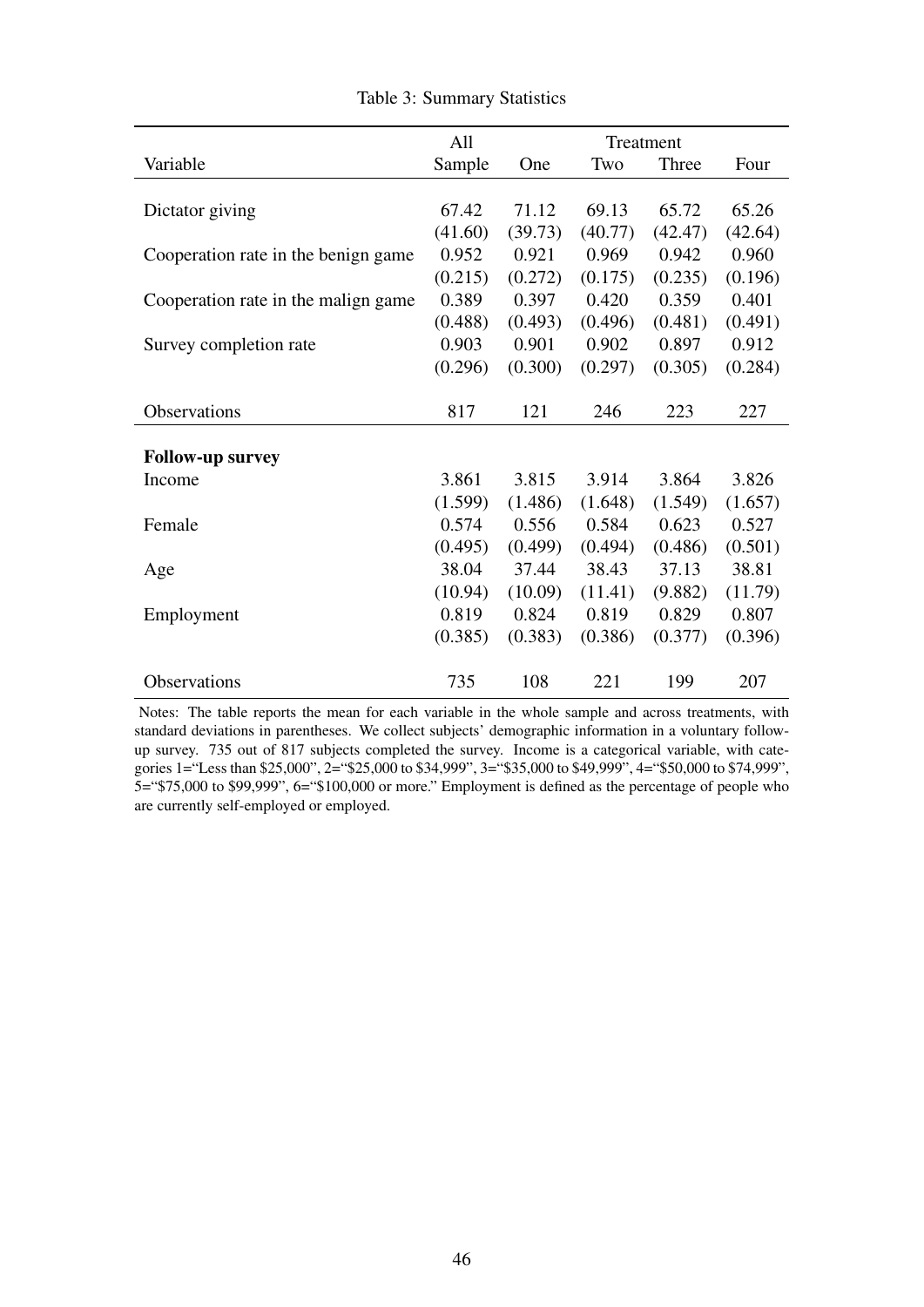Table 3: Summary Statistics

| Variable | All Sample | Treatment One | Two | Three | Four |
|---|---|---|---|---|---|
| Dictator giving | 67.42 | 71.12 | 69.13 | 65.72 | 65.26 |
| | (41.60) | (39.73) | (40.77) | (42.47) | (42.64) |
| Cooperation rate in the benign game | 0.952 | 0.921 | 0.969 | 0.942 | 0.960 |
| | (0.215) | (0.272) | (0.175) | (0.235) | (0.196) |
| Cooperation rate in the malign game | 0.389 | 0.397 | 0.420 | 0.359 | 0.401 |
| | (0.488) | (0.493) | (0.496) | (0.481) | (0.491) |
| Survey completion rate | 0.903 | 0.901 | 0.902 | 0.897 | 0.912 |
| | (0.296) | (0.300) | (0.297) | (0.305) | (0.284) |
| Observations | 817 | 121 | 246 | 223 | 227 |
| **Follow-up survey** | | | | | |
| Income | 3.861 | 3.815 | 3.914 | 3.864 | 3.826 |
| | (1.599) | (1.486) | (1.648) | (1.549) | (1.657) |
| Female | 0.574 | 0.556 | 0.584 | 0.623 | 0.527 |
| | (0.495) | (0.499) | (0.494) | (0.486) | (0.501) |
| Age | 38.04 | 37.44 | 38.43 | 37.13 | 38.81 |
| | (10.94) | (10.09) | (11.41) | (9.882) | (11.79) |
| Employment | 0.819 | 0.824 | 0.819 | 0.829 | 0.807 |
| | (0.385) | (0.383) | (0.386) | (0.377) | (0.396) |
| Observations | 735 | 108 | 221 | 199 | 207 |

Notes: The table reports the mean for each variable in the whole sample and across treatments, with standard deviations in parentheses. We collect subjects' demographic information in a voluntary follow-up survey. 735 out of 817 subjects completed the survey. Income is a categorical variable, with categories 1="Less than $25,000", 2="$25,000 to $34,999", 3="$35,000 to $49,999", 4="$50,000 to $74,999", 5="$75,000 to $99,999", 6="$100,000 or more." Employment is defined as the percentage of people who are currently self-employed or employed.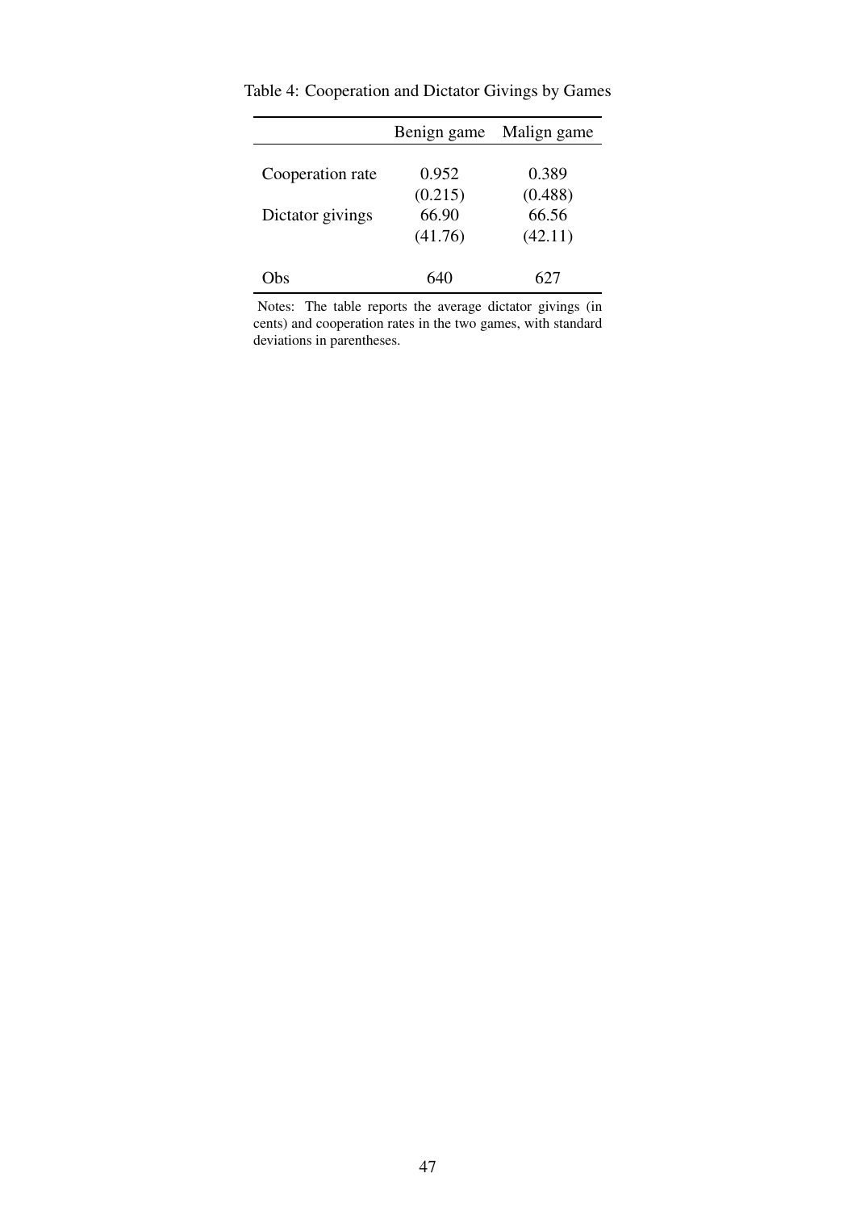Table 4: Cooperation and Dictator Givings by Games

| | Benign game | Malign game |
|---|---|---|
| Cooperation rate | 0.952 | 0.389 |
| | (0.215) | (0.488) |
| Dictator givings | 66.90 | 66.56 |
| | (41.76) | (42.11) |
| Obs | 640 | 627 |

Notes: The table reports the average dictator givings (in cents) and cooperation rates in the two games, with standard deviations in parentheses.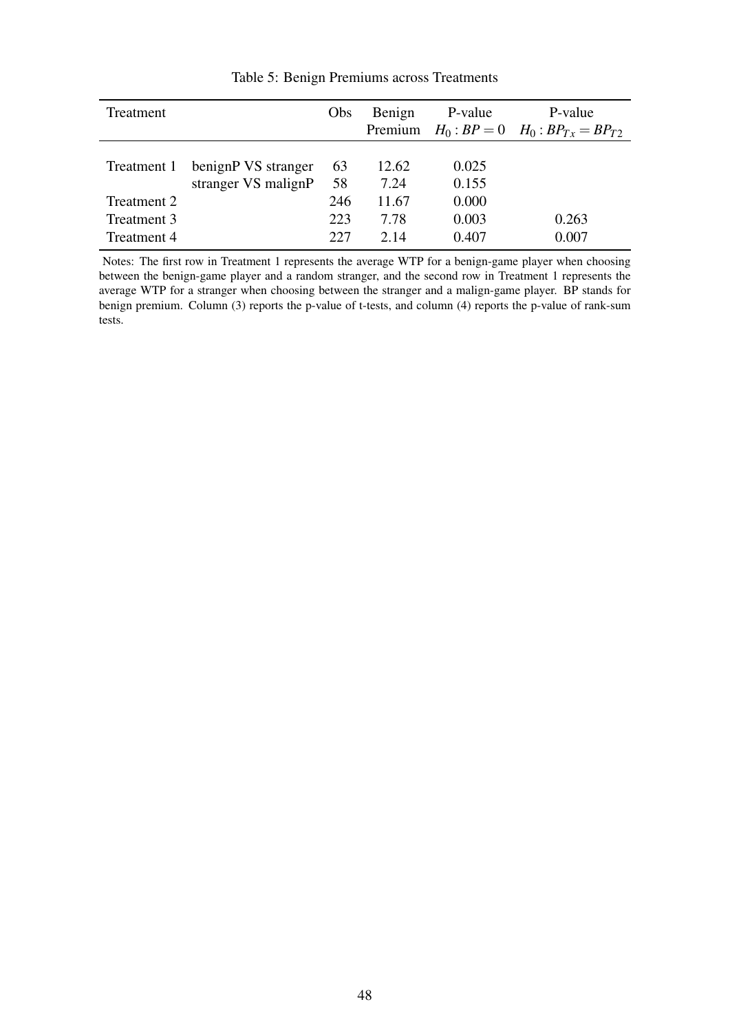Table 5: Benign Premiums across Treatments

| Treatment | | Obs | Benign Premium | P-value $H_0: BP = 0$ | P-value $H_0: BP_{Tx} = BP_{T2}$ |
|---|---|---|---|---|---|
| Treatment 1 | benignP VS stranger | 63 | 12.62 | 0.025 | |
| | stranger VS malignP | 58 | 7.24 | 0.155 | |
| Treatment 2 | | 246 | 11.67 | 0.000 | |
| Treatment 3 | | 223 | 7.78 | 0.003 | 0.263 |
| Treatment 4 | | 227 | 2.14 | 0.407 | 0.007 |

Notes: The first row in Treatment 1 represents the average WTP for a benign-game player when choosing between the benign-game player and a random stranger, and the second row in Treatment 1 represents the average WTP for a stranger when choosing between the stranger and a malign-game player. BP stands for benign premium. Column (3) reports the p-value of t-tests, and column (4) reports the p-value of rank-sum tests.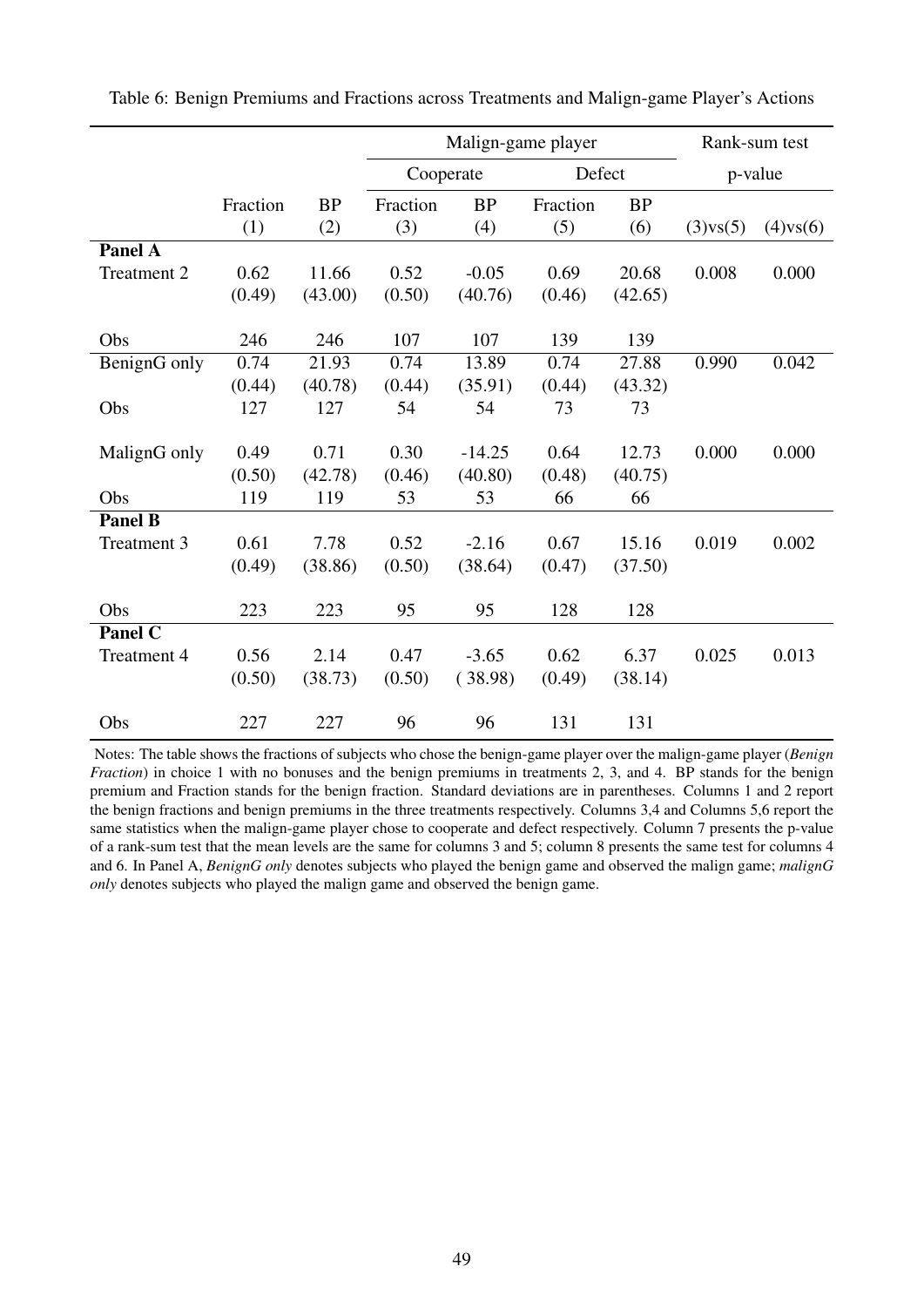Table 6: Benign Premiums and Fractions across Treatments and Malign-game Player's Actions

| | | | Malign-game player | | | | Rank-sum test | |
|---|---|---|---|---|---|---|---|---|
| | | | Cooperate | | Defect | | p-value | |
| | Fraction | BP | Fraction | BP | Fraction | BP | | |
| | (1) | (2) | (3) | (4) | (5) | (6) | (3)vs(5) | (4)vs(6) |
| **Panel A** | | | | | | | | |
| Treatment 2 | 0.62 | 11.66 | 0.52 | -0.05 | 0.69 | 20.68 | 0.008 | 0.000 |
| | (0.49) | (43.00) | (0.50) | (40.76) | (0.46) | (42.65) | | |
| Obs | 246 | 246 | 107 | 107 | 139 | 139 | | |
| BenignG only | 0.74 | 21.93 | 0.74 | 13.89 | 0.74 | 27.88 | 0.990 | 0.042 |
| | (0.44) | (40.78) | (0.44) | (35.91) | (0.44) | (43.32) | | |
| Obs | 127 | 127 | 54 | 54 | 73 | 73 | | |
| MalignG only | 0.49 | 0.71 | 0.30 | -14.25 | 0.64 | 12.73 | 0.000 | 0.000 |
| | (0.50) | (42.78) | (0.46) | (40.80) | (0.48) | (40.75) | | |
| Obs | 119 | 119 | 53 | 53 | 66 | 66 | | |
| **Panel B** | | | | | | | | |
| Treatment 3 | 0.61 | 7.78 | 0.52 | -2.16 | 0.67 | 15.16 | 0.019 | 0.002 |
| | (0.49) | (38.86) | (0.50) | (38.64) | (0.47) | (37.50) | | |
| Obs | 223 | 223 | 95 | 95 | 128 | 128 | | |
| **Panel C** | | | | | | | | |
| Treatment 4 | 0.56 | 2.14 | 0.47 | -3.65 | 0.62 | 6.37 | 0.025 | 0.013 |
| | (0.50) | (38.73) | (0.50) | (38.98) | (0.49) | (38.14) | | |
| Obs | 227 | 227 | 96 | 96 | 131 | 131 | | |

Notes: The table shows the fractions of subjects who chose the benign-game player over the malign-game player (*Benign Fraction*) in choice 1 with no bonuses and the benign premiums in treatments 2, 3, and 4. BP stands for the benign premium and Fraction stands for the benign fraction. Standard deviations are in parentheses. Columns 1 and 2 report the benign fractions and benign premiums in the three treatments respectively. Columns 3,4 and Columns 5,6 report the same statistics when the malign-game player chose to cooperate and defect respectively. Column 7 presents the p-value of a rank-sum test that the mean levels are the same for columns 3 and 5; column 8 presents the same test for columns 4 and 6. In Panel A, *BenignG only* denotes subjects who played the benign game and observed the malign game; *malignG only* denotes subjects who played the malign game and observed the benign game.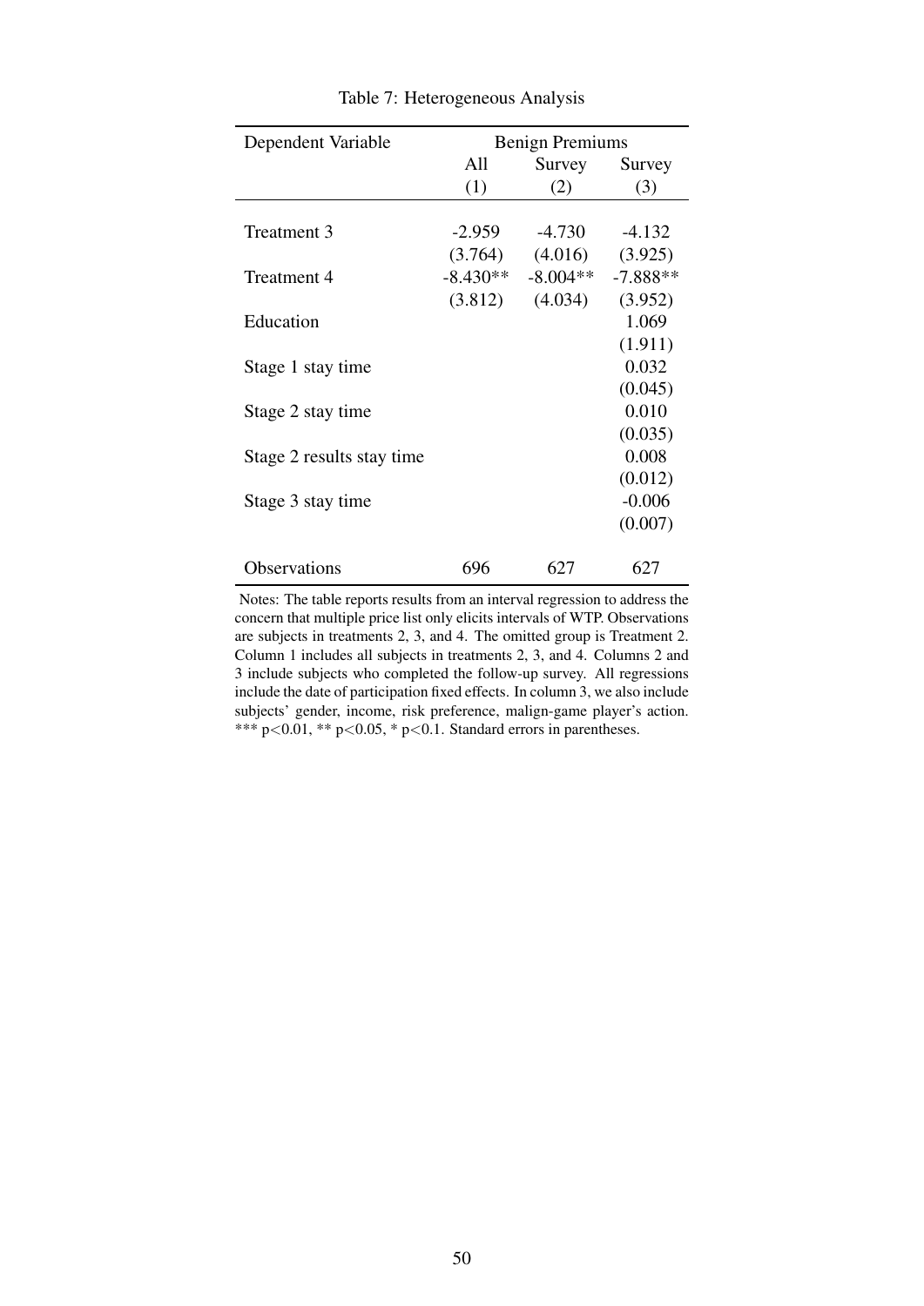Table 7: Heterogeneous Analysis

| Dependent Variable | Benign Premiums | | |
|---|---|---|---|
| | All | Survey | Survey |
| | (1) | (2) | (3) |
| Treatment 3 | -2.959 | -4.730 | -4.132 |
| | (3.764) | (4.016) | (3.925) |
| Treatment 4 | -8.430** | -8.004** | -7.888** |
| | (3.812) | (4.034) | (3.952) |
| Education | | | 1.069 |
| | | | (1.911) |
| Stage 1 stay time | | | 0.032 |
| | | | (0.045) |
| Stage 2 stay time | | | 0.010 |
| | | | (0.035) |
| Stage 2 results stay time | | | 0.008 |
| | | | (0.012) |
| Stage 3 stay time | | | -0.006 |
| | | | (0.007) |
| Observations | 696 | 627 | 627 |

Notes: The table reports results from an interval regression to address the concern that multiple price list only elicits intervals of WTP. Observations are subjects in treatments 2, 3, and 4. The omitted group is Treatment 2. Column 1 includes all subjects in treatments 2, 3, and 4. Columns 2 and 3 include subjects who completed the follow-up survey. All regressions include the date of participation fixed effects. In column 3, we also include subjects' gender, income, risk preference, malign-game player's action. *** $p<0.01$, ** $p<0.05$, * $p<0.1$. Standard errors in parentheses.